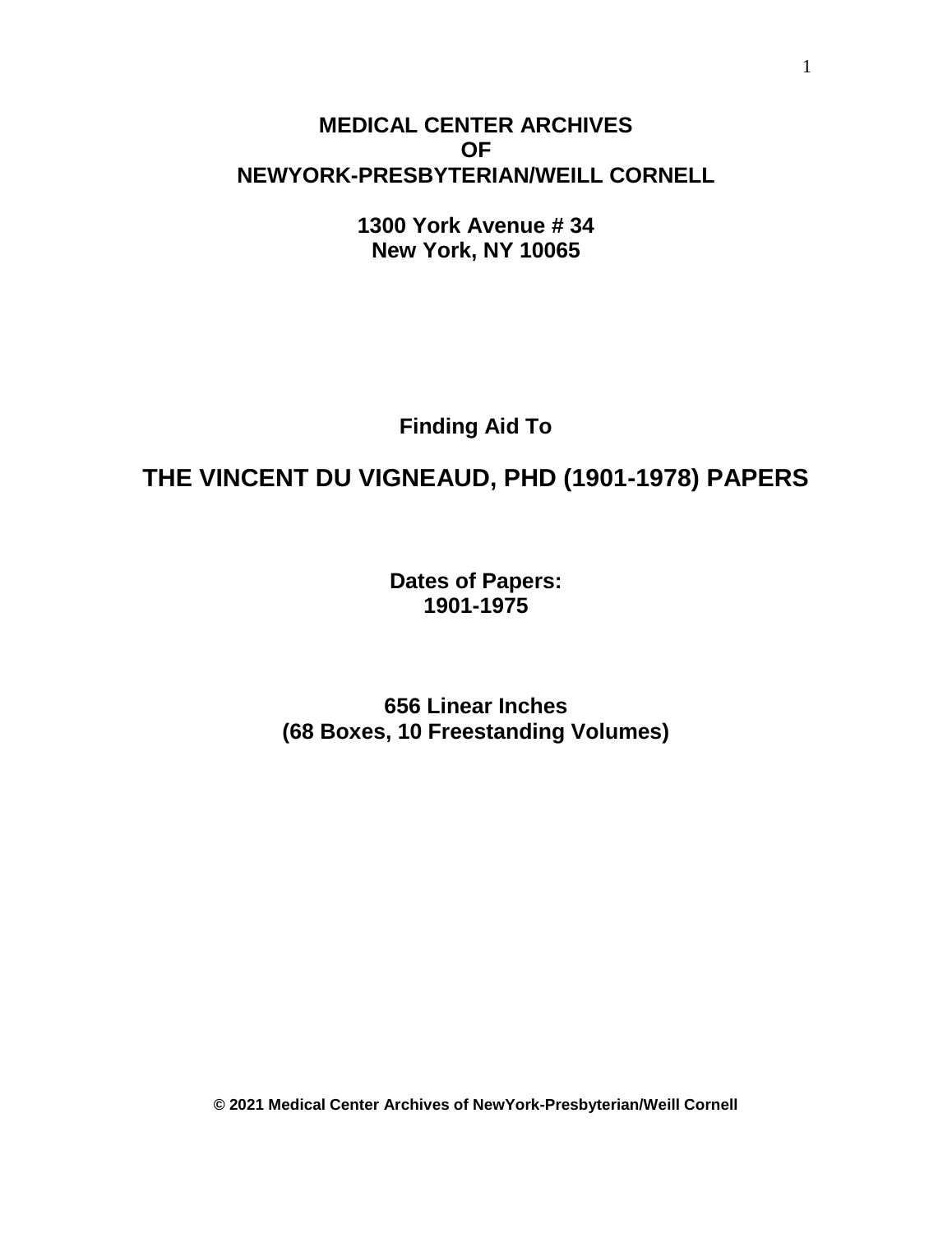**MEDICAL CENTER ARCHIVES**
**OF**
**NEWYORK-PRESBYTERIAN/WEILL CORNELL**

**1300 York Avenue # 34**
**New York, NY 10065**

**Finding Aid To**

# THE VINCENT DU VIGNEAUD, PHD (1901-1978) PAPERS

**Dates of Papers:**
**1901-1975**

**656 Linear Inches**
**(68 Boxes, 10 Freestanding Volumes)**

**© 2021 Medical Center Archives of NewYork-Presbyterian/Weill Cornell**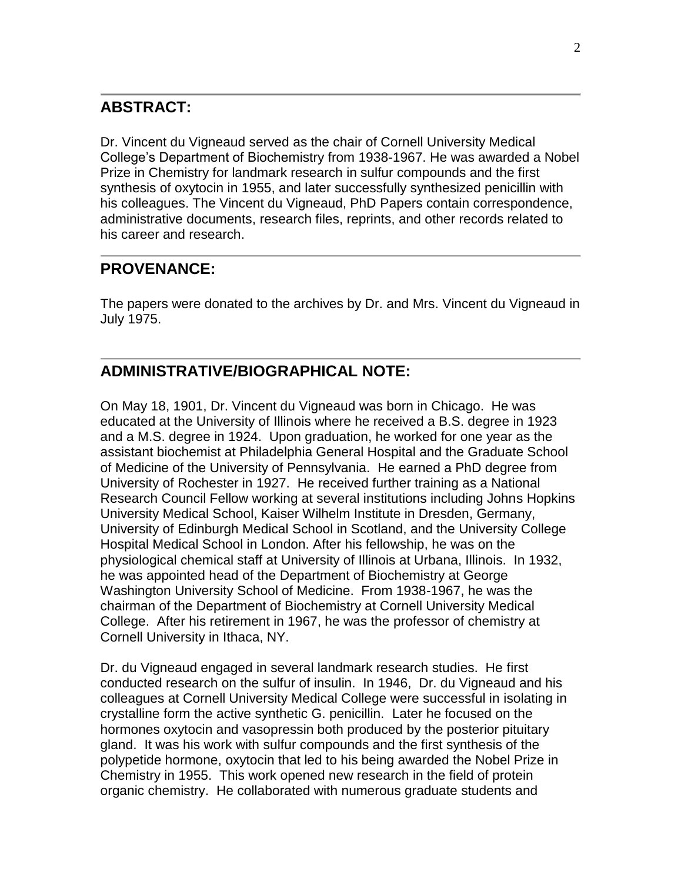## ABSTRACT:

Dr. Vincent du Vigneaud served as the chair of Cornell University Medical College's Department of Biochemistry from 1938-1967. He was awarded a Nobel Prize in Chemistry for landmark research in sulfur compounds and the first synthesis of oxytocin in 1955, and later successfully synthesized penicillin with his colleagues. The Vincent du Vigneaud, PhD Papers contain correspondence, administrative documents, research files, reprints, and other records related to his career and research.

## PROVENANCE:

The papers were donated to the archives by Dr. and Mrs. Vincent du Vigneaud in July 1975.

## ADMINISTRATIVE/BIOGRAPHICAL NOTE:

On May 18, 1901, Dr. Vincent du Vigneaud was born in Chicago. He was educated at the University of Illinois where he received a B.S. degree in 1923 and a M.S. degree in 1924. Upon graduation, he worked for one year as the assistant biochemist at Philadelphia General Hospital and the Graduate School of Medicine of the University of Pennsylvania. He earned a PhD degree from University of Rochester in 1927. He received further training as a National Research Council Fellow working at several institutions including Johns Hopkins University Medical School, Kaiser Wilhelm Institute in Dresden, Germany, University of Edinburgh Medical School in Scotland, and the University College Hospital Medical School in London. After his fellowship, he was on the physiological chemical staff at University of Illinois at Urbana, Illinois. In 1932, he was appointed head of the Department of Biochemistry at George Washington University School of Medicine. From 1938-1967, he was the chairman of the Department of Biochemistry at Cornell University Medical College. After his retirement in 1967, he was the professor of chemistry at Cornell University in Ithaca, NY.

Dr. du Vigneaud engaged in several landmark research studies. He first conducted research on the sulfur of insulin. In 1946, Dr. du Vigneaud and his colleagues at Cornell University Medical College were successful in isolating in crystalline form the active synthetic G. penicillin. Later he focused on the hormones oxytocin and vasopressin both produced by the posterior pituitary gland. It was his work with sulfur compounds and the first synthesis of the polypetide hormone, oxytocin that led to his being awarded the Nobel Prize in Chemistry in 1955. This work opened new research in the field of protein organic chemistry. He collaborated with numerous graduate students and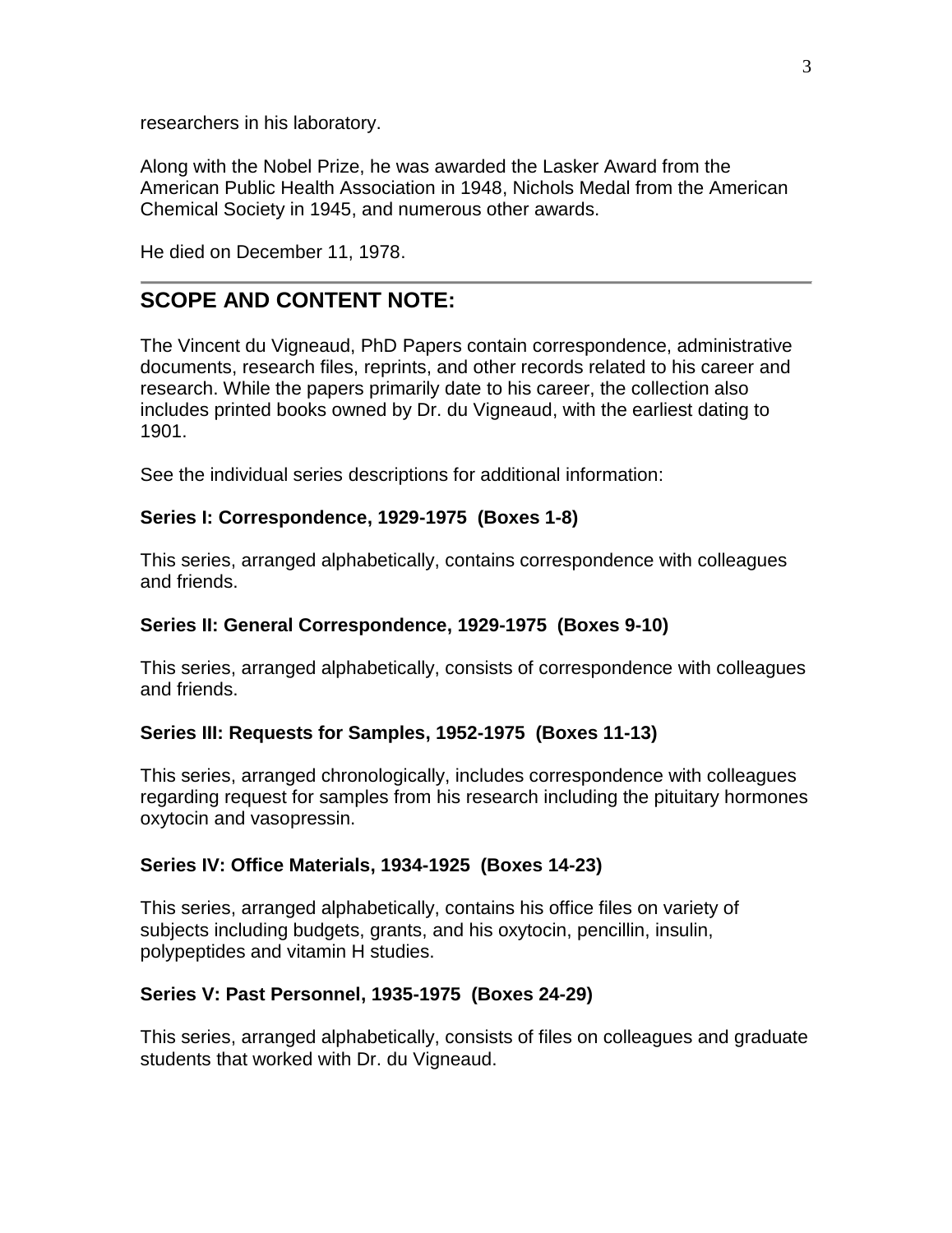researchers in his laboratory.

Along with the Nobel Prize, he was awarded the Lasker Award from the American Public Health Association in 1948, Nichols Medal from the American Chemical Society in 1945, and numerous other awards.

He died on December 11, 1978.

---

## SCOPE AND CONTENT NOTE:

The Vincent du Vigneaud, PhD Papers contain correspondence, administrative documents, research files, reprints, and other records related to his career and research. While the papers primarily date to his career, the collection also includes printed books owned by Dr. du Vigneaud, with the earliest dating to 1901.

See the individual series descriptions for additional information:

**Series I: Correspondence, 1929-1975 (Boxes 1-8)**

This series, arranged alphabetically, contains correspondence with colleagues and friends.

**Series II: General Correspondence, 1929-1975 (Boxes 9-10)**

This series, arranged alphabetically, consists of correspondence with colleagues and friends.

**Series III: Requests for Samples, 1952-1975 (Boxes 11-13)**

This series, arranged chronologically, includes correspondence with colleagues regarding request for samples from his research including the pituitary hormones oxytocin and vasopressin.

**Series IV: Office Materials, 1934-1925 (Boxes 14-23)**

This series, arranged alphabetically, contains his office files on variety of subjects including budgets, grants, and his oxytocin, pencillin, insulin, polypeptides and vitamin H studies.

**Series V: Past Personnel, 1935-1975 (Boxes 24-29)**

This series, arranged alphabetically, consists of files on colleagues and graduate students that worked with Dr. du Vigneaud.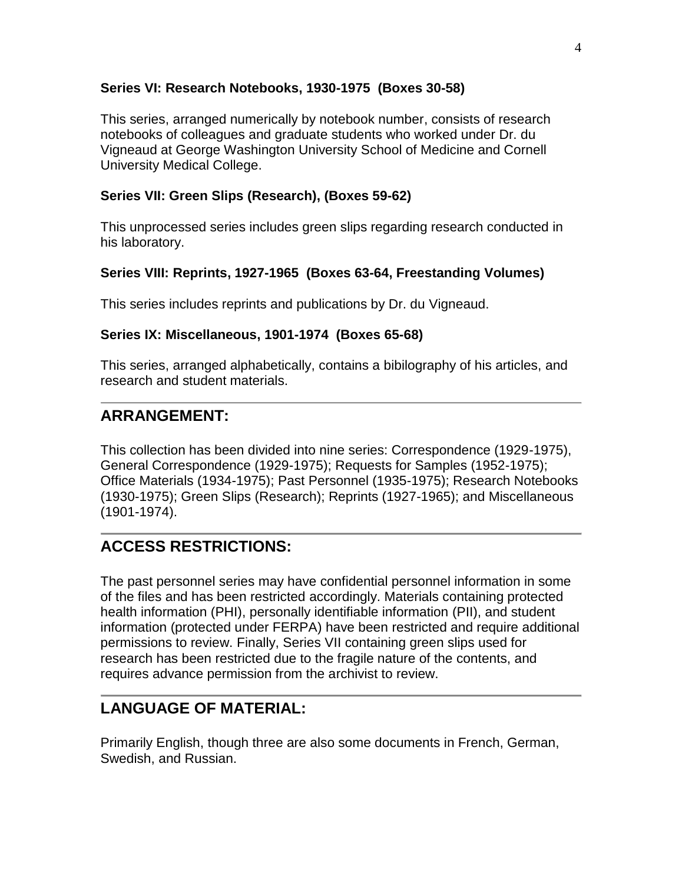**Series VI: Research Notebooks, 1930-1975 (Boxes 30-58)**

This series, arranged numerically by notebook number, consists of research notebooks of colleagues and graduate students who worked under Dr. du Vigneaud at George Washington University School of Medicine and Cornell University Medical College.

**Series VII: Green Slips (Research), (Boxes 59-62)**

This unprocessed series includes green slips regarding research conducted in his laboratory.

**Series VIII: Reprints, 1927-1965 (Boxes 63-64, Freestanding Volumes)**

This series includes reprints and publications by Dr. du Vigneaud.

**Series IX: Miscellaneous, 1901-1974 (Boxes 65-68)**

This series, arranged alphabetically, contains a bibilography of his articles, and research and student materials.

## ARRANGEMENT:

This collection has been divided into nine series: Correspondence (1929-1975), General Correspondence (1929-1975); Requests for Samples (1952-1975); Office Materials (1934-1975); Past Personnel (1935-1975); Research Notebooks (1930-1975); Green Slips (Research); Reprints (1927-1965); and Miscellaneous (1901-1974).

## ACCESS RESTRICTIONS:

The past personnel series may have confidential personnel information in some of the files and has been restricted accordingly. Materials containing protected health information (PHI), personally identifiable information (PII), and student information (protected under FERPA) have been restricted and require additional permissions to review. Finally, Series VII containing green slips used for research has been restricted due to the fragile nature of the contents, and requires advance permission from the archivist to review.

## LANGUAGE OF MATERIAL:

Primarily English, though three are also some documents in French, German, Swedish, and Russian.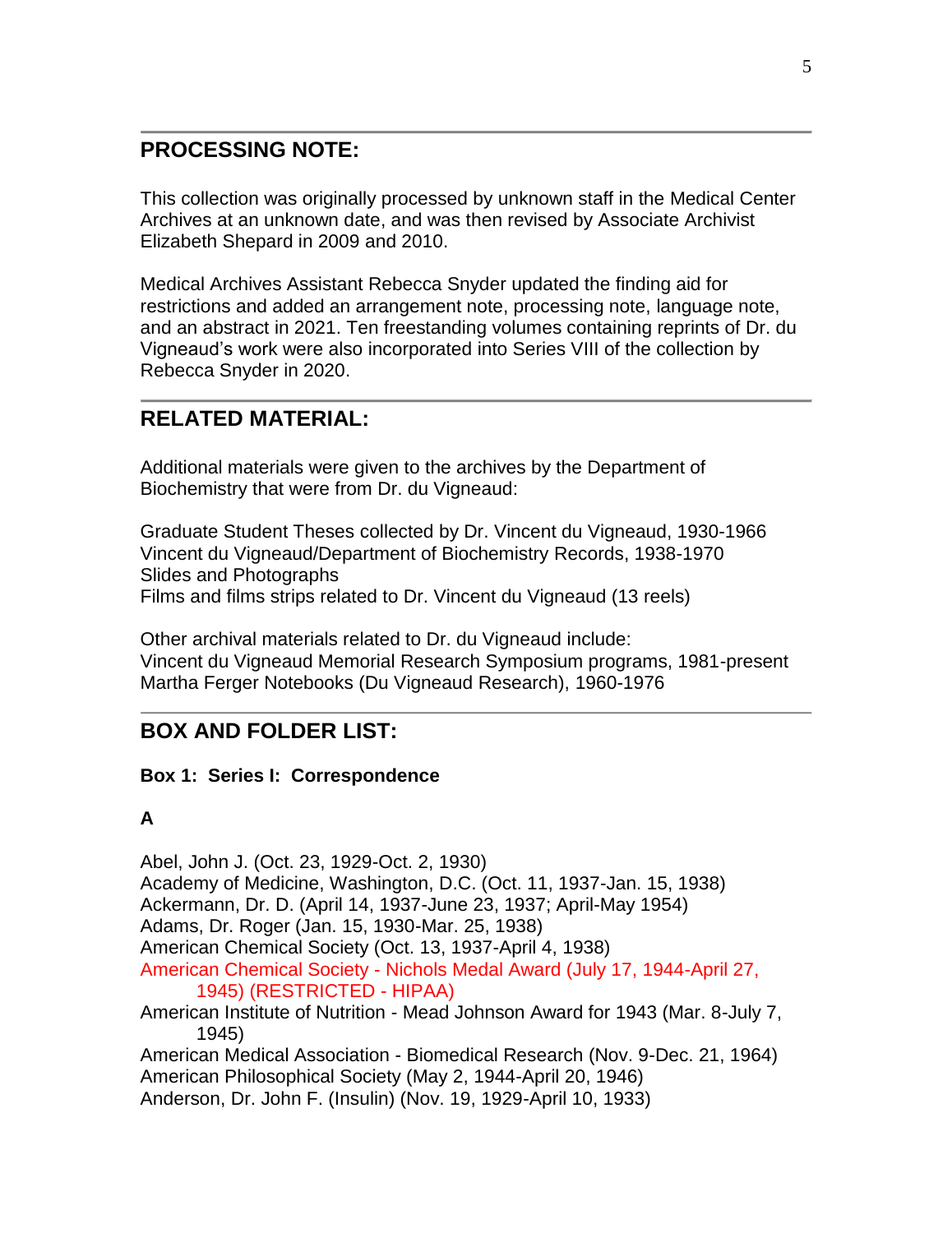## PROCESSING NOTE:

This collection was originally processed by unknown staff in the Medical Center Archives at an unknown date, and was then revised by Associate Archivist Elizabeth Shepard in 2009 and 2010.

Medical Archives Assistant Rebecca Snyder updated the finding aid for restrictions and added an arrangement note, processing note, language note, and an abstract in 2021. Ten freestanding volumes containing reprints of Dr. du Vigneaud's work were also incorporated into Series VIII of the collection by Rebecca Snyder in 2020.

## RELATED MATERIAL:

Additional materials were given to the archives by the Department of Biochemistry that were from Dr. du Vigneaud:

Graduate Student Theses collected by Dr. Vincent du Vigneaud, 1930-1966
Vincent du Vigneaud/Department of Biochemistry Records, 1938-1970
Slides and Photographs
Films and films strips related to Dr. Vincent du Vigneaud (13 reels)

Other archival materials related to Dr. du Vigneaud include:
Vincent du Vigneaud Memorial Research Symposium programs, 1981-present
Martha Ferger Notebooks (Du Vigneaud Research), 1960-1976

## BOX AND FOLDER LIST:

**Box 1: Series I: Correspondence**

**A**

Abel, John J. (Oct. 23, 1929-Oct. 2, 1930)
Academy of Medicine, Washington, D.C. (Oct. 11, 1937-Jan. 15, 1938)
Ackermann, Dr. D. (April 14, 1937-June 23, 1937; April-May 1954)
Adams, Dr. Roger (Jan. 15, 1930-Mar. 25, 1938)
American Chemical Society (Oct. 13, 1937-April 4, 1938)
American Chemical Society - Nichols Medal Award (July 17, 1944-April 27, 1945) (RESTRICTED - HIPAA)
American Institute of Nutrition - Mead Johnson Award for 1943 (Mar. 8-July 7, 1945)
American Medical Association - Biomedical Research (Nov. 9-Dec. 21, 1964)
American Philosophical Society (May 2, 1944-April 20, 1946)
Anderson, Dr. John F. (Insulin) (Nov. 19, 1929-April 10, 1933)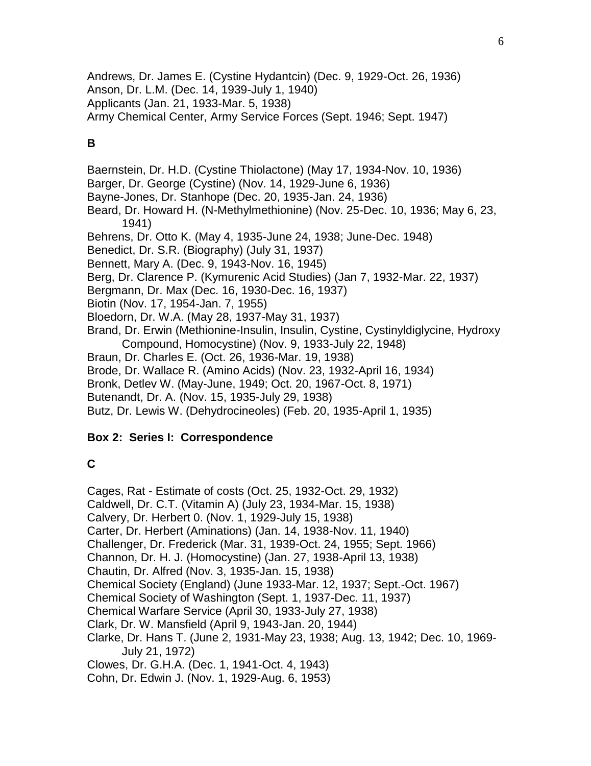Andrews, Dr. James E. (Cystine Hydantcin) (Dec. 9, 1929-Oct. 26, 1936)
Anson, Dr. L.M. (Dec. 14, 1939-July 1, 1940)
Applicants (Jan. 21, 1933-Mar. 5, 1938)
Army Chemical Center, Army Service Forces (Sept. 1946; Sept. 1947)

**B**

Baernstein, Dr. H.D. (Cystine Thiolactone) (May 17, 1934-Nov. 10, 1936)
Barger, Dr. George (Cystine) (Nov. 14, 1929-June 6, 1936)
Bayne-Jones, Dr. Stanhope (Dec. 20, 1935-Jan. 24, 1936)
Beard, Dr. Howard H. (N-Methylmethionine) (Nov. 25-Dec. 10, 1936; May 6, 23, 1941)
Behrens, Dr. Otto K. (May 4, 1935-June 24, 1938; June-Dec. 1948)
Benedict, Dr. S.R. (Biography) (July 31, 1937)
Bennett, Mary A. (Dec. 9, 1943-Nov. 16, 1945)
Berg, Dr. Clarence P. (Kymurenic Acid Studies) (Jan 7, 1932-Mar. 22, 1937)
Bergmann, Dr. Max (Dec. 16, 1930-Dec. 16, 1937)
Biotin (Nov. 17, 1954-Jan. 7, 1955)
Bloedorn, Dr. W.A. (May 28, 1937-May 31, 1937)
Brand, Dr. Erwin (Methionine-Insulin, Insulin, Cystine, Cystinyldiglycine, Hydroxy Compound, Homocystine) (Nov. 9, 1933-July 22, 1948)
Braun, Dr. Charles E. (Oct. 26, 1936-Mar. 19, 1938)
Brode, Dr. Wallace R. (Amino Acids) (Nov. 23, 1932-April 16, 1934)
Bronk, Detlev W. (May-June, 1949; Oct. 20, 1967-Oct. 8, 1971)
Butenandt, Dr. A. (Nov. 15, 1935-July 29, 1938)
Butz, Dr. Lewis W. (Dehydrocineoles) (Feb. 20, 1935-April 1, 1935)

**Box 2: Series I: Correspondence**

**C**

Cages, Rat - Estimate of costs (Oct. 25, 1932-Oct. 29, 1932)
Caldwell, Dr. C.T. (Vitamin A) (July 23, 1934-Mar. 15, 1938)
Calvery, Dr. Herbert 0. (Nov. 1, 1929-July 15, 1938)
Carter, Dr. Herbert (Aminations) (Jan. 14, 1938-Nov. 11, 1940)
Challenger, Dr. Frederick (Mar. 31, 1939-Oct. 24, 1955; Sept. 1966)
Channon, Dr. H. J. (Homocystine) (Jan. 27, 1938-April 13, 1938)
Chautin, Dr. Alfred (Nov. 3, 1935-Jan. 15, 1938)
Chemical Society (England) (June 1933-Mar. 12, 1937; Sept.-Oct. 1967)
Chemical Society of Washington (Sept. 1, 1937-Dec. 11, 1937)
Chemical Warfare Service (April 30, 1933-July 27, 1938)
Clark, Dr. W. Mansfield (April 9, 1943-Jan. 20, 1944)
Clarke, Dr. Hans T. (June 2, 1931-May 23, 1938; Aug. 13, 1942; Dec. 10, 1969-July 21, 1972)
Clowes, Dr. G.H.A. (Dec. 1, 1941-Oct. 4, 1943)
Cohn, Dr. Edwin J. (Nov. 1, 1929-Aug. 6, 1953)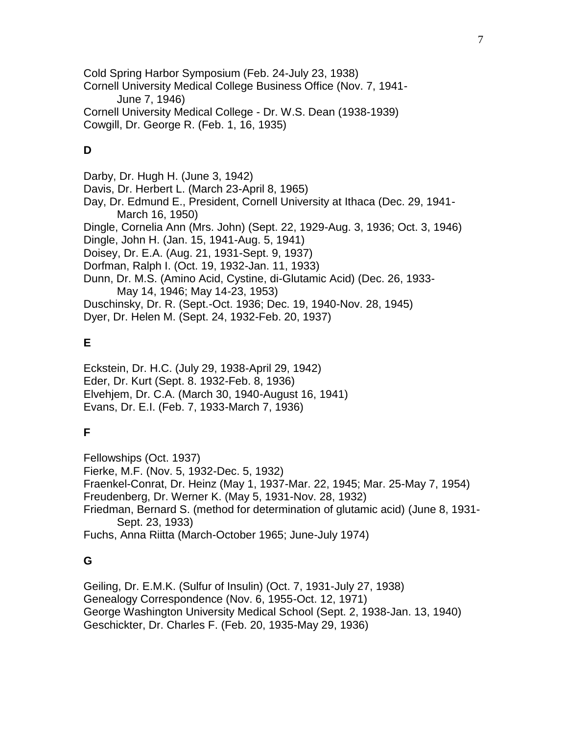Cold Spring Harbor Symposium (Feb. 24-July 23, 1938)
Cornell University Medical College Business Office (Nov. 7, 1941-June 7, 1946)
Cornell University Medical College - Dr. W.S. Dean (1938-1939)
Cowgill, Dr. George R. (Feb. 1, 16, 1935)

**D**

Darby, Dr. Hugh H. (June 3, 1942)
Davis, Dr. Herbert L. (March 23-April 8, 1965)
Day, Dr. Edmund E., President, Cornell University at Ithaca (Dec. 29, 1941-March 16, 1950)
Dingle, Cornelia Ann (Mrs. John) (Sept. 22, 1929-Aug. 3, 1936; Oct. 3, 1946)
Dingle, John H. (Jan. 15, 1941-Aug. 5, 1941)
Doisey, Dr. E.A. (Aug. 21, 1931-Sept. 9, 1937)
Dorfman, Ralph I. (Oct. 19, 1932-Jan. 11, 1933)
Dunn, Dr. M.S. (Amino Acid, Cystine, di-Glutamic Acid) (Dec. 26, 1933-May 14, 1946; May 14-23, 1953)
Duschinsky, Dr. R. (Sept.-Oct. 1936; Dec. 19, 1940-Nov. 28, 1945)
Dyer, Dr. Helen M. (Sept. 24, 1932-Feb. 20, 1937)

**E**

Eckstein, Dr. H.C. (July 29, 1938-April 29, 1942)
Eder, Dr. Kurt (Sept. 8. 1932-Feb. 8, 1936)
Elvehjem, Dr. C.A. (March 30, 1940-August 16, 1941)
Evans, Dr. E.I. (Feb. 7, 1933-March 7, 1936)

**F**

Fellowships (Oct. 1937)
Fierke, M.F. (Nov. 5, 1932-Dec. 5, 1932)
Fraenkel-Conrat, Dr. Heinz (May 1, 1937-Mar. 22, 1945; Mar. 25-May 7, 1954)
Freudenberg, Dr. Werner K. (May 5, 1931-Nov. 28, 1932)
Friedman, Bernard S. (method for determination of glutamic acid) (June 8, 1931-Sept. 23, 1933)
Fuchs, Anna Riitta (March-October 1965; June-July 1974)

**G**

Geiling, Dr. E.M.K. (Sulfur of Insulin) (Oct. 7, 1931-July 27, 1938)
Genealogy Correspondence (Nov. 6, 1955-Oct. 12, 1971)
George Washington University Medical School (Sept. 2, 1938-Jan. 13, 1940)
Geschickter, Dr. Charles F. (Feb. 20, 1935-May 29, 1936)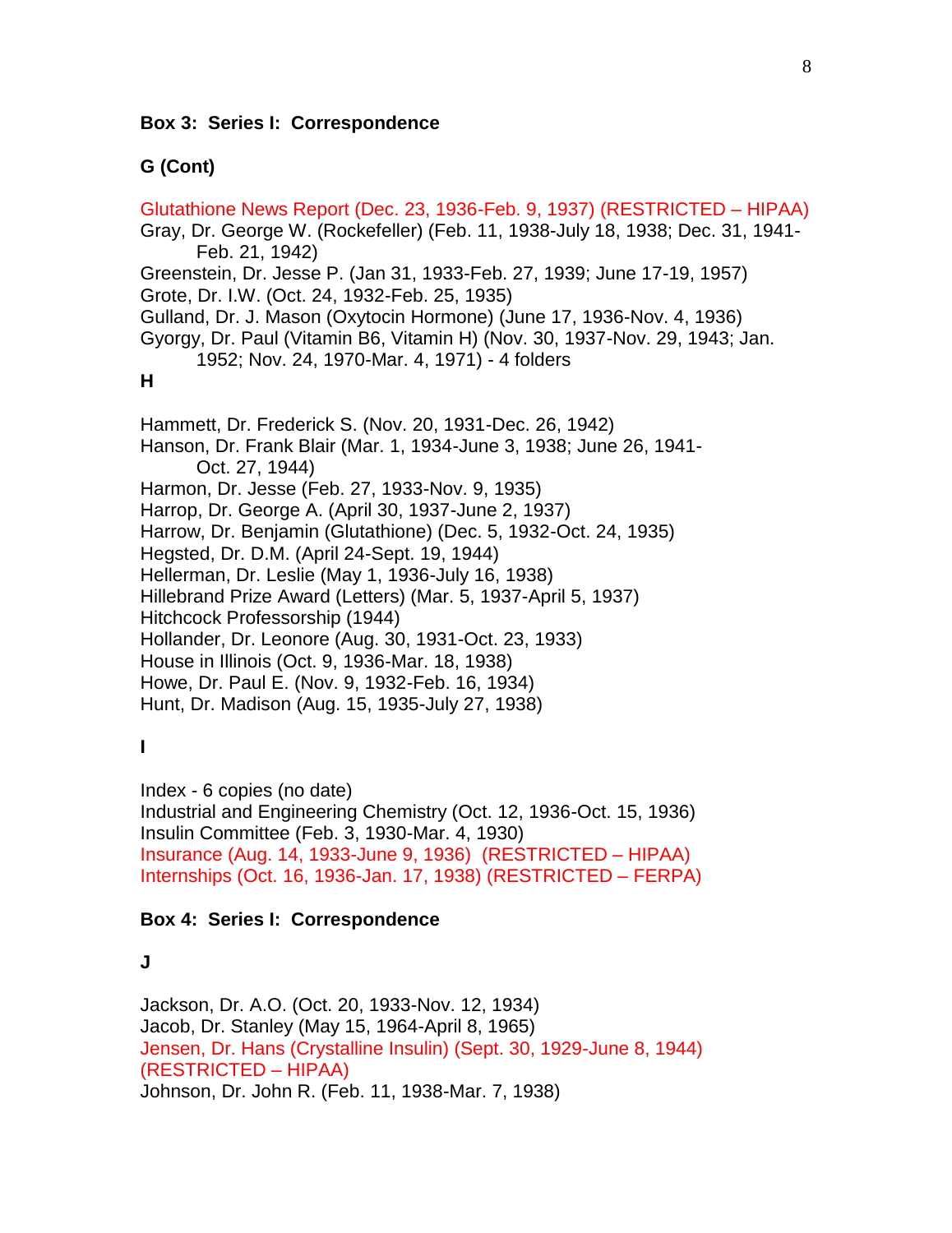**Box 3: Series I: Correspondence**

**G (Cont)**

Glutathione News Report (Dec. 23, 1936-Feb. 9, 1937) (RESTRICTED – HIPAA)
Gray, Dr. George W. (Rockefeller) (Feb. 11, 1938-July 18, 1938; Dec. 31, 1941-Feb. 21, 1942)
Greenstein, Dr. Jesse P. (Jan 31, 1933-Feb. 27, 1939; June 17-19, 1957)
Grote, Dr. I.W. (Oct. 24, 1932-Feb. 25, 1935)
Gulland, Dr. J. Mason (Oxytocin Hormone) (June 17, 1936-Nov. 4, 1936)
Gyorgy, Dr. Paul (Vitamin B6, Vitamin H) (Nov. 30, 1937-Nov. 29, 1943; Jan. 1952; Nov. 24, 1970-Mar. 4, 1971) - 4 folders

**H**

Hammett, Dr. Frederick S. (Nov. 20, 1931-Dec. 26, 1942)
Hanson, Dr. Frank Blair (Mar. 1, 1934-June 3, 1938; June 26, 1941-Oct. 27, 1944)
Harmon, Dr. Jesse (Feb. 27, 1933-Nov. 9, 1935)
Harrop, Dr. George A. (April 30, 1937-June 2, 1937)
Harrow, Dr. Benjamin (Glutathione) (Dec. 5, 1932-Oct. 24, 1935)
Hegsted, Dr. D.M. (April 24-Sept. 19, 1944)
Hellerman, Dr. Leslie (May 1, 1936-July 16, 1938)
Hillebrand Prize Award (Letters) (Mar. 5, 1937-April 5, 1937)
Hitchcock Professorship (1944)
Hollander, Dr. Leonore (Aug. 30, 1931-Oct. 23, 1933)
House in Illinois (Oct. 9, 1936-Mar. 18, 1938)
Howe, Dr. Paul E. (Nov. 9, 1932-Feb. 16, 1934)
Hunt, Dr. Madison (Aug. 15, 1935-July 27, 1938)

**I**

Index - 6 copies (no date)
Industrial and Engineering Chemistry (Oct. 12, 1936-Oct. 15, 1936)
Insulin Committee (Feb. 3, 1930-Mar. 4, 1930)
Insurance (Aug. 14, 1933-June 9, 1936) (RESTRICTED – HIPAA)
Internships (Oct. 16, 1936-Jan. 17, 1938) (RESTRICTED – FERPA)

**Box 4: Series I: Correspondence**

**J**

Jackson, Dr. A.O. (Oct. 20, 1933-Nov. 12, 1934)
Jacob, Dr. Stanley (May 15, 1964-April 8, 1965)
Jensen, Dr. Hans (Crystalline Insulin) (Sept. 30, 1929-June 8, 1944) (RESTRICTED – HIPAA)
Johnson, Dr. John R. (Feb. 11, 1938-Mar. 7, 1938)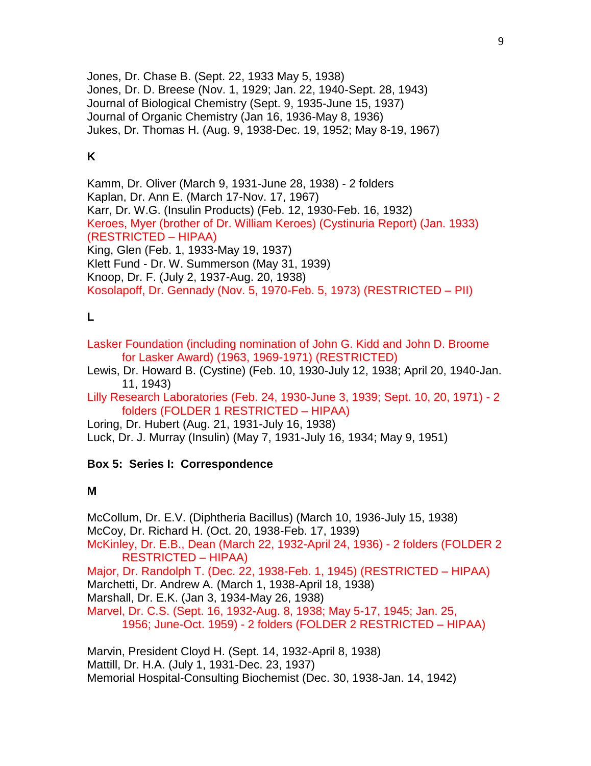Jones, Dr. Chase B. (Sept. 22, 1933 May 5, 1938)
Jones, Dr. D. Breese (Nov. 1, 1929; Jan. 22, 1940-Sept. 28, 1943)
Journal of Biological Chemistry (Sept. 9, 1935-June 15, 1937)
Journal of Organic Chemistry (Jan 16, 1936-May 8, 1936)
Jukes, Dr. Thomas H. (Aug. 9, 1938-Dec. 19, 1952; May 8-19, 1967)

**K**

Kamm, Dr. Oliver (March 9, 1931-June 28, 1938) - 2 folders
Kaplan, Dr. Ann E. (March 17-Nov. 17, 1967)
Karr, Dr. W.G. (Insulin Products) (Feb. 12, 1930-Feb. 16, 1932)
Keroes, Myer (brother of Dr. William Keroes) (Cystinuria Report) (Jan. 1933) (RESTRICTED – HIPAA)
King, Glen (Feb. 1, 1933-May 19, 1937)
Klett Fund - Dr. W. Summerson (May 31, 1939)
Knoop, Dr. F. (July 2, 1937-Aug. 20, 1938)
Kosolapoff, Dr. Gennady (Nov. 5, 1970-Feb. 5, 1973) (RESTRICTED – PII)

**L**

Lasker Foundation (including nomination of John G. Kidd and John D. Broome for Lasker Award) (1963, 1969-1971) (RESTRICTED)
Lewis, Dr. Howard B. (Cystine) (Feb. 10, 1930-July 12, 1938; April 20, 1940-Jan. 11, 1943)
Lilly Research Laboratories (Feb. 24, 1930-June 3, 1939; Sept. 10, 20, 1971) - 2 folders (FOLDER 1 RESTRICTED – HIPAA)
Loring, Dr. Hubert (Aug. 21, 1931-July 16, 1938)
Luck, Dr. J. Murray (Insulin) (May 7, 1931-July 16, 1934; May 9, 1951)

**Box 5: Series I: Correspondence**

**M**

McCollum, Dr. E.V. (Diphtheria Bacillus) (March 10, 1936-July 15, 1938)
McCoy, Dr. Richard H. (Oct. 20, 1938-Feb. 17, 1939)
McKinley, Dr. E.B., Dean (March 22, 1932-April 24, 1936) - 2 folders (FOLDER 2 RESTRICTED – HIPAA)
Major, Dr. Randolph T. (Dec. 22, 1938-Feb. 1, 1945) (RESTRICTED – HIPAA)
Marchetti, Dr. Andrew A. (March 1, 1938-April 18, 1938)
Marshall, Dr. E.K. (Jan 3, 1934-May 26, 1938)
Marvel, Dr. C.S. (Sept. 16, 1932-Aug. 8, 1938; May 5-17, 1945; Jan. 25, 1956; June-Oct. 1959) - 2 folders (FOLDER 2 RESTRICTED – HIPAA)

Marvin, President Cloyd H. (Sept. 14, 1932-April 8, 1938)
Mattill, Dr. H.A. (July 1, 1931-Dec. 23, 1937)
Memorial Hospital-Consulting Biochemist (Dec. 30, 1938-Jan. 14, 1942)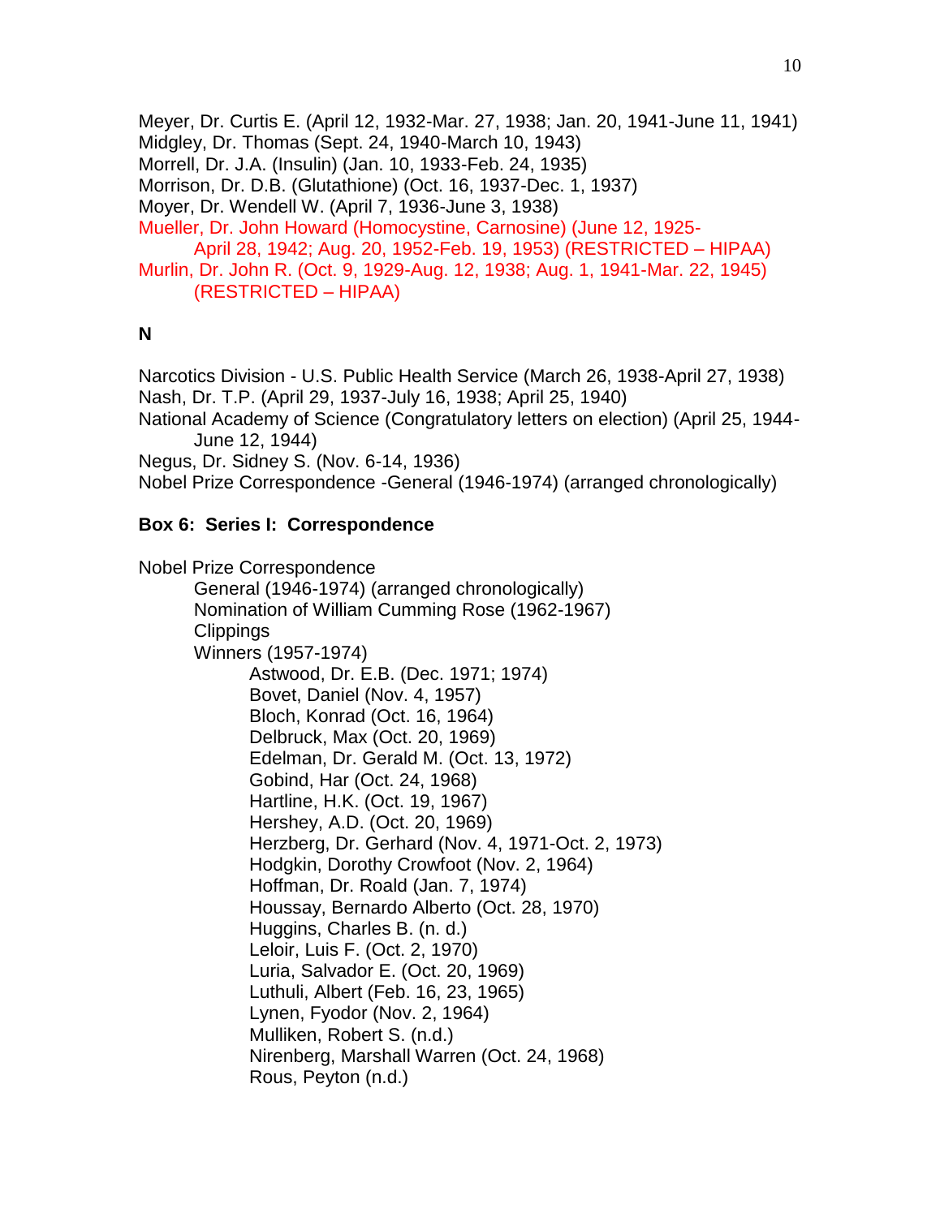Meyer, Dr. Curtis E. (April 12, 1932-Mar. 27, 1938; Jan. 20, 1941-June 11, 1941)
Midgley, Dr. Thomas (Sept. 24, 1940-March 10, 1943)
Morrell, Dr. J.A. (Insulin) (Jan. 10, 1933-Feb. 24, 1935)
Morrison, Dr. D.B. (Glutathione) (Oct. 16, 1937-Dec. 1, 1937)
Moyer, Dr. Wendell W. (April 7, 1936-June 3, 1938)
Mueller, Dr. John Howard (Homocystine, Carnosine) (June 12, 1925-April 28, 1942; Aug. 20, 1952-Feb. 19, 1953) (RESTRICTED – HIPAA)
Murlin, Dr. John R. (Oct. 9, 1929-Aug. 12, 1938; Aug. 1, 1941-Mar. 22, 1945) (RESTRICTED – HIPAA)

**N**

Narcotics Division - U.S. Public Health Service (March 26, 1938-April 27, 1938)
Nash, Dr. T.P. (April 29, 1937-July 16, 1938; April 25, 1940)
National Academy of Science (Congratulatory letters on election) (April 25, 1944-June 12, 1944)
Negus, Dr. Sidney S. (Nov. 6-14, 1936)
Nobel Prize Correspondence -General (1946-1974) (arranged chronologically)

**Box 6: Series I: Correspondence**

Nobel Prize Correspondence
- General (1946-1974) (arranged chronologically)
- Nomination of William Cumming Rose (1962-1967)
- Clippings
- Winners (1957-1974)
  - Astwood, Dr. E.B. (Dec. 1971; 1974)
  - Bovet, Daniel (Nov. 4, 1957)
  - Bloch, Konrad (Oct. 16, 1964)
  - Delbruck, Max (Oct. 20, 1969)
  - Edelman, Dr. Gerald M. (Oct. 13, 1972)
  - Gobind, Har (Oct. 24, 1968)
  - Hartline, H.K. (Oct. 19, 1967)
  - Hershey, A.D. (Oct. 20, 1969)
  - Herzberg, Dr. Gerhard (Nov. 4, 1971-Oct. 2, 1973)
  - Hodgkin, Dorothy Crowfoot (Nov. 2, 1964)
  - Hoffman, Dr. Roald (Jan. 7, 1974)
  - Houssay, Bernardo Alberto (Oct. 28, 1970)
  - Huggins, Charles B. (n. d.)
  - Leloir, Luis F. (Oct. 2, 1970)
  - Luria, Salvador E. (Oct. 20, 1969)
  - Luthuli, Albert (Feb. 16, 23, 1965)
  - Lynen, Fyodor (Nov. 2, 1964)
  - Mulliken, Robert S. (n.d.)
  - Nirenberg, Marshall Warren (Oct. 24, 1968)
  - Rous, Peyton (n.d.)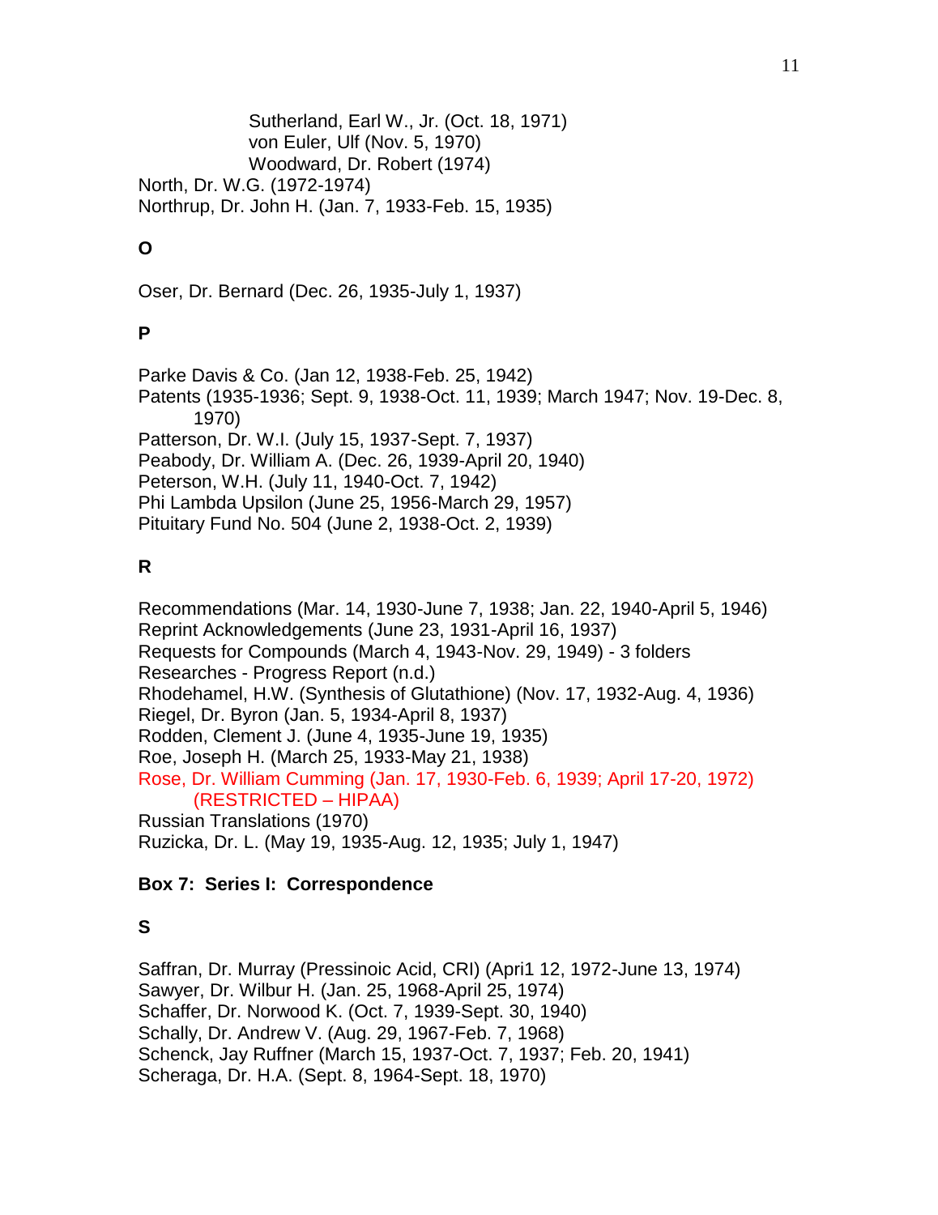Sutherland, Earl W., Jr. (Oct. 18, 1971)
von Euler, Ulf (Nov. 5, 1970)
Woodward, Dr. Robert (1974)

North, Dr. W.G. (1972-1974)
Northrup, Dr. John H. (Jan. 7, 1933-Feb. 15, 1935)

**O**

Oser, Dr. Bernard (Dec. 26, 1935-July 1, 1937)

**P**

Parke Davis & Co. (Jan 12, 1938-Feb. 25, 1942)
Patents (1935-1936; Sept. 9, 1938-Oct. 11, 1939; March 1947; Nov. 19-Dec. 8, 1970)
Patterson, Dr. W.I. (July 15, 1937-Sept. 7, 1937)
Peabody, Dr. William A. (Dec. 26, 1939-April 20, 1940)
Peterson, W.H. (July 11, 1940-Oct. 7, 1942)
Phi Lambda Upsilon (June 25, 1956-March 29, 1957)
Pituitary Fund No. 504 (June 2, 1938-Oct. 2, 1939)

**R**

Recommendations (Mar. 14, 1930-June 7, 1938; Jan. 22, 1940-April 5, 1946)
Reprint Acknowledgements (June 23, 1931-April 16, 1937)
Requests for Compounds (March 4, 1943-Nov. 29, 1949) - 3 folders
Researches - Progress Report (n.d.)
Rhodehamel, H.W. (Synthesis of Glutathione) (Nov. 17, 1932-Aug. 4, 1936)
Riegel, Dr. Byron (Jan. 5, 1934-April 8, 1937)
Rodden, Clement J. (June 4, 1935-June 19, 1935)
Roe, Joseph H. (March 25, 1933-May 21, 1938)
Rose, Dr. William Cumming (Jan. 17, 1930-Feb. 6, 1939; April 17-20, 1972) (RESTRICTED – HIPAA)
Russian Translations (1970)
Ruzicka, Dr. L. (May 19, 1935-Aug. 12, 1935; July 1, 1947)

**Box 7: Series I: Correspondence**

**S**

Saffran, Dr. Murray (Pressinoic Acid, CRI) (Apri1 12, 1972-June 13, 1974)
Sawyer, Dr. Wilbur H. (Jan. 25, 1968-April 25, 1974)
Schaffer, Dr. Norwood K. (Oct. 7, 1939-Sept. 30, 1940)
Schally, Dr. Andrew V. (Aug. 29, 1967-Feb. 7, 1968)
Schenck, Jay Ruffner (March 15, 1937-Oct. 7, 1937; Feb. 20, 1941)
Scheraga, Dr. H.A. (Sept. 8, 1964-Sept. 18, 1970)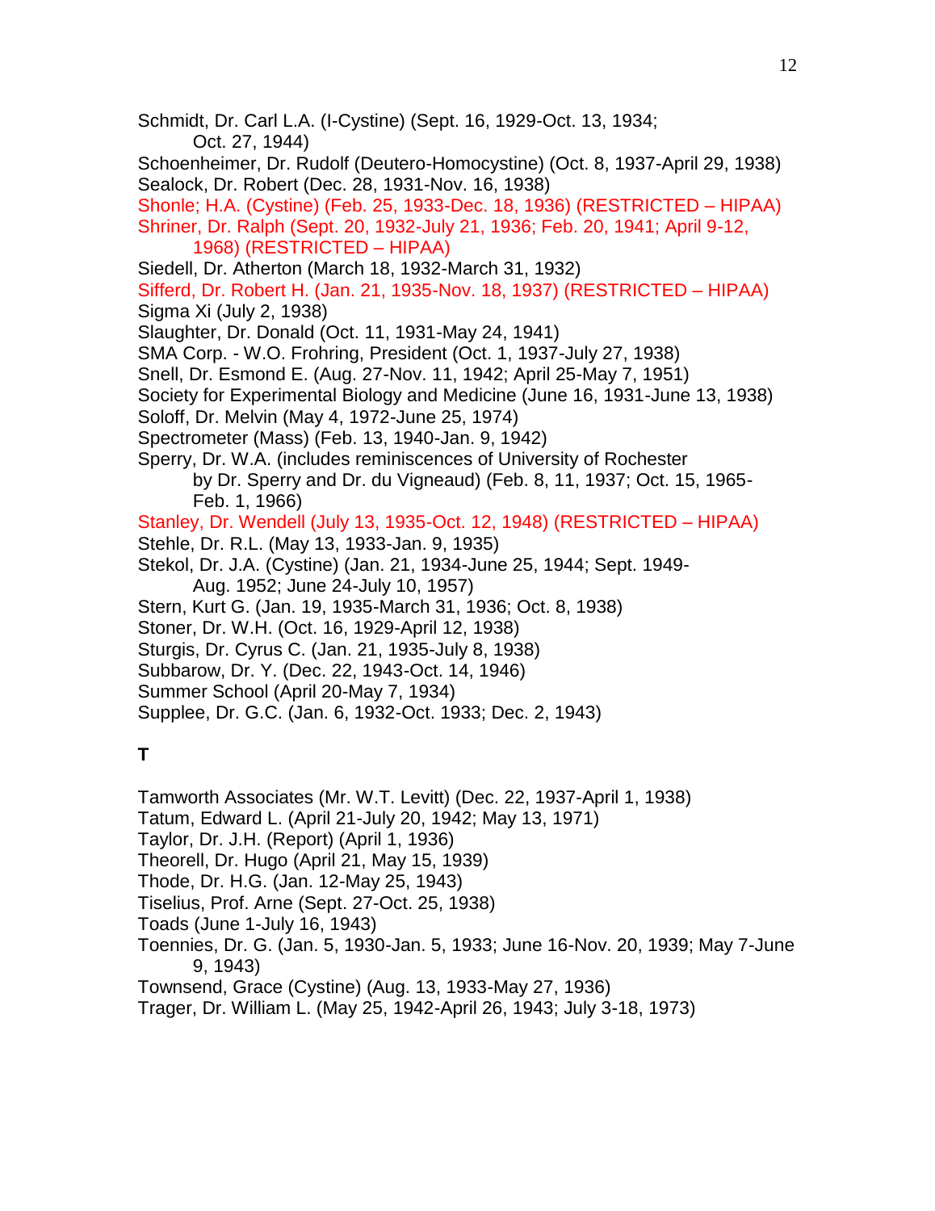Schmidt, Dr. Carl L.A. (l-Cystine) (Sept. 16, 1929-Oct. 13, 1934; Oct. 27, 1944)

Schoenheimer, Dr. Rudolf (Deutero-Homocystine) (Oct. 8, 1937-April 29, 1938)

Sealock, Dr. Robert (Dec. 28, 1931-Nov. 16, 1938)

Shonle; H.A. (Cystine) (Feb. 25, 1933-Dec. 18, 1936) (RESTRICTED – HIPAA)

Shriner, Dr. Ralph (Sept. 20, 1932-July 21, 1936; Feb. 20, 1941; April 9-12, 1968) (RESTRICTED – HIPAA)

Siedell, Dr. Atherton (March 18, 1932-March 31, 1932)

Sifferd, Dr. Robert H. (Jan. 21, 1935-Nov. 18, 1937) (RESTRICTED – HIPAA)

Sigma Xi (July 2, 1938)

Slaughter, Dr. Donald (Oct. 11, 1931-May 24, 1941)

SMA Corp. - W.O. Frohring, President (Oct. 1, 1937-July 27, 1938)

Snell, Dr. Esmond E. (Aug. 27-Nov. 11, 1942; April 25-May 7, 1951)

Society for Experimental Biology and Medicine (June 16, 1931-June 13, 1938)

Soloff, Dr. Melvin (May 4, 1972-June 25, 1974)

Spectrometer (Mass) (Feb. 13, 1940-Jan. 9, 1942)

Sperry, Dr. W.A. (includes reminiscences of University of Rochester by Dr. Sperry and Dr. du Vigneaud) (Feb. 8, 11, 1937; Oct. 15, 1965-Feb. 1, 1966)

Stanley, Dr. Wendell (July 13, 1935-Oct. 12, 1948) (RESTRICTED – HIPAA)

Stehle, Dr. R.L. (May 13, 1933-Jan. 9, 1935)

Stekol, Dr. J.A. (Cystine) (Jan. 21, 1934-June 25, 1944; Sept. 1949-Aug. 1952; June 24-July 10, 1957)

Stern, Kurt G. (Jan. 19, 1935-March 31, 1936; Oct. 8, 1938)

Stoner, Dr. W.H. (Oct. 16, 1929-April 12, 1938)

Sturgis, Dr. Cyrus C. (Jan. 21, 1935-July 8, 1938)

Subbarow, Dr. Y. (Dec. 22, 1943-Oct. 14, 1946)

Summer School (April 20-May 7, 1934)

Supplee, Dr. G.C. (Jan. 6, 1932-Oct. 1933; Dec. 2, 1943)

**T**

Tamworth Associates (Mr. W.T. Levitt) (Dec. 22, 1937-April 1, 1938)

Tatum, Edward L. (April 21-July 20, 1942; May 13, 1971)

Taylor, Dr. J.H. (Report) (April 1, 1936)

Theorell, Dr. Hugo (April 21, May 15, 1939)

Thode, Dr. H.G. (Jan. 12-May 25, 1943)

Tiselius, Prof. Arne (Sept. 27-Oct. 25, 1938)

Toads (June 1-July 16, 1943)

Toennies, Dr. G. (Jan. 5, 1930-Jan. 5, 1933; June 16-Nov. 20, 1939; May 7-June 9, 1943)

Townsend, Grace (Cystine) (Aug. 13, 1933-May 27, 1936)

Trager, Dr. William L. (May 25, 1942-April 26, 1943; July 3-18, 1973)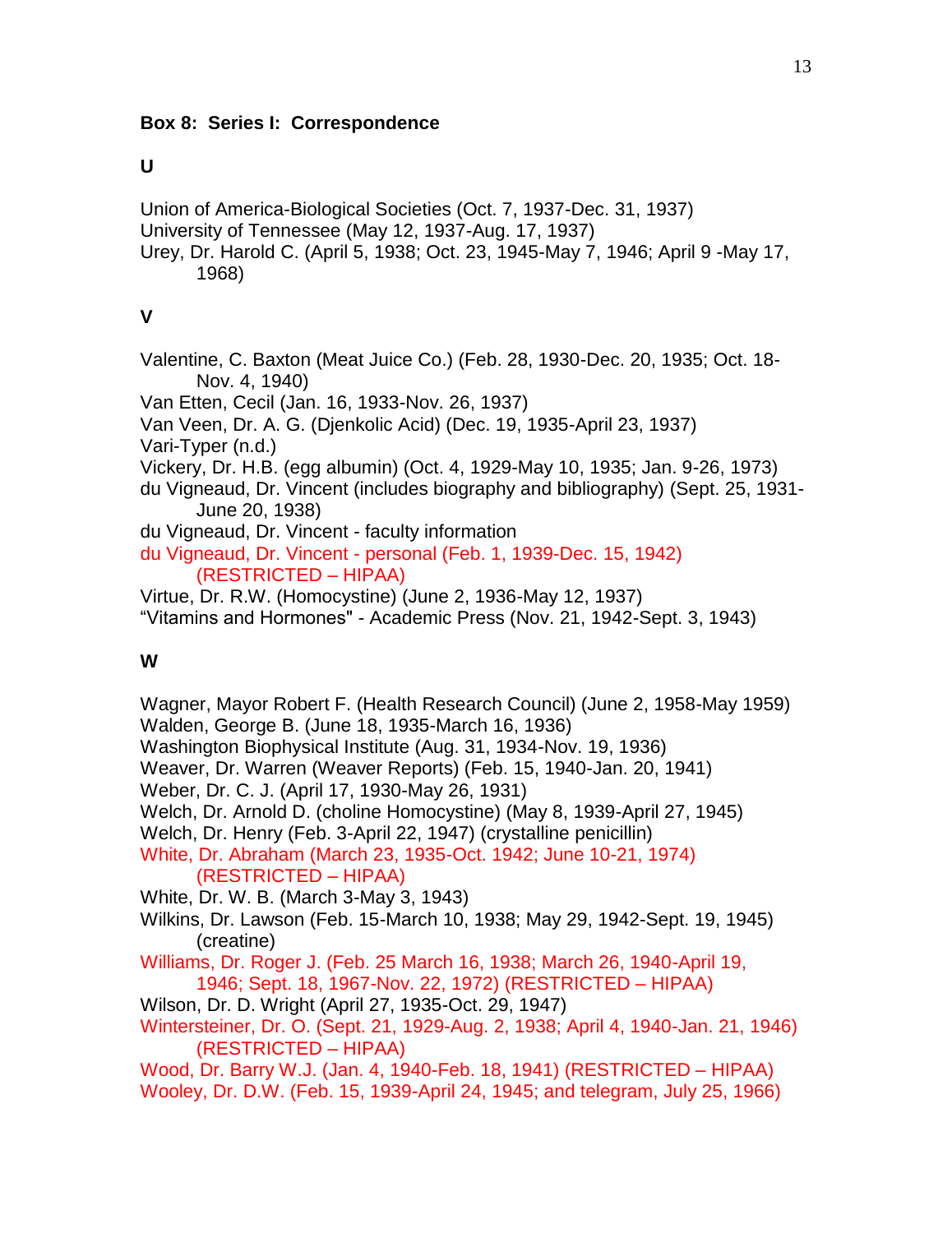**Box 8: Series I: Correspondence**

**U**

Union of America-Biological Societies (Oct. 7, 1937-Dec. 31, 1937)
University of Tennessee (May 12, 1937-Aug. 17, 1937)
Urey, Dr. Harold C. (April 5, 1938; Oct. 23, 1945-May 7, 1946; April 9 -May 17, 1968)

**V**

Valentine, C. Baxton (Meat Juice Co.) (Feb. 28, 1930-Dec. 20, 1935; Oct. 18-Nov. 4, 1940)
Van Etten, Cecil (Jan. 16, 1933-Nov. 26, 1937)
Van Veen, Dr. A. G. (Djenkolic Acid) (Dec. 19, 1935-April 23, 1937)
Vari-Typer (n.d.)
Vickery, Dr. H.B. (egg albumin) (Oct. 4, 1929-May 10, 1935; Jan. 9-26, 1973)
du Vigneaud, Dr. Vincent (includes biography and bibliography) (Sept. 25, 1931-June 20, 1938)
du Vigneaud, Dr. Vincent - faculty information
du Vigneaud, Dr. Vincent - personal (Feb. 1, 1939-Dec. 15, 1942) (RESTRICTED – HIPAA)
Virtue, Dr. R.W. (Homocystine) (June 2, 1936-May 12, 1937)
"Vitamins and Hormones" - Academic Press (Nov. 21, 1942-Sept. 3, 1943)

**W**

Wagner, Mayor Robert F. (Health Research Council) (June 2, 1958-May 1959)
Walden, George B. (June 18, 1935-March 16, 1936)
Washington Biophysical Institute (Aug. 31, 1934-Nov. 19, 1936)
Weaver, Dr. Warren (Weaver Reports) (Feb. 15, 1940-Jan. 20, 1941)
Weber, Dr. C. J. (April 17, 1930-May 26, 1931)
Welch, Dr. Arnold D. (choline Homocystine) (May 8, 1939-April 27, 1945)
Welch, Dr. Henry (Feb. 3-April 22, 1947) (crystalline penicillin)
White, Dr. Abraham (March 23, 1935-Oct. 1942; June 10-21, 1974) (RESTRICTED – HIPAA)
White, Dr. W. B. (March 3-May 3, 1943)
Wilkins, Dr. Lawson (Feb. 15-March 10, 1938; May 29, 1942-Sept. 19, 1945) (creatine)
Williams, Dr. Roger J. (Feb. 25 March 16, 1938; March 26, 1940-April 19, 1946; Sept. 18, 1967-Nov. 22, 1972) (RESTRICTED – HIPAA)
Wilson, Dr. D. Wright (April 27, 1935-Oct. 29, 1947)
Wintersteiner, Dr. O. (Sept. 21, 1929-Aug. 2, 1938; April 4, 1940-Jan. 21, 1946) (RESTRICTED – HIPAA)
Wood, Dr. Barry W.J. (Jan. 4, 1940-Feb. 18, 1941) (RESTRICTED – HIPAA)
Wooley, Dr. D.W. (Feb. 15, 1939-April 24, 1945; and telegram, July 25, 1966)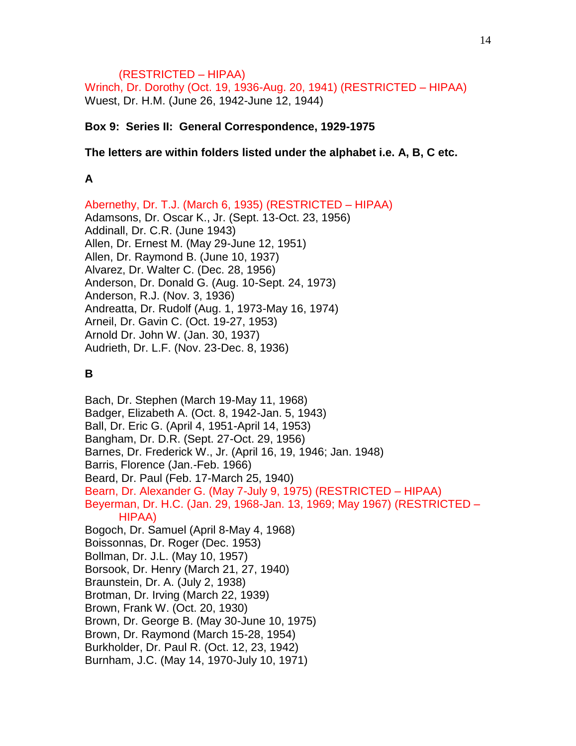(RESTRICTED – HIPAA)
Wrinch, Dr. Dorothy (Oct. 19, 1936-Aug. 20, 1941) (RESTRICTED – HIPAA)
Wuest, Dr. H.M. (June 26, 1942-June 12, 1944)

**Box 9: Series II: General Correspondence, 1929-1975**

**The letters are within folders listed under the alphabet i.e. A, B, C etc.**

**A**

Abernethy, Dr. T.J. (March 6, 1935) (RESTRICTED – HIPAA)
Adamsons, Dr. Oscar K., Jr. (Sept. 13-Oct. 23, 1956)
Addinall, Dr. C.R. (June 1943)
Allen, Dr. Ernest M. (May 29-June 12, 1951)
Allen, Dr. Raymond B. (June 10, 1937)
Alvarez, Dr. Walter C. (Dec. 28, 1956)
Anderson, Dr. Donald G. (Aug. 10-Sept. 24, 1973)
Anderson, R.J. (Nov. 3, 1936)
Andreatta, Dr. Rudolf (Aug. 1, 1973-May 16, 1974)
Arneil, Dr. Gavin C. (Oct. 19-27, 1953)
Arnold Dr. John W. (Jan. 30, 1937)
Audrieth, Dr. L.F. (Nov. 23-Dec. 8, 1936)

**B**

Bach, Dr. Stephen (March 19-May 11, 1968)
Badger, Elizabeth A. (Oct. 8, 1942-Jan. 5, 1943)
Ball, Dr. Eric G. (April 4, 1951-April 14, 1953)
Bangham, Dr. D.R. (Sept. 27-Oct. 29, 1956)
Barnes, Dr. Frederick W., Jr. (April 16, 19, 1946; Jan. 1948)
Barris, Florence (Jan.-Feb. 1966)
Beard, Dr. Paul (Feb. 17-March 25, 1940)
Bearn, Dr. Alexander G. (May 7-July 9, 1975) (RESTRICTED – HIPAA)
Beyerman, Dr. H.C. (Jan. 29, 1968-Jan. 13, 1969; May 1967) (RESTRICTED – HIPAA)
Bogoch, Dr. Samuel (April 8-May 4, 1968)
Boissonnas, Dr. Roger (Dec. 1953)
Bollman, Dr. J.L. (May 10, 1957)
Borsook, Dr. Henry (March 21, 27, 1940)
Braunstein, Dr. A. (July 2, 1938)
Brotman, Dr. Irving (March 22, 1939)
Brown, Frank W. (Oct. 20, 1930)
Brown, Dr. George B. (May 30-June 10, 1975)
Brown, Dr. Raymond (March 15-28, 1954)
Burkholder, Dr. Paul R. (Oct. 12, 23, 1942)
Burnham, J.C. (May 14, 1970-July 10, 1971)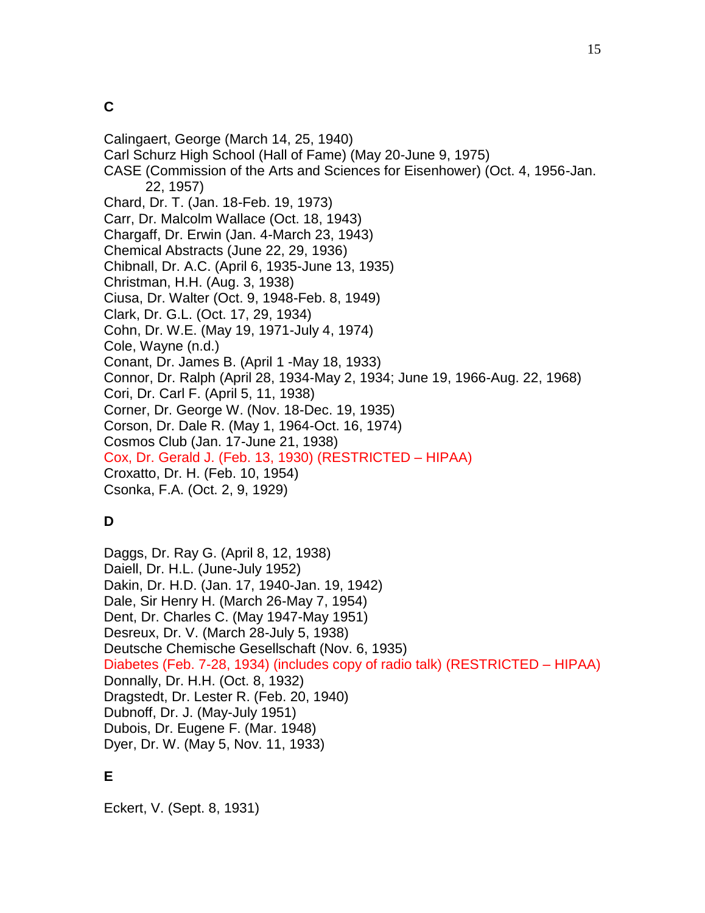## C

Calingaert, George (March 14, 25, 1940)
Carl Schurz High School (Hall of Fame) (May 20-June 9, 1975)
CASE (Commission of the Arts and Sciences for Eisenhower) (Oct. 4, 1956-Jan. 22, 1957)
Chard, Dr. T. (Jan. 18-Feb. 19, 1973)
Carr, Dr. Malcolm Wallace (Oct. 18, 1943)
Chargaff, Dr. Erwin (Jan. 4-March 23, 1943)
Chemical Abstracts (June 22, 29, 1936)
Chibnall, Dr. A.C. (April 6, 1935-June 13, 1935)
Christman, H.H. (Aug. 3, 1938)
Ciusa, Dr. Walter (Oct. 9, 1948-Feb. 8, 1949)
Clark, Dr. G.L. (Oct. 17, 29, 1934)
Cohn, Dr. W.E. (May 19, 1971-July 4, 1974)
Cole, Wayne (n.d.)
Conant, Dr. James B. (April 1 -May 18, 1933)
Connor, Dr. Ralph (April 28, 1934-May 2, 1934; June 19, 1966-Aug. 22, 1968)
Cori, Dr. Carl F. (April 5, 11, 1938)
Corner, Dr. George W. (Nov. 18-Dec. 19, 1935)
Corson, Dr. Dale R. (May 1, 1964-Oct. 16, 1974)
Cosmos Club (Jan. 17-June 21, 1938)
Cox, Dr. Gerald J. (Feb. 13, 1930) (RESTRICTED – HIPAA)
Croxatto, Dr. H. (Feb. 10, 1954)
Csonka, F.A. (Oct. 2, 9, 1929)

## D

Daggs, Dr. Ray G. (April 8, 12, 1938)
Daiell, Dr. H.L. (June-July 1952)
Dakin, Dr. H.D. (Jan. 17, 1940-Jan. 19, 1942)
Dale, Sir Henry H. (March 26-May 7, 1954)
Dent, Dr. Charles C. (May 1947-May 1951)
Desreux, Dr. V. (March 28-July 5, 1938)
Deutsche Chemische Gesellschaft (Nov. 6, 1935)
Diabetes (Feb. 7-28, 1934) (includes copy of radio talk) (RESTRICTED – HIPAA)
Donnally, Dr. H.H. (Oct. 8, 1932)
Dragstedt, Dr. Lester R. (Feb. 20, 1940)
Dubnoff, Dr. J. (May-July 1951)
Dubois, Dr. Eugene F. (Mar. 1948)
Dyer, Dr. W. (May 5, Nov. 11, 1933)

## E

Eckert, V. (Sept. 8, 1931)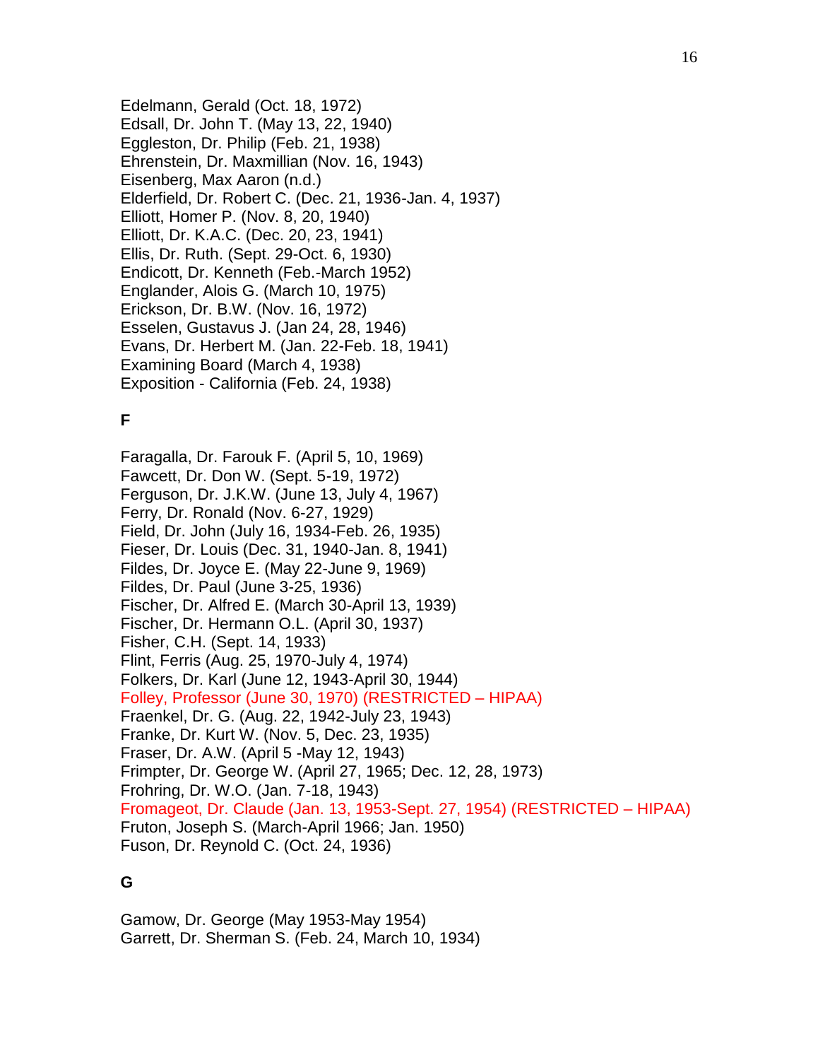Edelmann, Gerald (Oct. 18, 1972)
Edsall, Dr. John T. (May 13, 22, 1940)
Eggleston, Dr. Philip (Feb. 21, 1938)
Ehrenstein, Dr. Maxmillian (Nov. 16, 1943)
Eisenberg, Max Aaron (n.d.)
Elderfield, Dr. Robert C. (Dec. 21, 1936-Jan. 4, 1937)
Elliott, Homer P. (Nov. 8, 20, 1940)
Elliott, Dr. K.A.C. (Dec. 20, 23, 1941)
Ellis, Dr. Ruth. (Sept. 29-Oct. 6, 1930)
Endicott, Dr. Kenneth (Feb.-March 1952)
Englander, Alois G. (March 10, 1975)
Erickson, Dr. B.W. (Nov. 16, 1972)
Esselen, Gustavus J. (Jan 24, 28, 1946)
Evans, Dr. Herbert M. (Jan. 22-Feb. 18, 1941)
Examining Board (March 4, 1938)
Exposition - California (Feb. 24, 1938)

**F**

Faragalla, Dr. Farouk F. (April 5, 10, 1969)
Fawcett, Dr. Don W. (Sept. 5-19, 1972)
Ferguson, Dr. J.K.W. (June 13, July 4, 1967)
Ferry, Dr. Ronald (Nov. 6-27, 1929)
Field, Dr. John (July 16, 1934-Feb. 26, 1935)
Fieser, Dr. Louis (Dec. 31, 1940-Jan. 8, 1941)
Fildes, Dr. Joyce E. (May 22-June 9, 1969)
Fildes, Dr. Paul (June 3-25, 1936)
Fischer, Dr. Alfred E. (March 30-April 13, 1939)
Fischer, Dr. Hermann O.L. (April 30, 1937)
Fisher, C.H. (Sept. 14, 1933)
Flint, Ferris (Aug. 25, 1970-July 4, 1974)
Folkers, Dr. Karl (June 12, 1943-April 30, 1944)
Folley, Professor (June 30, 1970) (RESTRICTED – HIPAA)
Fraenkel, Dr. G. (Aug. 22, 1942-July 23, 1943)
Franke, Dr. Kurt W. (Nov. 5, Dec. 23, 1935)
Fraser, Dr. A.W. (April 5 -May 12, 1943)
Frimpter, Dr. George W. (April 27, 1965; Dec. 12, 28, 1973)
Frohring, Dr. W.O. (Jan. 7-18, 1943)
Fromageot, Dr. Claude (Jan. 13, 1953-Sept. 27, 1954) (RESTRICTED – HIPAA)
Fruton, Joseph S. (March-April 1966; Jan. 1950)
Fuson, Dr. Reynold C. (Oct. 24, 1936)

**G**

Gamow, Dr. George (May 1953-May 1954)
Garrett, Dr. Sherman S. (Feb. 24, March 10, 1934)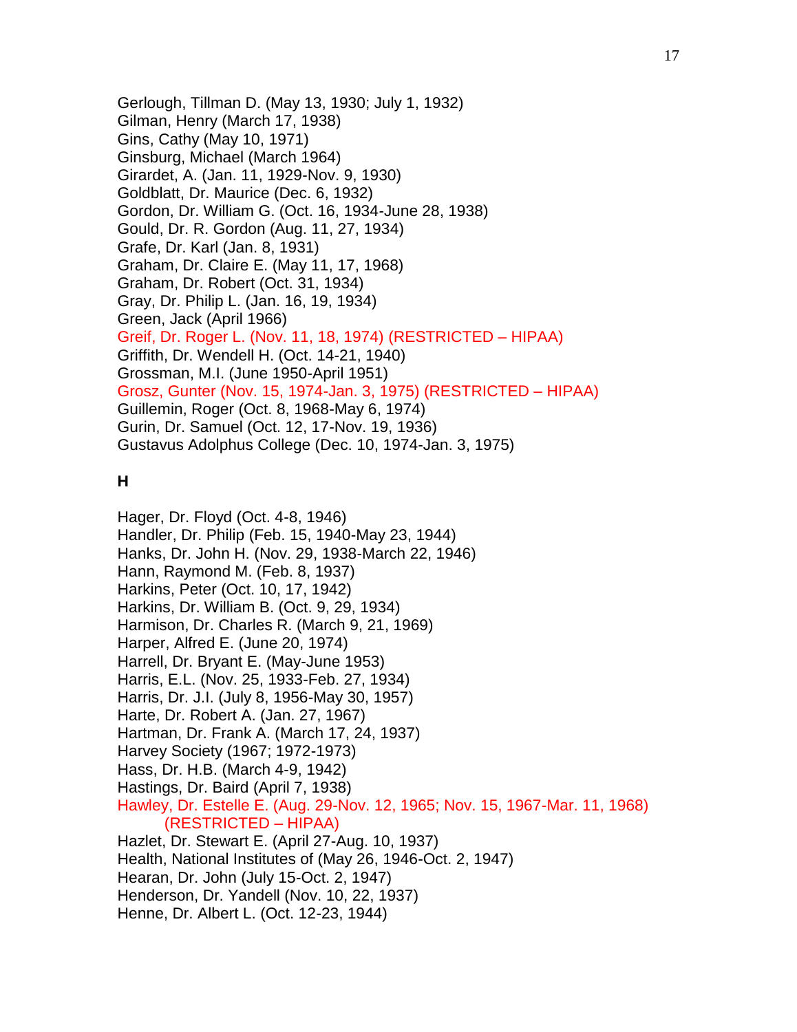Gerlough, Tillman D. (May 13, 1930; July 1, 1932)
Gilman, Henry (March 17, 1938)
Gins, Cathy (May 10, 1971)
Ginsburg, Michael (March 1964)
Girardet, A. (Jan. 11, 1929-Nov. 9, 1930)
Goldblatt, Dr. Maurice (Dec. 6, 1932)
Gordon, Dr. William G. (Oct. 16, 1934-June 28, 1938)
Gould, Dr. R. Gordon (Aug. 11, 27, 1934)
Grafe, Dr. Karl (Jan. 8, 1931)
Graham, Dr. Claire E. (May 11, 17, 1968)
Graham, Dr. Robert (Oct. 31, 1934)
Gray, Dr. Philip L. (Jan. 16, 19, 1934)
Green, Jack (April 1966)
Greif, Dr. Roger L. (Nov. 11, 18, 1974) (RESTRICTED – HIPAA)
Griffith, Dr. Wendell H. (Oct. 14-21, 1940)
Grossman, M.I. (June 1950-April 1951)
Grosz, Gunter (Nov. 15, 1974-Jan. 3, 1975) (RESTRICTED – HIPAA)
Guillemin, Roger (Oct. 8, 1968-May 6, 1974)
Gurin, Dr. Samuel (Oct. 12, 17-Nov. 19, 1936)
Gustavus Adolphus College (Dec. 10, 1974-Jan. 3, 1975)

**H**

Hager, Dr. Floyd (Oct. 4-8, 1946)
Handler, Dr. Philip (Feb. 15, 1940-May 23, 1944)
Hanks, Dr. John H. (Nov. 29, 1938-March 22, 1946)
Hann, Raymond M. (Feb. 8, 1937)
Harkins, Peter (Oct. 10, 17, 1942)
Harkins, Dr. William B. (Oct. 9, 29, 1934)
Harmison, Dr. Charles R. (March 9, 21, 1969)
Harper, Alfred E. (June 20, 1974)
Harrell, Dr. Bryant E. (May-June 1953)
Harris, E.L. (Nov. 25, 1933-Feb. 27, 1934)
Harris, Dr. J.I. (July 8, 1956-May 30, 1957)
Harte, Dr. Robert A. (Jan. 27, 1967)
Hartman, Dr. Frank A. (March 17, 24, 1937)
Harvey Society (1967; 1972-1973)
Hass, Dr. H.B. (March 4-9, 1942)
Hastings, Dr. Baird (April 7, 1938)
Hawley, Dr. Estelle E. (Aug. 29-Nov. 12, 1965; Nov. 15, 1967-Mar. 11, 1968) (RESTRICTED – HIPAA)
Hazlet, Dr. Stewart E. (April 27-Aug. 10, 1937)
Health, National Institutes of (May 26, 1946-Oct. 2, 1947)
Hearan, Dr. John (July 15-Oct. 2, 1947)
Henderson, Dr. Yandell (Nov. 10, 22, 1937)
Henne, Dr. Albert L. (Oct. 12-23, 1944)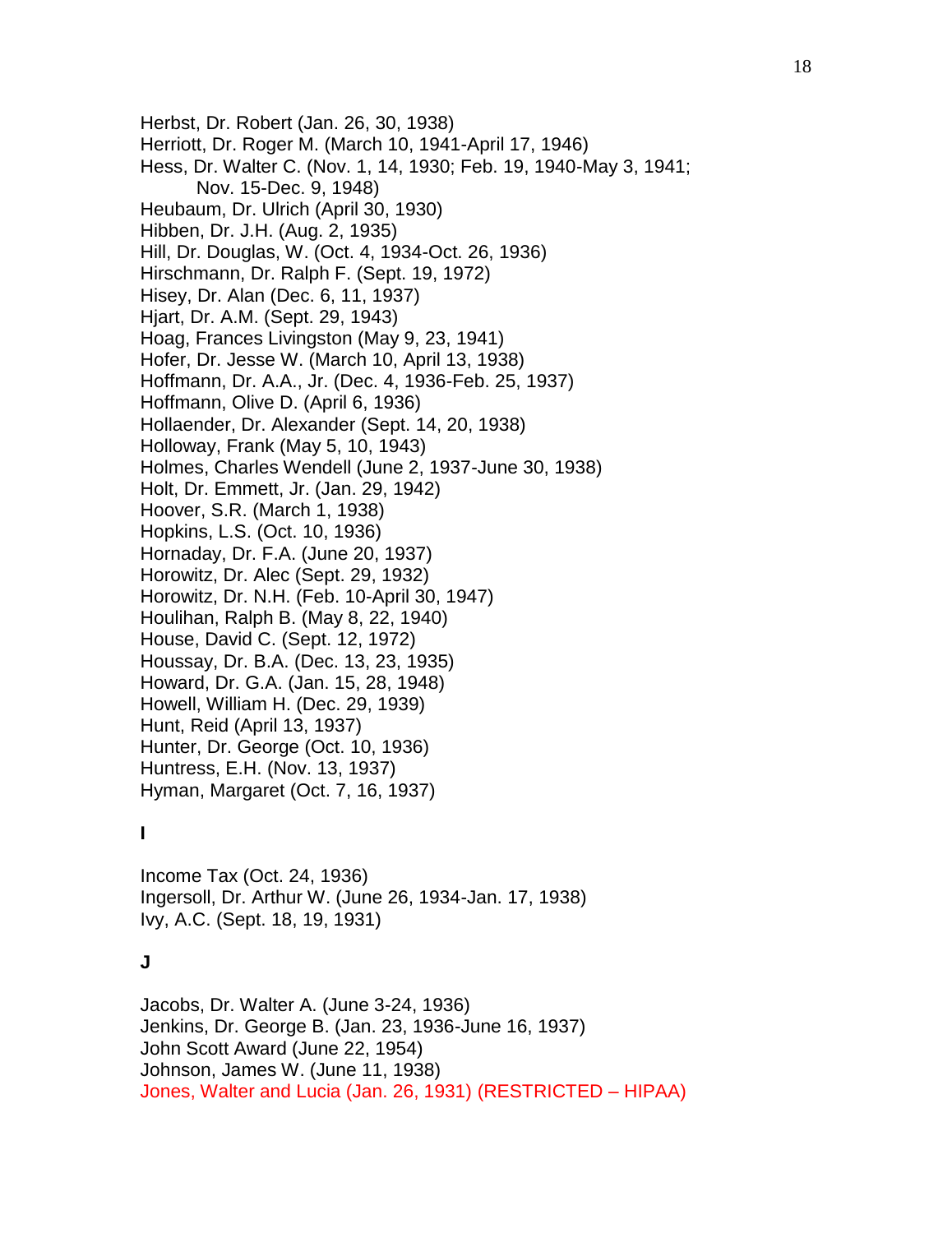Herbst, Dr. Robert (Jan. 26, 30, 1938)  
Herriott, Dr. Roger M. (March 10, 1941-April 17, 1946)  
Hess, Dr. Walter C. (Nov. 1, 14, 1930; Feb. 19, 1940-May 3, 1941;  
    Nov. 15-Dec. 9, 1948)  
Heubaum, Dr. Ulrich (April 30, 1930)  
Hibben, Dr. J.H. (Aug. 2, 1935)  
Hill, Dr. Douglas, W. (Oct. 4, 1934-Oct. 26, 1936)  
Hirschmann, Dr. Ralph F. (Sept. 19, 1972)  
Hisey, Dr. Alan (Dec. 6, 11, 1937)  
Hjart, Dr. A.M. (Sept. 29, 1943)  
Hoag, Frances Livingston (May 9, 23, 1941)  
Hofer, Dr. Jesse W. (March 10, April 13, 1938)  
Hoffmann, Dr. A.A., Jr. (Dec. 4, 1936-Feb. 25, 1937)  
Hoffmann, Olive D. (April 6, 1936)  
Hollaender, Dr. Alexander (Sept. 14, 20, 1938)  
Holloway, Frank (May 5, 10, 1943)  
Holmes, Charles Wendell (June 2, 1937-June 30, 1938)  
Holt, Dr. Emmett, Jr. (Jan. 29, 1942)  
Hoover, S.R. (March 1, 1938)  
Hopkins, L.S. (Oct. 10, 1936)  
Hornaday, Dr. F.A. (June 20, 1937)  
Horowitz, Dr. Alec (Sept. 29, 1932)  
Horowitz, Dr. N.H. (Feb. 10-April 30, 1947)  
Houlihan, Ralph B. (May 8, 22, 1940)  
House, David C. (Sept. 12, 1972)  
Houssay, Dr. B.A. (Dec. 13, 23, 1935)  
Howard, Dr. G.A. (Jan. 15, 28, 1948)  
Howell, William H. (Dec. 29, 1939)  
Hunt, Reid (April 13, 1937)  
Hunter, Dr. George (Oct. 10, 1936)  
Huntress, E.H. (Nov. 13, 1937)  
Hyman, Margaret (Oct. 7, 16, 1937)

**I**

Income Tax (Oct. 24, 1936)  
Ingersoll, Dr. Arthur W. (June 26, 1934-Jan. 17, 1938)  
Ivy, A.C. (Sept. 18, 19, 1931)

**J**

Jacobs, Dr. Walter A. (June 3-24, 1936)  
Jenkins, Dr. George B. (Jan. 23, 1936-June 16, 1937)  
John Scott Award (June 22, 1954)  
Johnson, James W. (June 11, 1938)  
Jones, Walter and Lucia (Jan. 26, 1931) (RESTRICTED – HIPAA)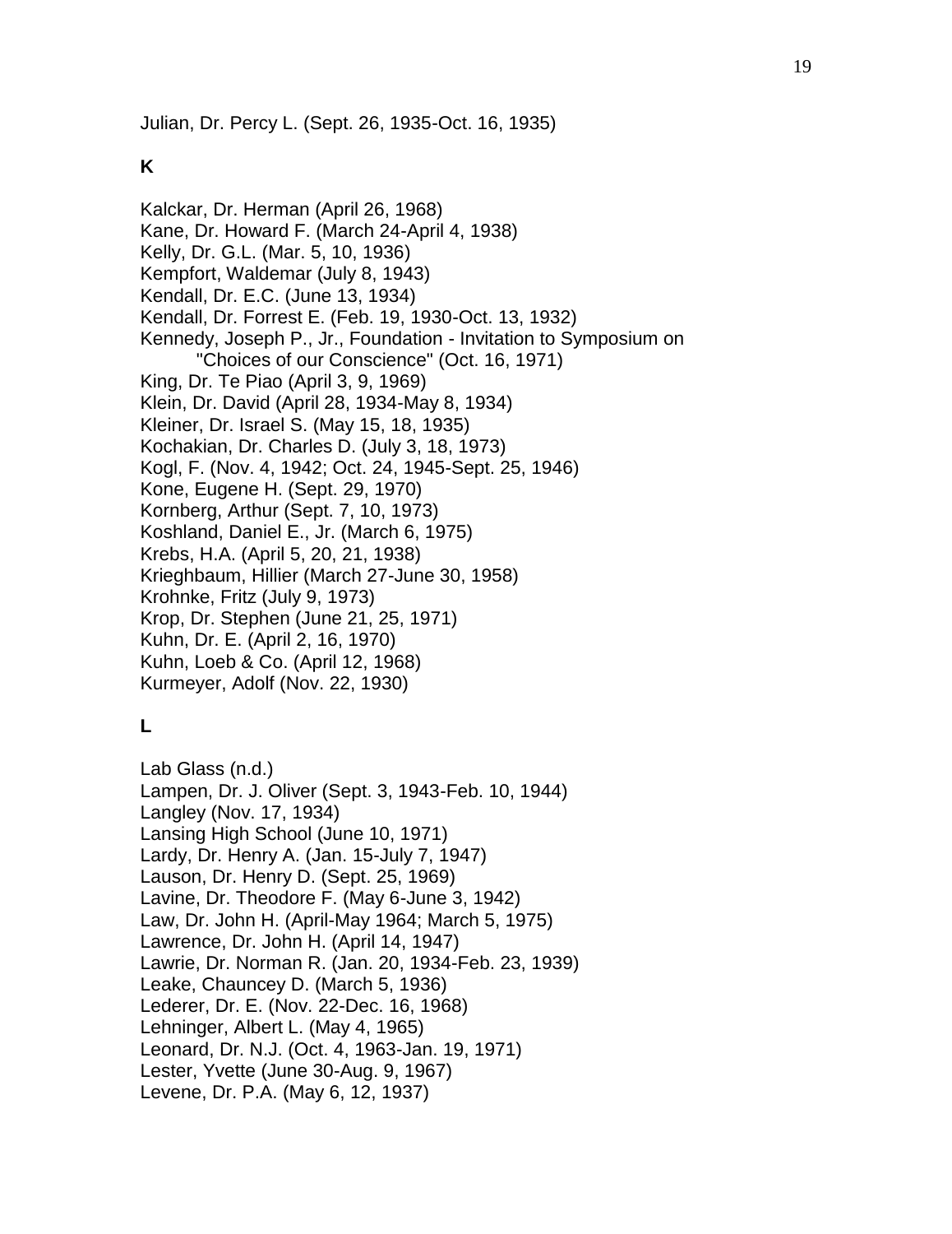Julian, Dr. Percy L. (Sept. 26, 1935-Oct. 16, 1935)

## K

Kalckar, Dr. Herman (April 26, 1968)
Kane, Dr. Howard F. (March 24-April 4, 1938)
Kelly, Dr. G.L. (Mar. 5, 10, 1936)
Kempfort, Waldemar (July 8, 1943)
Kendall, Dr. E.C. (June 13, 1934)
Kendall, Dr. Forrest E. (Feb. 19, 1930-Oct. 13, 1932)
Kennedy, Joseph P., Jr., Foundation - Invitation to Symposium on
    "Choices of our Conscience" (Oct. 16, 1971)
King, Dr. Te Piao (April 3, 9, 1969)
Klein, Dr. David (April 28, 1934-May 8, 1934)
Kleiner, Dr. Israel S. (May 15, 18, 1935)
Kochakian, Dr. Charles D. (July 3, 18, 1973)
Kogl, F. (Nov. 4, 1942; Oct. 24, 1945-Sept. 25, 1946)
Kone, Eugene H. (Sept. 29, 1970)
Kornberg, Arthur (Sept. 7, 10, 1973)
Koshland, Daniel E., Jr. (March 6, 1975)
Krebs, H.A. (April 5, 20, 21, 1938)
Krieghbaum, Hillier (March 27-June 30, 1958)
Krohnke, Fritz (July 9, 1973)
Krop, Dr. Stephen (June 21, 25, 1971)
Kuhn, Dr. E. (April 2, 16, 1970)
Kuhn, Loeb & Co. (April 12, 1968)
Kurmeyer, Adolf (Nov. 22, 1930)

## L

Lab Glass (n.d.)
Lampen, Dr. J. Oliver (Sept. 3, 1943-Feb. 10, 1944)
Langley (Nov. 17, 1934)
Lansing High School (June 10, 1971)
Lardy, Dr. Henry A. (Jan. 15-July 7, 1947)
Lauson, Dr. Henry D. (Sept. 25, 1969)
Lavine, Dr. Theodore F. (May 6-June 3, 1942)
Law, Dr. John H. (April-May 1964; March 5, 1975)
Lawrence, Dr. John H. (April 14, 1947)
Lawrie, Dr. Norman R. (Jan. 20, 1934-Feb. 23, 1939)
Leake, Chauncey D. (March 5, 1936)
Lederer, Dr. E. (Nov. 22-Dec. 16, 1968)
Lehninger, Albert L. (May 4, 1965)
Leonard, Dr. N.J. (Oct. 4, 1963-Jan. 19, 1971)
Lester, Yvette (June 30-Aug. 9, 1967)
Levene, Dr. P.A. (May 6, 12, 1937)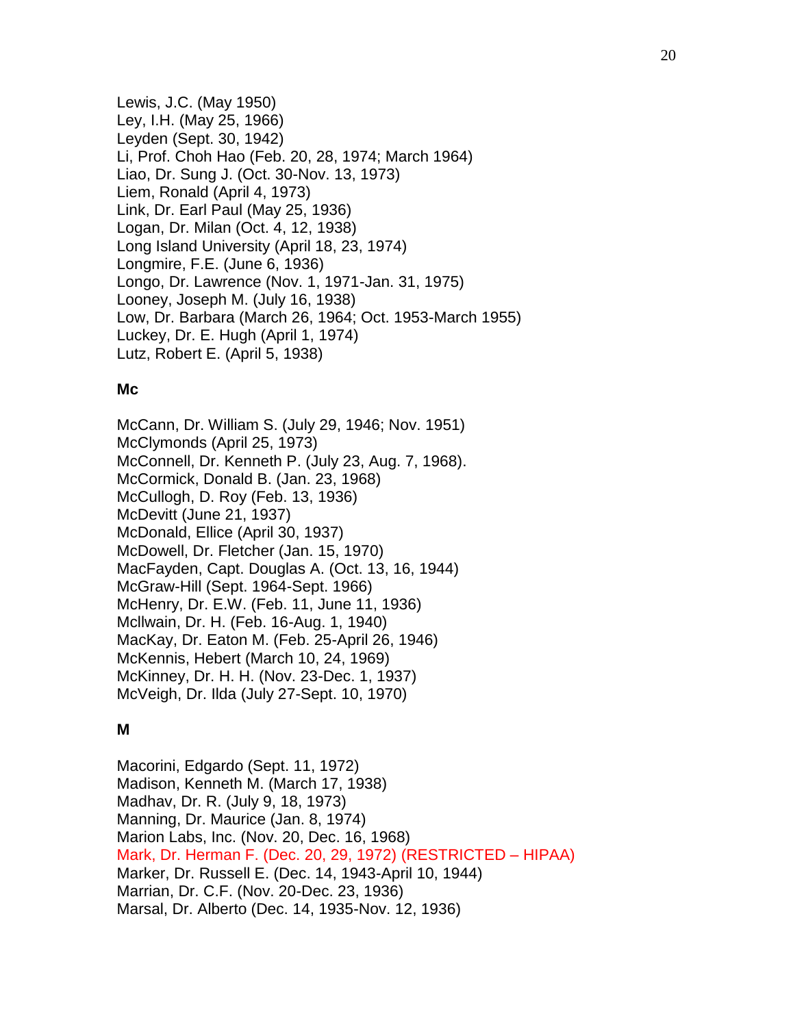Lewis, J.C. (May 1950)
Ley, I.H. (May 25, 1966)
Leyden (Sept. 30, 1942)
Li, Prof. Choh Hao (Feb. 20, 28, 1974; March 1964)
Liao, Dr. Sung J. (Oct. 30-Nov. 13, 1973)
Liem, Ronald (April 4, 1973)
Link, Dr. Earl Paul (May 25, 1936)
Logan, Dr. Milan (Oct. 4, 12, 1938)
Long Island University (April 18, 23, 1974)
Longmire, F.E. (June 6, 1936)
Longo, Dr. Lawrence (Nov. 1, 1971-Jan. 31, 1975)
Looney, Joseph M. (July 16, 1938)
Low, Dr. Barbara (March 26, 1964; Oct. 1953-March 1955)
Luckey, Dr. E. Hugh (April 1, 1974)
Lutz, Robert E. (April 5, 1938)

**Mc**

McCann, Dr. William S. (July 29, 1946; Nov. 1951)
McClymonds (April 25, 1973)
McConnell, Dr. Kenneth P. (July 23, Aug. 7, 1968).
McCormick, Donald B. (Jan. 23, 1968)
McCullogh, D. Roy (Feb. 13, 1936)
McDevitt (June 21, 1937)
McDonald, Ellice (April 30, 1937)
McDowell, Dr. Fletcher (Jan. 15, 1970)
MacFayden, Capt. Douglas A. (Oct. 13, 16, 1944)
McGraw-Hill (Sept. 1964-Sept. 1966)
McHenry, Dr. E.W. (Feb. 11, June 11, 1936)
McIlwain, Dr. H. (Feb. 16-Aug. 1, 1940)
MacKay, Dr. Eaton M. (Feb. 25-April 26, 1946)
McKennis, Hebert (March 10, 24, 1969)
McKinney, Dr. H. H. (Nov. 23-Dec. 1, 1937)
McVeigh, Dr. Ilda (July 27-Sept. 10, 1970)

**M**

Macorini, Edgardo (Sept. 11, 1972)
Madison, Kenneth M. (March 17, 1938)
Madhav, Dr. R. (July 9, 18, 1973)
Manning, Dr. Maurice (Jan. 8, 1974)
Marion Labs, Inc. (Nov. 20, Dec. 16, 1968)
Mark, Dr. Herman F. (Dec. 20, 29, 1972) (RESTRICTED – HIPAA)
Marker, Dr. Russell E. (Dec. 14, 1943-April 10, 1944)
Marrian, Dr. C.F. (Nov. 20-Dec. 23, 1936)
Marsal, Dr. Alberto (Dec. 14, 1935-Nov. 12, 1936)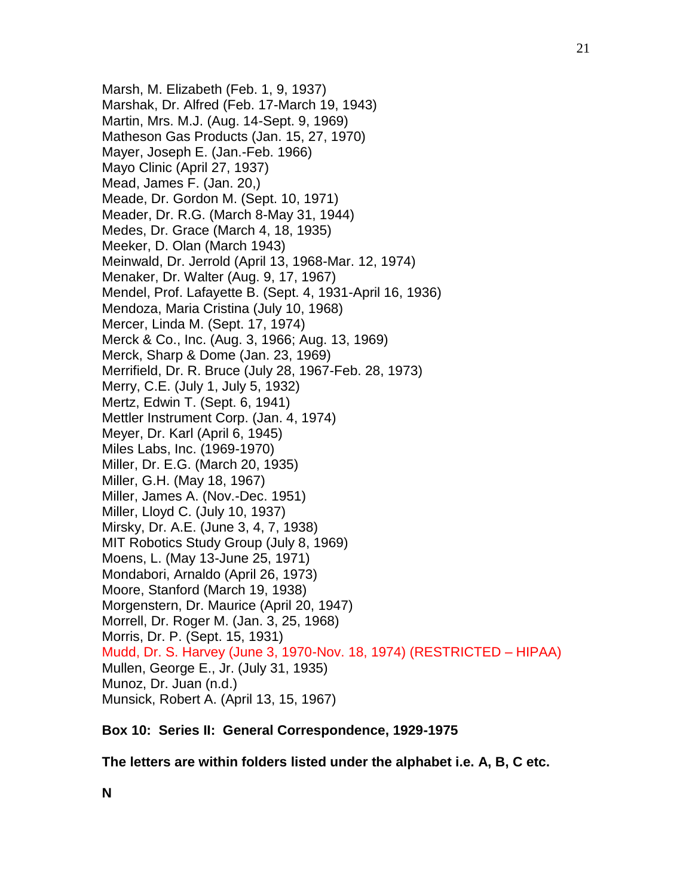Marsh, M. Elizabeth (Feb. 1, 9, 1937)
Marshak, Dr. Alfred (Feb. 17-March 19, 1943)
Martin, Mrs. M.J. (Aug. 14-Sept. 9, 1969)
Matheson Gas Products (Jan. 15, 27, 1970)
Mayer, Joseph E. (Jan.-Feb. 1966)
Mayo Clinic (April 27, 1937)
Mead, James F. (Jan. 20,)
Meade, Dr. Gordon M. (Sept. 10, 1971)
Meader, Dr. R.G. (March 8-May 31, 1944)
Medes, Dr. Grace (March 4, 18, 1935)
Meeker, D. Olan (March 1943)
Meinwald, Dr. Jerrold (April 13, 1968-Mar. 12, 1974)
Menaker, Dr. Walter (Aug. 9, 17, 1967)
Mendel, Prof. Lafayette B. (Sept. 4, 1931-April 16, 1936)
Mendoza, Maria Cristina (July 10, 1968)
Mercer, Linda M. (Sept. 17, 1974)
Merck & Co., Inc. (Aug. 3, 1966; Aug. 13, 1969)
Merck, Sharp & Dome (Jan. 23, 1969)
Merrifield, Dr. R. Bruce (July 28, 1967-Feb. 28, 1973)
Merry, C.E. (July 1, July 5, 1932)
Mertz, Edwin T. (Sept. 6, 1941)
Mettler Instrument Corp. (Jan. 4, 1974)
Meyer, Dr. Karl (April 6, 1945)
Miles Labs, Inc. (1969-1970)
Miller, Dr. E.G. (March 20, 1935)
Miller, G.H. (May 18, 1967)
Miller, James A. (Nov.-Dec. 1951)
Miller, Lloyd C. (July 10, 1937)
Mirsky, Dr. A.E. (June 3, 4, 7, 1938)
MIT Robotics Study Group (July 8, 1969)
Moens, L. (May 13-June 25, 1971)
Mondabori, Arnaldo (April 26, 1973)
Moore, Stanford (March 19, 1938)
Morgenstern, Dr. Maurice (April 20, 1947)
Morrell, Dr. Roger M. (Jan. 3, 25, 1968)
Morris, Dr. P. (Sept. 15, 1931)
Mudd, Dr. S. Harvey (June 3, 1970-Nov. 18, 1974) (RESTRICTED – HIPAA)
Mullen, George E., Jr. (July 31, 1935)
Munoz, Dr. Juan (n.d.)
Munsick, Robert A. (April 13, 15, 1967)

**Box 10: Series II: General Correspondence, 1929-1975**

**The letters are within folders listed under the alphabet i.e. A, B, C etc.**

**N**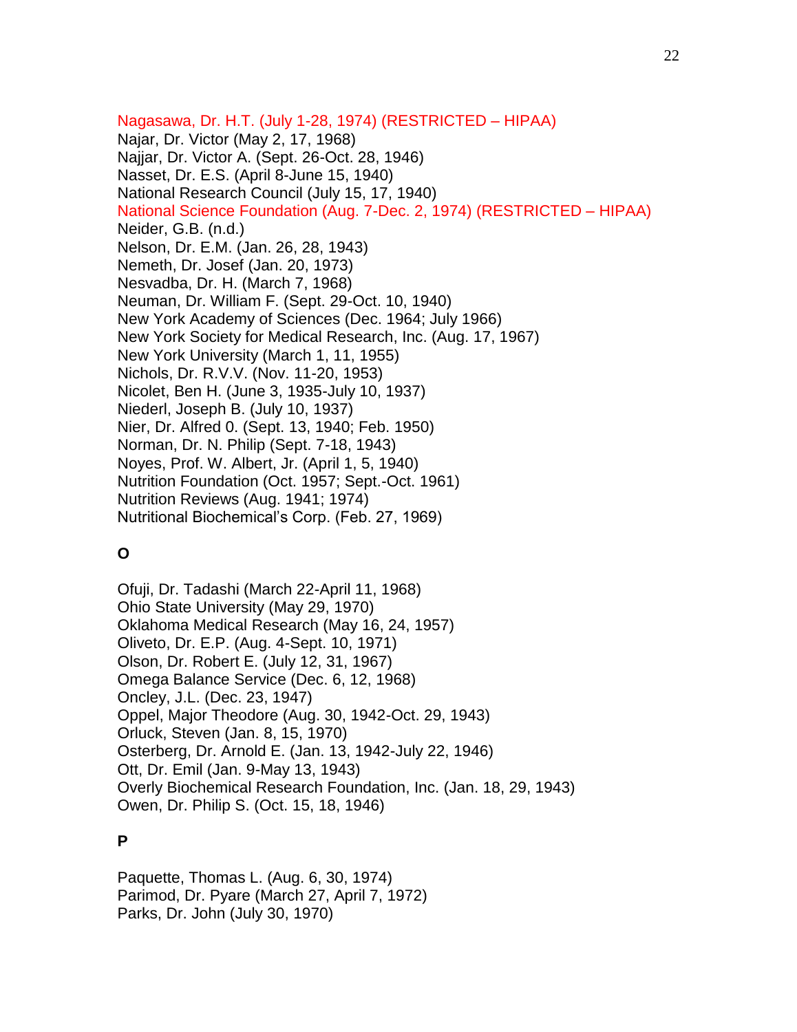Nagasawa, Dr. H.T. (July 1-28, 1974) (RESTRICTED – HIPAA)
Najar, Dr. Victor (May 2, 17, 1968)
Najjar, Dr. Victor A. (Sept. 26-Oct. 28, 1946)
Nasset, Dr. E.S. (April 8-June 15, 1940)
National Research Council (July 15, 17, 1940)
National Science Foundation (Aug. 7-Dec. 2, 1974) (RESTRICTED – HIPAA)
Neider, G.B. (n.d.)
Nelson, Dr. E.M. (Jan. 26, 28, 1943)
Nemeth, Dr. Josef (Jan. 20, 1973)
Nesvadba, Dr. H. (March 7, 1968)
Neuman, Dr. William F. (Sept. 29-Oct. 10, 1940)
New York Academy of Sciences (Dec. 1964; July 1966)
New York Society for Medical Research, Inc. (Aug. 17, 1967)
New York University (March 1, 11, 1955)
Nichols, Dr. R.V.V. (Nov. 11-20, 1953)
Nicolet, Ben H. (June 3, 1935-July 10, 1937)
Niederl, Joseph B. (July 10, 1937)
Nier, Dr. Alfred 0. (Sept. 13, 1940; Feb. 1950)
Norman, Dr. N. Philip (Sept. 7-18, 1943)
Noyes, Prof. W. Albert, Jr. (April 1, 5, 1940)
Nutrition Foundation (Oct. 1957; Sept.-Oct. 1961)
Nutrition Reviews (Aug. 1941; 1974)
Nutritional Biochemical's Corp. (Feb. 27, 1969)

**O**

Ofuji, Dr. Tadashi (March 22-April 11, 1968)
Ohio State University (May 29, 1970)
Oklahoma Medical Research (May 16, 24, 1957)
Oliveto, Dr. E.P. (Aug. 4-Sept. 10, 1971)
Olson, Dr. Robert E. (July 12, 31, 1967)
Omega Balance Service (Dec. 6, 12, 1968)
Oncley, J.L. (Dec. 23, 1947)
Oppel, Major Theodore (Aug. 30, 1942-Oct. 29, 1943)
Orluck, Steven (Jan. 8, 15, 1970)
Osterberg, Dr. Arnold E. (Jan. 13, 1942-July 22, 1946)
Ott, Dr. Emil (Jan. 9-May 13, 1943)
Overly Biochemical Research Foundation, Inc. (Jan. 18, 29, 1943)
Owen, Dr. Philip S. (Oct. 15, 18, 1946)

**P**

Paquette, Thomas L. (Aug. 6, 30, 1974)
Parimod, Dr. Pyare (March 27, April 7, 1972)
Parks, Dr. John (July 30, 1970)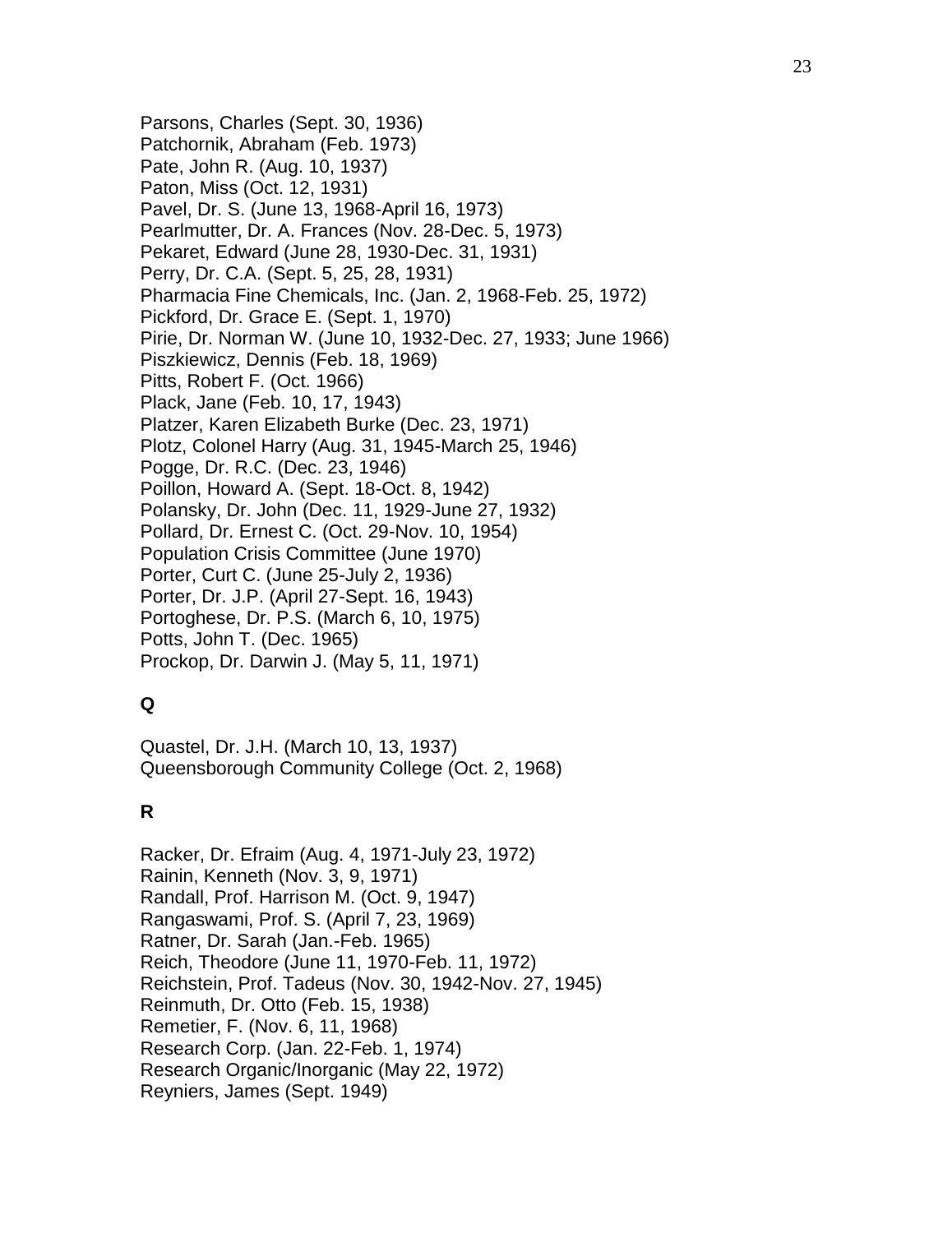Parsons, Charles (Sept. 30, 1936)
Patchornik, Abraham (Feb. 1973)
Pate, John R. (Aug. 10, 1937)
Paton, Miss (Oct. 12, 1931)
Pavel, Dr. S. (June 13, 1968-April 16, 1973)
Pearlmutter, Dr. A. Frances (Nov. 28-Dec. 5, 1973)
Pekaret, Edward (June 28, 1930-Dec. 31, 1931)
Perry, Dr. C.A. (Sept. 5, 25, 28, 1931)
Pharmacia Fine Chemicals, Inc. (Jan. 2, 1968-Feb. 25, 1972)
Pickford, Dr. Grace E. (Sept. 1, 1970)
Pirie, Dr. Norman W. (June 10, 1932-Dec. 27, 1933; June 1966)
Piszkiewicz, Dennis (Feb. 18, 1969)
Pitts, Robert F. (Oct. 1966)
Plack, Jane (Feb. 10, 17, 1943)
Platzer, Karen Elizabeth Burke (Dec. 23, 1971)
Plotz, Colonel Harry (Aug. 31, 1945-March 25, 1946)
Pogge, Dr. R.C. (Dec. 23, 1946)
Poillon, Howard A. (Sept. 18-Oct. 8, 1942)
Polansky, Dr. John (Dec. 11, 1929-June 27, 1932)
Pollard, Dr. Ernest C. (Oct. 29-Nov. 10, 1954)
Population Crisis Committee (June 1970)
Porter, Curt C. (June 25-July 2, 1936)
Porter, Dr. J.P. (April 27-Sept. 16, 1943)
Portoghese, Dr. P.S. (March 6, 10, 1975)
Potts, John T. (Dec. 1965)
Prockop, Dr. Darwin J. (May 5, 11, 1971)

**Q**

Quastel, Dr. J.H. (March 10, 13, 1937)
Queensborough Community College (Oct. 2, 1968)

**R**

Racker, Dr. Efraim (Aug. 4, 1971-July 23, 1972)
Rainin, Kenneth (Nov. 3, 9, 1971)
Randall, Prof. Harrison M. (Oct. 9, 1947)
Rangaswami, Prof. S. (April 7, 23, 1969)
Ratner, Dr. Sarah (Jan.-Feb. 1965)
Reich, Theodore (June 11, 1970-Feb. 11, 1972)
Reichstein, Prof. Tadeus (Nov. 30, 1942-Nov. 27, 1945)
Reinmuth, Dr. Otto (Feb. 15, 1938)
Remetier, F. (Nov. 6, 11, 1968)
Research Corp. (Jan. 22-Feb. 1, 1974)
Research Organic/Inorganic (May 22, 1972)
Reyniers, James (Sept. 1949)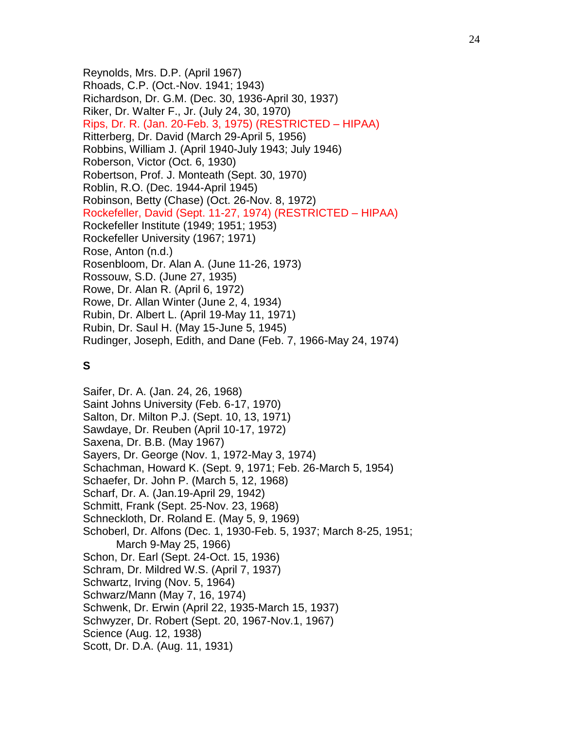Reynolds, Mrs. D.P. (April 1967)
Rhoads, C.P. (Oct.-Nov. 1941; 1943)
Richardson, Dr. G.M. (Dec. 30, 1936-April 30, 1937)
Riker, Dr. Walter F., Jr. (July 24, 30, 1970)
Rips, Dr. R. (Jan. 20-Feb. 3, 1975) (RESTRICTED – HIPAA)
Ritterberg, Dr. David (March 29-April 5, 1956)
Robbins, William J. (April 1940-July 1943; July 1946)
Roberson, Victor (Oct. 6, 1930)
Robertson, Prof. J. Monteath (Sept. 30, 1970)
Roblin, R.O. (Dec. 1944-April 1945)
Robinson, Betty (Chase) (Oct. 26-Nov. 8, 1972)
Rockefeller, David (Sept. 11-27, 1974) (RESTRICTED – HIPAA)
Rockefeller Institute (1949; 1951; 1953)
Rockefeller University (1967; 1971)
Rose, Anton (n.d.)
Rosenbloom, Dr. Alan A. (June 11-26, 1973)
Rossouw, S.D. (June 27, 1935)
Rowe, Dr. Alan R. (April 6, 1972)
Rowe, Dr. Allan Winter (June 2, 4, 1934)
Rubin, Dr. Albert L. (April 19-May 11, 1971)
Rubin, Dr. Saul H. (May 15-June 5, 1945)
Rudinger, Joseph, Edith, and Dane (Feb. 7, 1966-May 24, 1974)

**S**

Saifer, Dr. A. (Jan. 24, 26, 1968)
Saint Johns University (Feb. 6-17, 1970)
Salton, Dr. Milton P.J. (Sept. 10, 13, 1971)
Sawdaye, Dr. Reuben (April 10-17, 1972)
Saxena, Dr. B.B. (May 1967)
Sayers, Dr. George (Nov. 1, 1972-May 3, 1974)
Schachman, Howard K. (Sept. 9, 1971; Feb. 26-March 5, 1954)
Schaefer, Dr. John P. (March 5, 12, 1968)
Scharf, Dr. A. (Jan.19-April 29, 1942)
Schmitt, Frank (Sept. 25-Nov. 23, 1968)
Schneckloth, Dr. Roland E. (May 5, 9, 1969)
Schoberl, Dr. Alfons (Dec. 1, 1930-Feb. 5, 1937; March 8-25, 1951; March 9-May 25, 1966)
Schon, Dr. Earl (Sept. 24-Oct. 15, 1936)
Schram, Dr. Mildred W.S. (April 7, 1937)
Schwartz, Irving (Nov. 5, 1964)
Schwarz/Mann (May 7, 16, 1974)
Schwenk, Dr. Erwin (April 22, 1935-March 15, 1937)
Schwyzer, Dr. Robert (Sept. 20, 1967-Nov.1, 1967)
Science (Aug. 12, 1938)
Scott, Dr. D.A. (Aug. 11, 1931)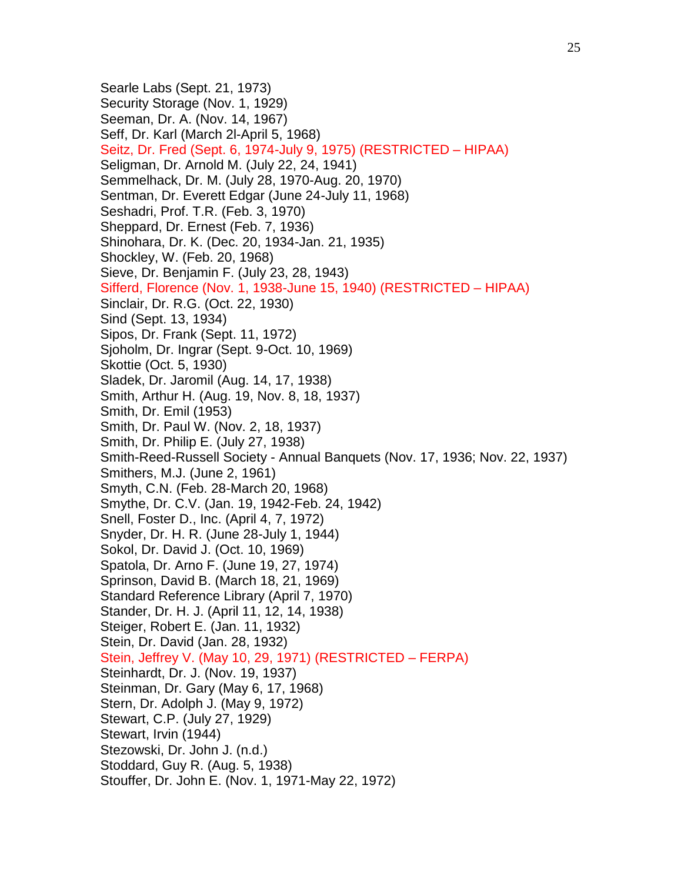Searle Labs (Sept. 21, 1973)
Security Storage (Nov. 1, 1929)
Seeman, Dr. A. (Nov. 14, 1967)
Seff, Dr. Karl (March 2l-April 5, 1968)
Seitz, Dr. Fred (Sept. 6, 1974-July 9, 1975) (RESTRICTED – HIPAA)
Seligman, Dr. Arnold M. (July 22, 24, 1941)
Semmelhack, Dr. M. (July 28, 1970-Aug. 20, 1970)
Sentman, Dr. Everett Edgar (June 24-July 11, 1968)
Seshadri, Prof. T.R. (Feb. 3, 1970)
Sheppard, Dr. Ernest (Feb. 7, 1936)
Shinohara, Dr. K. (Dec. 20, 1934-Jan. 21, 1935)
Shockley, W. (Feb. 20, 1968)
Sieve, Dr. Benjamin F. (July 23, 28, 1943)
Sifferd, Florence (Nov. 1, 1938-June 15, 1940) (RESTRICTED – HIPAA)
Sinclair, Dr. R.G. (Oct. 22, 1930)
Sind (Sept. 13, 1934)
Sipos, Dr. Frank (Sept. 11, 1972)
Sjoholm, Dr. Ingrar (Sept. 9-Oct. 10, 1969)
Skottie (Oct. 5, 1930)
Sladek, Dr. Jaromil (Aug. 14, 17, 1938)
Smith, Arthur H. (Aug. 19, Nov. 8, 18, 1937)
Smith, Dr. Emil (1953)
Smith, Dr. Paul W. (Nov. 2, 18, 1937)
Smith, Dr. Philip E. (July 27, 1938)
Smith-Reed-Russell Society - Annual Banquets (Nov. 17, 1936; Nov. 22, 1937)
Smithers, M.J. (June 2, 1961)
Smyth, C.N. (Feb. 28-March 20, 1968)
Smythe, Dr. C.V. (Jan. 19, 1942-Feb. 24, 1942)
Snell, Foster D., Inc. (April 4, 7, 1972)
Snyder, Dr. H. R. (June 28-July 1, 1944)
Sokol, Dr. David J. (Oct. 10, 1969)
Spatola, Dr. Arno F. (June 19, 27, 1974)
Sprinson, David B. (March 18, 21, 1969)
Standard Reference Library (April 7, 1970)
Stander, Dr. H. J. (April 11, 12, 14, 1938)
Steiger, Robert E. (Jan. 11, 1932)
Stein, Dr. David (Jan. 28, 1932)
Stein, Jeffrey V. (May 10, 29, 1971) (RESTRICTED – FERPA)
Steinhardt, Dr. J. (Nov. 19, 1937)
Steinman, Dr. Gary (May 6, 17, 1968)
Stern, Dr. Adolph J. (May 9, 1972)
Stewart, C.P. (July 27, 1929)
Stewart, Irvin (1944)
Stezowski, Dr. John J. (n.d.)
Stoddard, Guy R. (Aug. 5, 1938)
Stouffer, Dr. John E. (Nov. 1, 1971-May 22, 1972)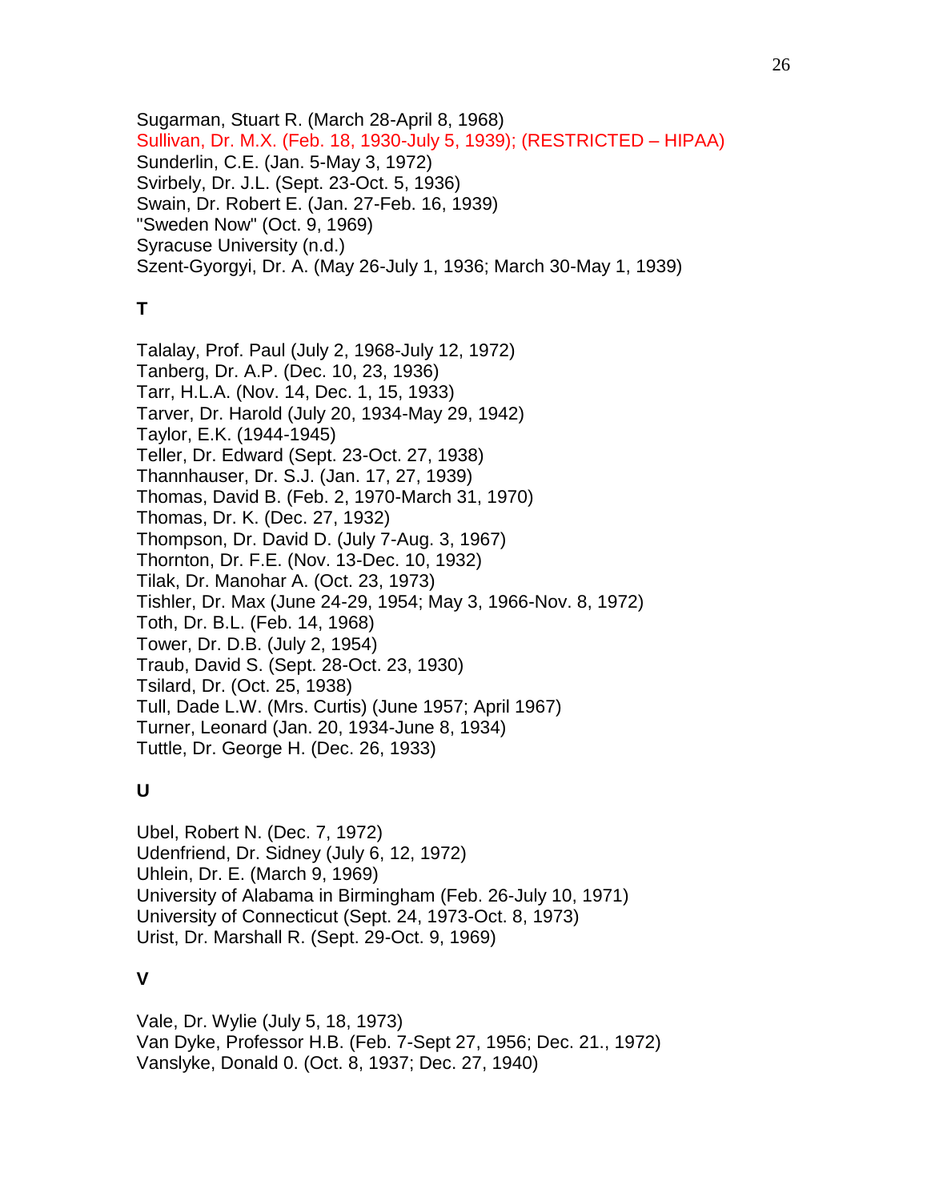Sugarman, Stuart R. (March 28-April 8, 1968)
Sullivan, Dr. M.X. (Feb. 18, 1930-July 5, 1939); (RESTRICTED – HIPAA)
Sunderlin, C.E. (Jan. 5-May 3, 1972)
Svirbely, Dr. J.L. (Sept. 23-Oct. 5, 1936)
Swain, Dr. Robert E. (Jan. 27-Feb. 16, 1939)
"Sweden Now" (Oct. 9, 1969)
Syracuse University (n.d.)
Szent-Gyorgyi, Dr. A. (May 26-July 1, 1936; March 30-May 1, 1939)

**T**

Talalay, Prof. Paul (July 2, 1968-July 12, 1972)
Tanberg, Dr. A.P. (Dec. 10, 23, 1936)
Tarr, H.L.A. (Nov. 14, Dec. 1, 15, 1933)
Tarver, Dr. Harold (July 20, 1934-May 29, 1942)
Taylor, E.K. (1944-1945)
Teller, Dr. Edward (Sept. 23-Oct. 27, 1938)
Thannhauser, Dr. S.J. (Jan. 17, 27, 1939)
Thomas, David B. (Feb. 2, 1970-March 31, 1970)
Thomas, Dr. K. (Dec. 27, 1932)
Thompson, Dr. David D. (July 7-Aug. 3, 1967)
Thornton, Dr. F.E. (Nov. 13-Dec. 10, 1932)
Tilak, Dr. Manohar A. (Oct. 23, 1973)
Tishler, Dr. Max (June 24-29, 1954; May 3, 1966-Nov. 8, 1972)
Toth, Dr. B.L. (Feb. 14, 1968)
Tower, Dr. D.B. (July 2, 1954)
Traub, David S. (Sept. 28-Oct. 23, 1930)
Tsilard, Dr. (Oct. 25, 1938)
Tull, Dade L.W. (Mrs. Curtis) (June 1957; April 1967)
Turner, Leonard (Jan. 20, 1934-June 8, 1934)
Tuttle, Dr. George H. (Dec. 26, 1933)

**U**

Ubel, Robert N. (Dec. 7, 1972)
Udenfriend, Dr. Sidney (July 6, 12, 1972)
Uhlein, Dr. E. (March 9, 1969)
University of Alabama in Birmingham (Feb. 26-July 10, 1971)
University of Connecticut (Sept. 24, 1973-Oct. 8, 1973)
Urist, Dr. Marshall R. (Sept. 29-Oct. 9, 1969)

**V**

Vale, Dr. Wylie (July 5, 18, 1973)
Van Dyke, Professor H.B. (Feb. 7-Sept 27, 1956; Dec. 21., 1972)
Vanslyke, Donald 0. (Oct. 8, 1937; Dec. 27, 1940)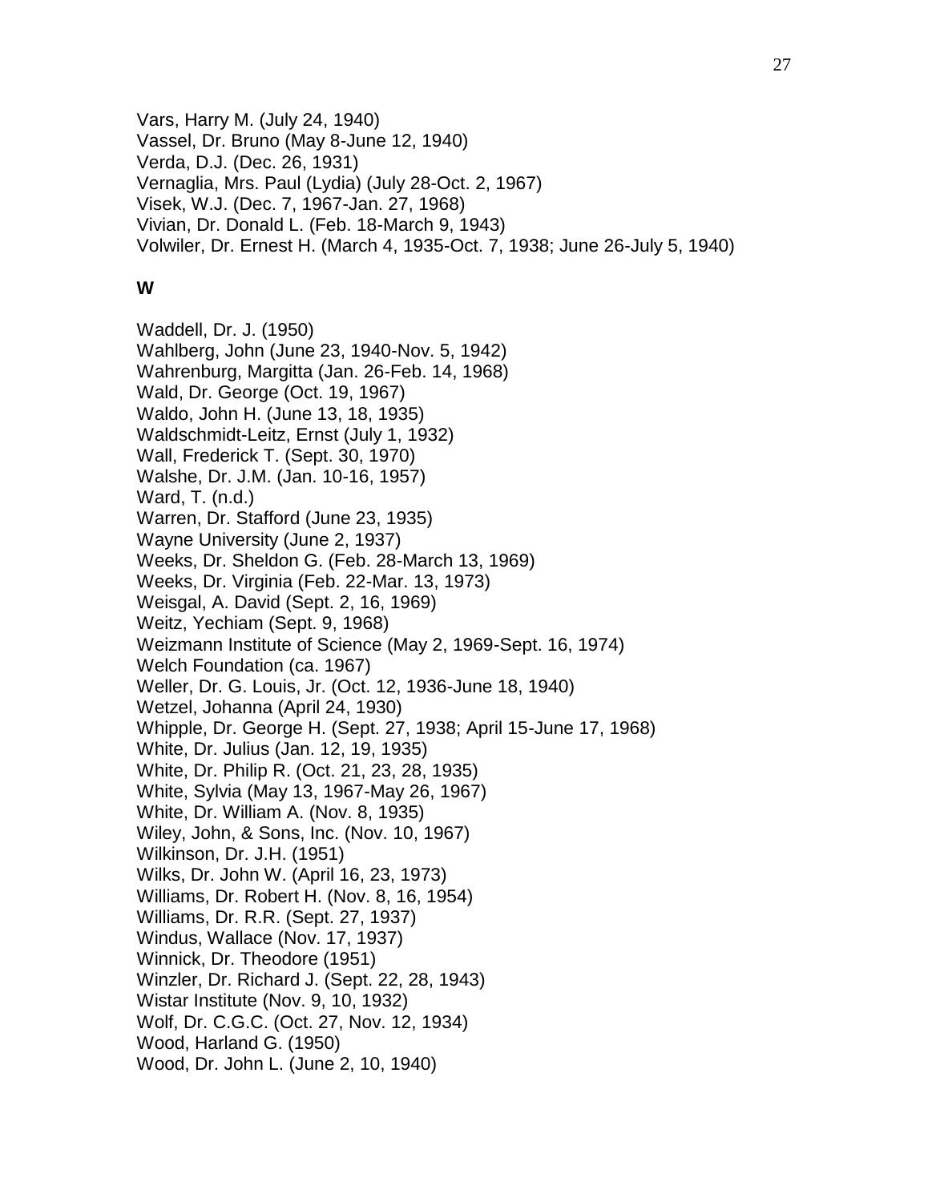Vars, Harry M. (July 24, 1940)
Vassel, Dr. Bruno (May 8-June 12, 1940)
Verda, D.J. (Dec. 26, 1931)
Vernaglia, Mrs. Paul (Lydia) (July 28-Oct. 2, 1967)
Visek, W.J. (Dec. 7, 1967-Jan. 27, 1968)
Vivian, Dr. Donald L. (Feb. 18-March 9, 1943)
Volwiler, Dr. Ernest H. (March 4, 1935-Oct. 7, 1938; June 26-July 5, 1940)

**W**

Waddell, Dr. J. (1950)
Wahlberg, John (June 23, 1940-Nov. 5, 1942)
Wahrenburg, Margitta (Jan. 26-Feb. 14, 1968)
Wald, Dr. George (Oct. 19, 1967)
Waldo, John H. (June 13, 18, 1935)
Waldschmidt-Leitz, Ernst (July 1, 1932)
Wall, Frederick T. (Sept. 30, 1970)
Walshe, Dr. J.M. (Jan. 10-16, 1957)
Ward, T. (n.d.)
Warren, Dr. Stafford (June 23, 1935)
Wayne University (June 2, 1937)
Weeks, Dr. Sheldon G. (Feb. 28-March 13, 1969)
Weeks, Dr. Virginia (Feb. 22-Mar. 13, 1973)
Weisgal, A. David (Sept. 2, 16, 1969)
Weitz, Yechiam (Sept. 9, 1968)
Weizmann Institute of Science (May 2, 1969-Sept. 16, 1974)
Welch Foundation (ca. 1967)
Weller, Dr. G. Louis, Jr. (Oct. 12, 1936-June 18, 1940)
Wetzel, Johanna (April 24, 1930)
Whipple, Dr. George H. (Sept. 27, 1938; April 15-June 17, 1968)
White, Dr. Julius (Jan. 12, 19, 1935)
White, Dr. Philip R. (Oct. 21, 23, 28, 1935)
White, Sylvia (May 13, 1967-May 26, 1967)
White, Dr. William A. (Nov. 8, 1935)
Wiley, John, & Sons, Inc. (Nov. 10, 1967)
Wilkinson, Dr. J.H. (1951)
Wilks, Dr. John W. (April 16, 23, 1973)
Williams, Dr. Robert H. (Nov. 8, 16, 1954)
Williams, Dr. R.R. (Sept. 27, 1937)
Windus, Wallace (Nov. 17, 1937)
Winnick, Dr. Theodore (1951)
Winzler, Dr. Richard J. (Sept. 22, 28, 1943)
Wistar Institute (Nov. 9, 10, 1932)
Wolf, Dr. C.G.C. (Oct. 27, Nov. 12, 1934)
Wood, Harland G. (1950)
Wood, Dr. John L. (June 2, 10, 1940)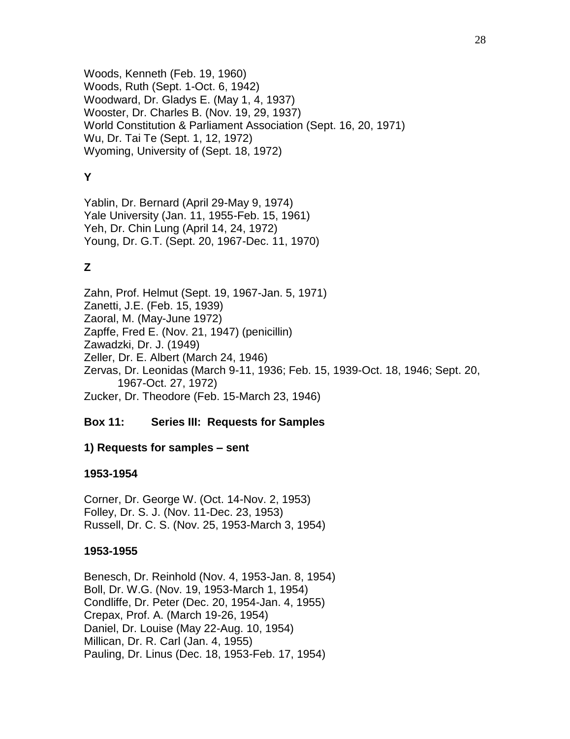Woods, Kenneth (Feb. 19, 1960)
Woods, Ruth (Sept. 1-Oct. 6, 1942)
Woodward, Dr. Gladys E. (May 1, 4, 1937)
Wooster, Dr. Charles B. (Nov. 19, 29, 1937)
World Constitution & Parliament Association (Sept. 16, 20, 1971)
Wu, Dr. Tai Te (Sept. 1, 12, 1972)
Wyoming, University of (Sept. 18, 1972)

**Y**

Yablin, Dr. Bernard (April 29-May 9, 1974)
Yale University (Jan. 11, 1955-Feb. 15, 1961)
Yeh, Dr. Chin Lung (April 14, 24, 1972)
Young, Dr. G.T. (Sept. 20, 1967-Dec. 11, 1970)

**Z**

Zahn, Prof. Helmut (Sept. 19, 1967-Jan. 5, 1971)
Zanetti, J.E. (Feb. 15, 1939)
Zaoral, M. (May-June 1972)
Zapffe, Fred E. (Nov. 21, 1947) (penicillin)
Zawadzki, Dr. J. (1949)
Zeller, Dr. E. Albert (March 24, 1946)
Zervas, Dr. Leonidas (March 9-11, 1936; Feb. 15, 1939-Oct. 18, 1946; Sept. 20, 1967-Oct. 27, 1972)
Zucker, Dr. Theodore (Feb. 15-March 23, 1946)

**Box 11: Series III: Requests for Samples**

**1) Requests for samples – sent**

**1953-1954**

Corner, Dr. George W. (Oct. 14-Nov. 2, 1953)
Folley, Dr. S. J. (Nov. 11-Dec. 23, 1953)
Russell, Dr. C. S. (Nov. 25, 1953-March 3, 1954)

**1953-1955**

Benesch, Dr. Reinhold (Nov. 4, 1953-Jan. 8, 1954)
Boll, Dr. W.G. (Nov. 19, 1953-March 1, 1954)
Condliffe, Dr. Peter (Dec. 20, 1954-Jan. 4, 1955)
Crepax, Prof. A. (March 19-26, 1954)
Daniel, Dr. Louise (May 22-Aug. 10, 1954)
Millican, Dr. R. Carl (Jan. 4, 1955)
Pauling, Dr. Linus (Dec. 18, 1953-Feb. 17, 1954)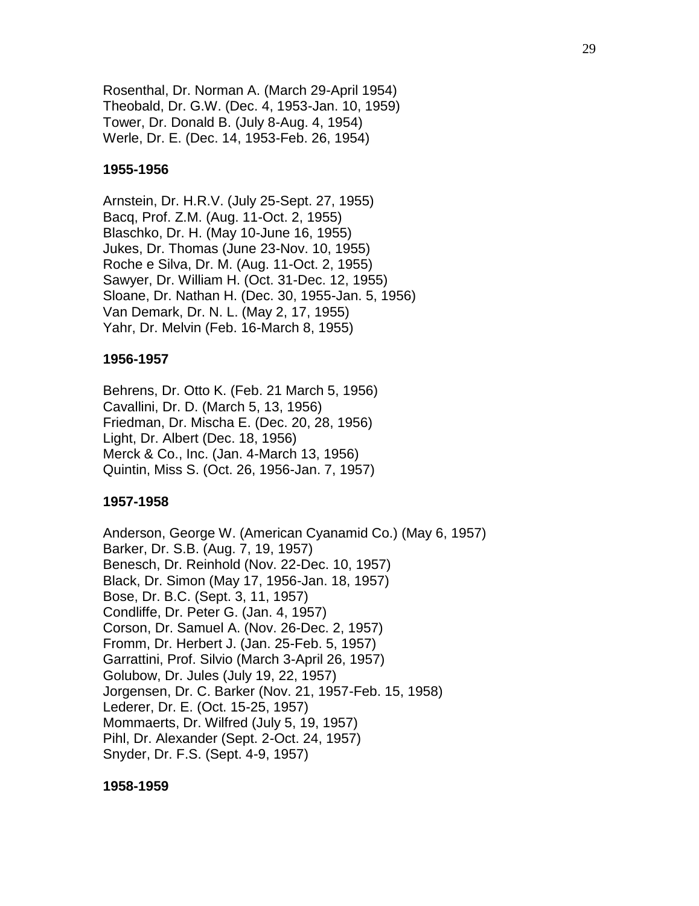Rosenthal, Dr. Norman A. (March 29-April 1954)
Theobald, Dr. G.W. (Dec. 4, 1953-Jan. 10, 1959)
Tower, Dr. Donald B. (July 8-Aug. 4, 1954)
Werle, Dr. E. (Dec. 14, 1953-Feb. 26, 1954)

**1955-1956**

Arnstein, Dr. H.R.V. (July 25-Sept. 27, 1955)
Bacq, Prof. Z.M. (Aug. 11-Oct. 2, 1955)
Blaschko, Dr. H. (May 10-June 16, 1955)
Jukes, Dr. Thomas (June 23-Nov. 10, 1955)
Roche e Silva, Dr. M. (Aug. 11-Oct. 2, 1955)
Sawyer, Dr. William H. (Oct. 31-Dec. 12, 1955)
Sloane, Dr. Nathan H. (Dec. 30, 1955-Jan. 5, 1956)
Van Demark, Dr. N. L. (May 2, 17, 1955)
Yahr, Dr. Melvin (Feb. 16-March 8, 1955)

**1956-1957**

Behrens, Dr. Otto K. (Feb. 21 March 5, 1956)
Cavallini, Dr. D. (March 5, 13, 1956)
Friedman, Dr. Mischa E. (Dec. 20, 28, 1956)
Light, Dr. Albert (Dec. 18, 1956)
Merck & Co., Inc. (Jan. 4-March 13, 1956)
Quintin, Miss S. (Oct. 26, 1956-Jan. 7, 1957)

**1957-1958**

Anderson, George W. (American Cyanamid Co.) (May 6, 1957)
Barker, Dr. S.B. (Aug. 7, 19, 1957)
Benesch, Dr. Reinhold (Nov. 22-Dec. 10, 1957)
Black, Dr. Simon (May 17, 1956-Jan. 18, 1957)
Bose, Dr. B.C. (Sept. 3, 11, 1957)
Condliffe, Dr. Peter G. (Jan. 4, 1957)
Corson, Dr. Samuel A. (Nov. 26-Dec. 2, 1957)
Fromm, Dr. Herbert J. (Jan. 25-Feb. 5, 1957)
Garrattini, Prof. Silvio (March 3-April 26, 1957)
Golubow, Dr. Jules (July 19, 22, 1957)
Jorgensen, Dr. C. Barker (Nov. 21, 1957-Feb. 15, 1958)
Lederer, Dr. E. (Oct. 15-25, 1957)
Mommaerts, Dr. Wilfred (July 5, 19, 1957)
Pihl, Dr. Alexander (Sept. 2-Oct. 24, 1957)
Snyder, Dr. F.S. (Sept. 4-9, 1957)

**1958-1959**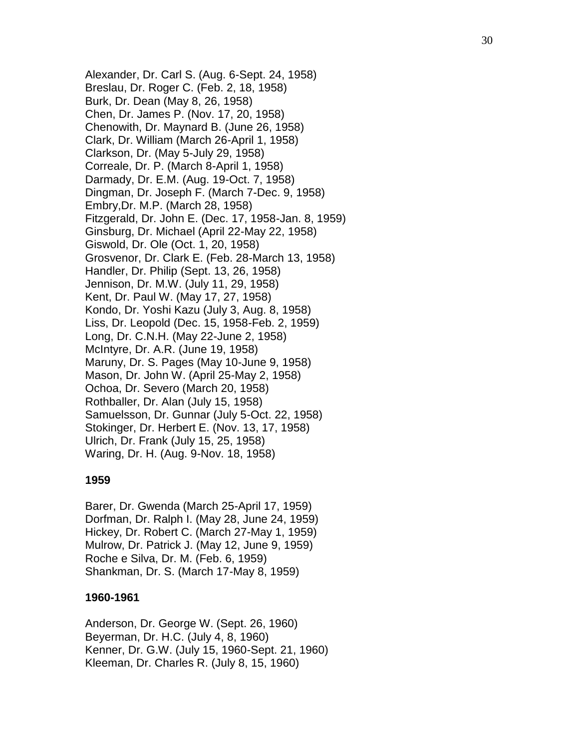Alexander, Dr. Carl S. (Aug. 6-Sept. 24, 1958)
Breslau, Dr. Roger C. (Feb. 2, 18, 1958)
Burk, Dr. Dean (May 8, 26, 1958)
Chen, Dr. James P. (Nov. 17, 20, 1958)
Chenowith, Dr. Maynard B. (June 26, 1958)
Clark, Dr. William (March 26-April 1, 1958)
Clarkson, Dr. (May 5-July 29, 1958)
Correale, Dr. P. (March 8-April 1, 1958)
Darmady, Dr. E.M. (Aug. 19-Oct. 7, 1958)
Dingman, Dr. Joseph F. (March 7-Dec. 9, 1958)
Embry,Dr. M.P. (March 28, 1958)
Fitzgerald, Dr. John E. (Dec. 17, 1958-Jan. 8, 1959)
Ginsburg, Dr. Michael (April 22-May 22, 1958)
Giswold, Dr. Ole (Oct. 1, 20, 1958)
Grosvenor, Dr. Clark E. (Feb. 28-March 13, 1958)
Handler, Dr. Philip (Sept. 13, 26, 1958)
Jennison, Dr. M.W. (July 11, 29, 1958)
Kent, Dr. Paul W. (May 17, 27, 1958)
Kondo, Dr. Yoshi Kazu (July 3, Aug. 8, 1958)
Liss, Dr. Leopold (Dec. 15, 1958-Feb. 2, 1959)
Long, Dr. C.N.H. (May 22-June 2, 1958)
McIntyre, Dr. A.R. (June 19, 1958)
Maruny, Dr. S. Pages (May 10-June 9, 1958)
Mason, Dr. John W. (April 25-May 2, 1958)
Ochoa, Dr. Severo (March 20, 1958)
Rothballer, Dr. Alan (July 15, 1958)
Samuelsson, Dr. Gunnar (July 5-Oct. 22, 1958)
Stokinger, Dr. Herbert E. (Nov. 13, 17, 1958)
Ulrich, Dr. Frank (July 15, 25, 1958)
Waring, Dr. H. (Aug. 9-Nov. 18, 1958)

**1959**

Barer, Dr. Gwenda (March 25-April 17, 1959)
Dorfman, Dr. Ralph I. (May 28, June 24, 1959)
Hickey, Dr. Robert C. (March 27-May 1, 1959)
Mulrow, Dr. Patrick J. (May 12, June 9, 1959)
Roche e Silva, Dr. M. (Feb. 6, 1959)
Shankman, Dr. S. (March 17-May 8, 1959)

**1960-1961**

Anderson, Dr. George W. (Sept. 26, 1960)
Beyerman, Dr. H.C. (July 4, 8, 1960)
Kenner, Dr. G.W. (July 15, 1960-Sept. 21, 1960)
Kleeman, Dr. Charles R. (July 8, 15, 1960)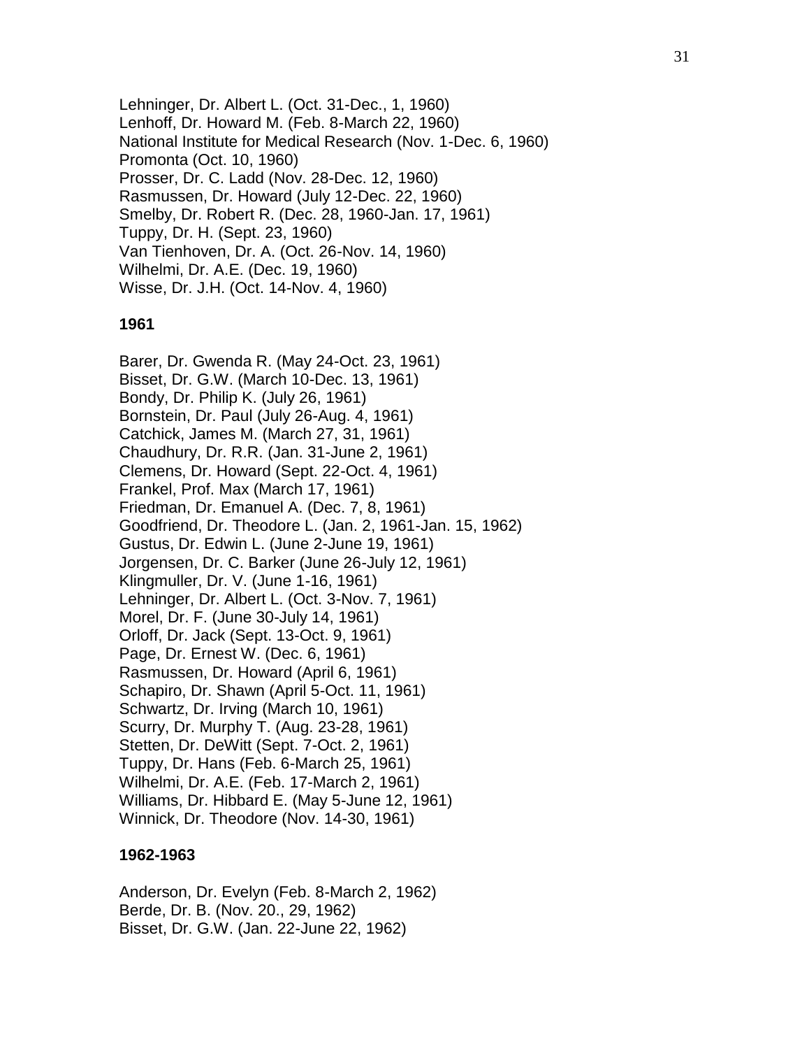Lehninger, Dr. Albert L. (Oct. 31-Dec., 1, 1960)
Lenhoff, Dr. Howard M. (Feb. 8-March 22, 1960)
National Institute for Medical Research (Nov. 1-Dec. 6, 1960)
Promonta (Oct. 10, 1960)
Prosser, Dr. C. Ladd (Nov. 28-Dec. 12, 1960)
Rasmussen, Dr. Howard (July 12-Dec. 22, 1960)
Smelby, Dr. Robert R. (Dec. 28, 1960-Jan. 17, 1961)
Tuppy, Dr. H. (Sept. 23, 1960)
Van Tienhoven, Dr. A. (Oct. 26-Nov. 14, 1960)
Wilhelmi, Dr. A.E. (Dec. 19, 1960)
Wisse, Dr. J.H. (Oct. 14-Nov. 4, 1960)

**1961**

Barer, Dr. Gwenda R. (May 24-Oct. 23, 1961)
Bisset, Dr. G.W. (March 10-Dec. 13, 1961)
Bondy, Dr. Philip K. (July 26, 1961)
Bornstein, Dr. Paul (July 26-Aug. 4, 1961)
Catchick, James M. (March 27, 31, 1961)
Chaudhury, Dr. R.R. (Jan. 31-June 2, 1961)
Clemens, Dr. Howard (Sept. 22-Oct. 4, 1961)
Frankel, Prof. Max (March 17, 1961)
Friedman, Dr. Emanuel A. (Dec. 7, 8, 1961)
Goodfriend, Dr. Theodore L. (Jan. 2, 1961-Jan. 15, 1962)
Gustus, Dr. Edwin L. (June 2-June 19, 1961)
Jorgensen, Dr. C. Barker (June 26-July 12, 1961)
Klingmuller, Dr. V. (June 1-16, 1961)
Lehninger, Dr. Albert L. (Oct. 3-Nov. 7, 1961)
Morel, Dr. F. (June 30-July 14, 1961)
Orloff, Dr. Jack (Sept. 13-Oct. 9, 1961)
Page, Dr. Ernest W. (Dec. 6, 1961)
Rasmussen, Dr. Howard (April 6, 1961)
Schapiro, Dr. Shawn (April 5-Oct. 11, 1961)
Schwartz, Dr. Irving (March 10, 1961)
Scurry, Dr. Murphy T. (Aug. 23-28, 1961)
Stetten, Dr. DeWitt (Sept. 7-Oct. 2, 1961)
Tuppy, Dr. Hans (Feb. 6-March 25, 1961)
Wilhelmi, Dr. A.E. (Feb. 17-March 2, 1961)
Williams, Dr. Hibbard E. (May 5-June 12, 1961)
Winnick, Dr. Theodore (Nov. 14-30, 1961)

**1962-1963**

Anderson, Dr. Evelyn (Feb. 8-March 2, 1962)
Berde, Dr. B. (Nov. 20., 29, 1962)
Bisset, Dr. G.W. (Jan. 22-June 22, 1962)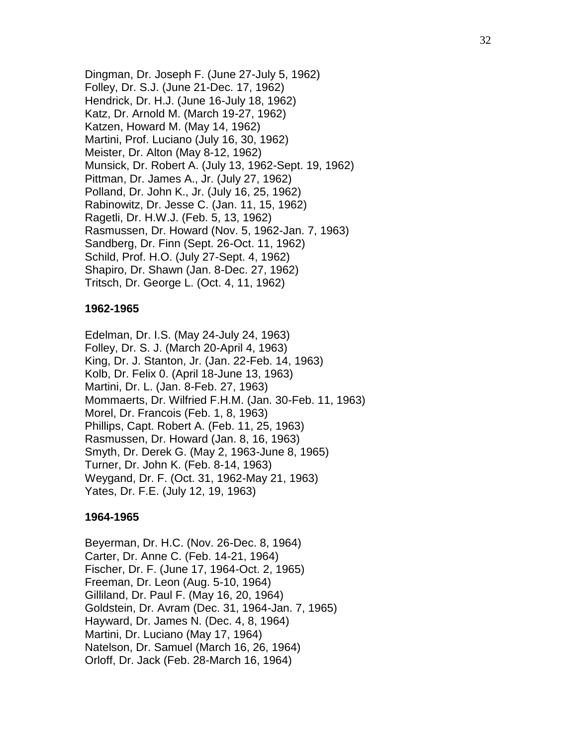Dingman, Dr. Joseph F. (June 27-July 5, 1962)
Folley, Dr. S.J. (June 21-Dec. 17, 1962)
Hendrick, Dr. H.J. (June 16-July 18, 1962)
Katz, Dr. Arnold M. (March 19-27, 1962)
Katzen, Howard M. (May 14, 1962)
Martini, Prof. Luciano (July 16, 30, 1962)
Meister, Dr. Alton (May 8-12, 1962)
Munsick, Dr. Robert A. (July 13, 1962-Sept. 19, 1962)
Pittman, Dr. James A., Jr. (July 27, 1962)
Polland, Dr. John K., Jr. (July 16, 25, 1962)
Rabinowitz, Dr. Jesse C. (Jan. 11, 15, 1962)
Ragetli, Dr. H.W.J. (Feb. 5, 13, 1962)
Rasmussen, Dr. Howard (Nov. 5, 1962-Jan. 7, 1963)
Sandberg, Dr. Finn (Sept. 26-Oct. 11, 1962)
Schild, Prof. H.O. (July 27-Sept. 4, 1962)
Shapiro, Dr. Shawn (Jan. 8-Dec. 27, 1962)
Tritsch, Dr. George L. (Oct. 4, 11, 1962)

**1962-1965**

Edelman, Dr. I.S. (May 24-July 24, 1963)
Folley, Dr. S. J. (March 20-April 4, 1963)
King, Dr. J. Stanton, Jr. (Jan. 22-Feb. 14, 1963)
Kolb, Dr. Felix 0. (April 18-June 13, 1963)
Martini, Dr. L. (Jan. 8-Feb. 27, 1963)
Mommaerts, Dr. Wilfried F.H.M. (Jan. 30-Feb. 11, 1963)
Morel, Dr. Francois (Feb. 1, 8, 1963)
Phillips, Capt. Robert A. (Feb. 11, 25, 1963)
Rasmussen, Dr. Howard (Jan. 8, 16, 1963)
Smyth, Dr. Derek G. (May 2, 1963-June 8, 1965)
Turner, Dr. John K. (Feb. 8-14, 1963)
Weygand, Dr. F. (Oct. 31, 1962-May 21, 1963)
Yates, Dr. F.E. (July 12, 19, 1963)

**1964-1965**

Beyerman, Dr. H.C. (Nov. 26-Dec. 8, 1964)
Carter, Dr. Anne C. (Feb. 14-21, 1964)
Fischer, Dr. F. (June 17, 1964-Oct. 2, 1965)
Freeman, Dr. Leon (Aug. 5-10, 1964)
Gilliland, Dr. Paul F. (May 16, 20, 1964)
Goldstein, Dr. Avram (Dec. 31, 1964-Jan. 7, 1965)
Hayward, Dr. James N. (Dec. 4, 8, 1964)
Martini, Dr. Luciano (May 17, 1964)
Natelson, Dr. Samuel (March 16, 26, 1964)
Orloff, Dr. Jack (Feb. 28-March 16, 1964)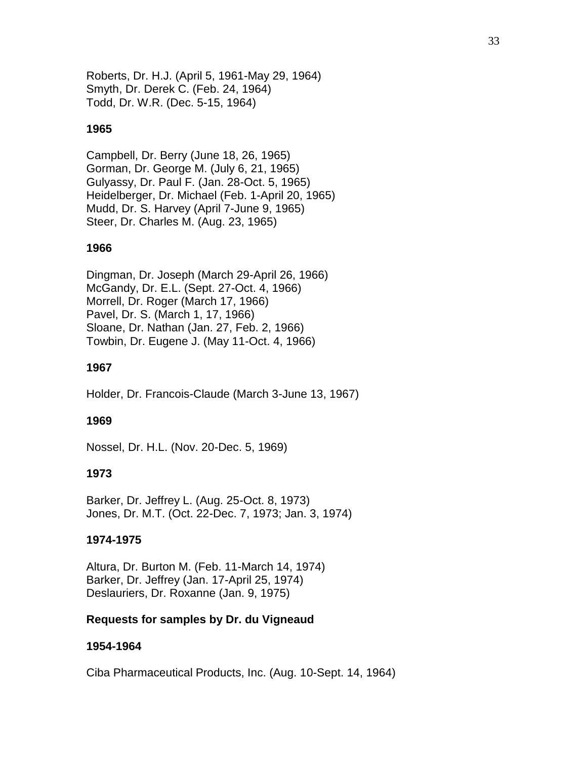Roberts, Dr. H.J. (April 5, 1961-May 29, 1964)
Smyth, Dr. Derek C. (Feb. 24, 1964)
Todd, Dr. W.R. (Dec. 5-15, 1964)

**1965**

Campbell, Dr. Berry (June 18, 26, 1965)
Gorman, Dr. George M. (July 6, 21, 1965)
Gulyassy, Dr. Paul F. (Jan. 28-Oct. 5, 1965)
Heidelberger, Dr. Michael (Feb. 1-April 20, 1965)
Mudd, Dr. S. Harvey (April 7-June 9, 1965)
Steer, Dr. Charles M. (Aug. 23, 1965)

**1966**

Dingman, Dr. Joseph (March 29-April 26, 1966)
McGandy, Dr. E.L. (Sept. 27-Oct. 4, 1966)
Morrell, Dr. Roger (March 17, 1966)
Pavel, Dr. S. (March 1, 17, 1966)
Sloane, Dr. Nathan (Jan. 27, Feb. 2, 1966)
Towbin, Dr. Eugene J. (May 11-Oct. 4, 1966)

**1967**

Holder, Dr. Francois-Claude (March 3-June 13, 1967)

**1969**

Nossel, Dr. H.L. (Nov. 20-Dec. 5, 1969)

**1973**

Barker, Dr. Jeffrey L. (Aug. 25-Oct. 8, 1973)
Jones, Dr. M.T. (Oct. 22-Dec. 7, 1973; Jan. 3, 1974)

**1974-1975**

Altura, Dr. Burton M. (Feb. 11-March 14, 1974)
Barker, Dr. Jeffrey (Jan. 17-April 25, 1974)
Deslauriers, Dr. Roxanne (Jan. 9, 1975)

**Requests for samples by Dr. du Vigneaud**

**1954-1964**

Ciba Pharmaceutical Products, Inc. (Aug. 10-Sept. 14, 1964)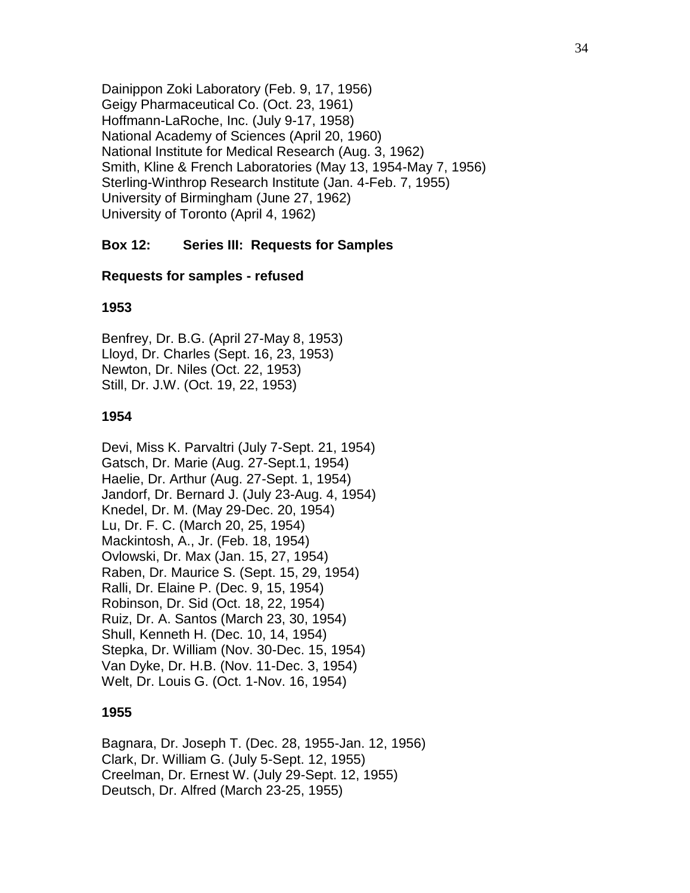Dainippon Zoki Laboratory (Feb. 9, 17, 1956)
Geigy Pharmaceutical Co. (Oct. 23, 1961)
Hoffmann-LaRoche, Inc. (July 9-17, 1958)
National Academy of Sciences (April 20, 1960)
National Institute for Medical Research (Aug. 3, 1962)
Smith, Kline & French Laboratories (May 13, 1954-May 7, 1956)
Sterling-Winthrop Research Institute (Jan. 4-Feb. 7, 1955)
University of Birmingham (June 27, 1962)
University of Toronto (April 4, 1962)

**Box 12: Series III: Requests for Samples**

**Requests for samples - refused**

**1953**

Benfrey, Dr. B.G. (April 27-May 8, 1953)
Lloyd, Dr. Charles (Sept. 16, 23, 1953)
Newton, Dr. Niles (Oct. 22, 1953)
Still, Dr. J.W. (Oct. 19, 22, 1953)

**1954**

Devi, Miss K. Parvaltri (July 7-Sept. 21, 1954)
Gatsch, Dr. Marie (Aug. 27-Sept.1, 1954)
Haelie, Dr. Arthur (Aug. 27-Sept. 1, 1954)
Jandorf, Dr. Bernard J. (July 23-Aug. 4, 1954)
Knedel, Dr. M. (May 29-Dec. 20, 1954)
Lu, Dr. F. C. (March 20, 25, 1954)
Mackintosh, A., Jr. (Feb. 18, 1954)
Ovlowski, Dr. Max (Jan. 15, 27, 1954)
Raben, Dr. Maurice S. (Sept. 15, 29, 1954)
Ralli, Dr. Elaine P. (Dec. 9, 15, 1954)
Robinson, Dr. Sid (Oct. 18, 22, 1954)
Ruiz, Dr. A. Santos (March 23, 30, 1954)
Shull, Kenneth H. (Dec. 10, 14, 1954)
Stepka, Dr. William (Nov. 30-Dec. 15, 1954)
Van Dyke, Dr. H.B. (Nov. 11-Dec. 3, 1954)
Welt, Dr. Louis G. (Oct. 1-Nov. 16, 1954)

**1955**

Bagnara, Dr. Joseph T. (Dec. 28, 1955-Jan. 12, 1956)
Clark, Dr. William G. (July 5-Sept. 12, 1955)
Creelman, Dr. Ernest W. (July 29-Sept. 12, 1955)
Deutsch, Dr. Alfred (March 23-25, 1955)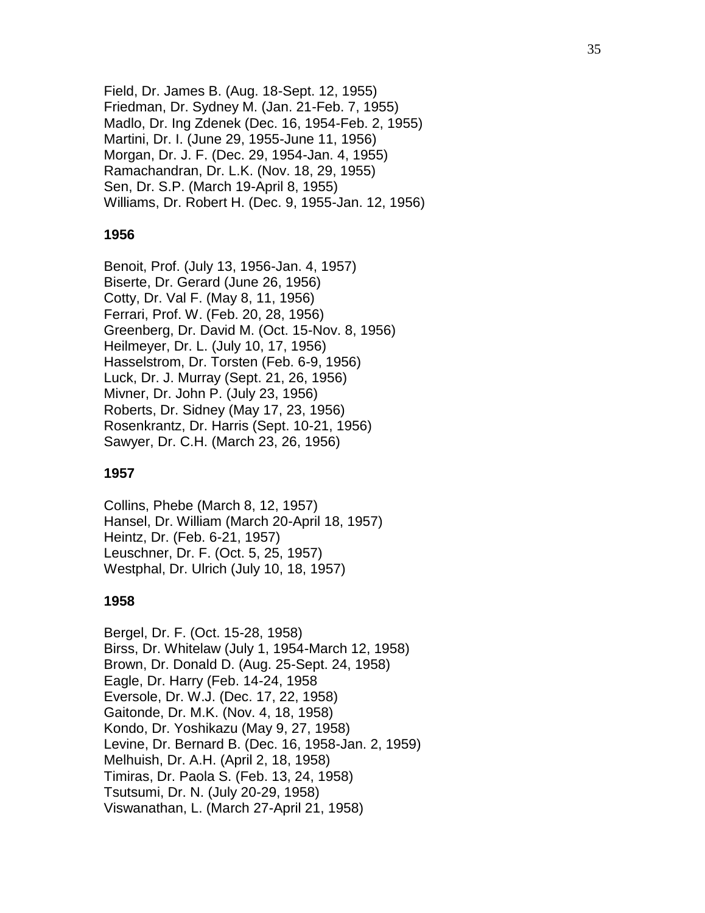Field, Dr. James B. (Aug. 18-Sept. 12, 1955)
Friedman, Dr. Sydney M. (Jan. 21-Feb. 7, 1955)
Madlo, Dr. Ing Zdenek (Dec. 16, 1954-Feb. 2, 1955)
Martini, Dr. I. (June 29, 1955-June 11, 1956)
Morgan, Dr. J. F. (Dec. 29, 1954-Jan. 4, 1955)
Ramachandran, Dr. L.K. (Nov. 18, 29, 1955)
Sen, Dr. S.P. (March 19-April 8, 1955)
Williams, Dr. Robert H. (Dec. 9, 1955-Jan. 12, 1956)

**1956**

Benoit, Prof. (July 13, 1956-Jan. 4, 1957)
Biserte, Dr. Gerard (June 26, 1956)
Cotty, Dr. Val F. (May 8, 11, 1956)
Ferrari, Prof. W. (Feb. 20, 28, 1956)
Greenberg, Dr. David M. (Oct. 15-Nov. 8, 1956)
Heilmeyer, Dr. L. (July 10, 17, 1956)
Hasselstrom, Dr. Torsten (Feb. 6-9, 1956)
Luck, Dr. J. Murray (Sept. 21, 26, 1956)
Mivner, Dr. John P. (July 23, 1956)
Roberts, Dr. Sidney (May 17, 23, 1956)
Rosenkrantz, Dr. Harris (Sept. 10-21, 1956)
Sawyer, Dr. C.H. (March 23, 26, 1956)

**1957**

Collins, Phebe (March 8, 12, 1957)
Hansel, Dr. William (March 20-April 18, 1957)
Heintz, Dr. (Feb. 6-21, 1957)
Leuschner, Dr. F. (Oct. 5, 25, 1957)
Westphal, Dr. Ulrich (July 10, 18, 1957)

**1958**

Bergel, Dr. F. (Oct. 15-28, 1958)
Birss, Dr. Whitelaw (July 1, 1954-March 12, 1958)
Brown, Dr. Donald D. (Aug. 25-Sept. 24, 1958)
Eagle, Dr. Harry (Feb. 14-24, 1958
Eversole, Dr. W.J. (Dec. 17, 22, 1958)
Gaitonde, Dr. M.K. (Nov. 4, 18, 1958)
Kondo, Dr. Yoshikazu (May 9, 27, 1958)
Levine, Dr. Bernard B. (Dec. 16, 1958-Jan. 2, 1959)
Melhuish, Dr. A.H. (April 2, 18, 1958)
Timiras, Dr. Paola S. (Feb. 13, 24, 1958)
Tsutsumi, Dr. N. (July 20-29, 1958)
Viswanathan, L. (March 27-April 21, 1958)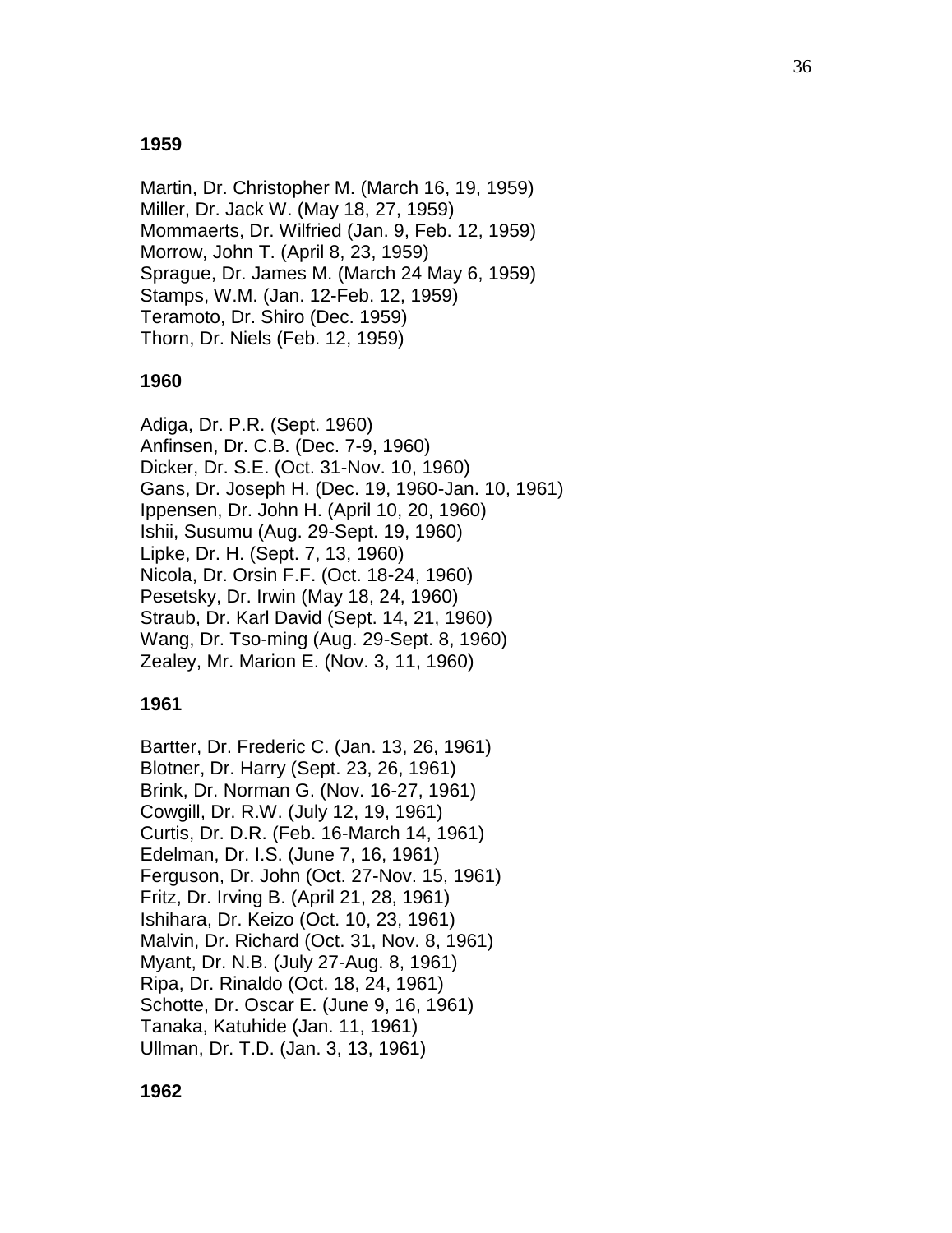**1959**

Martin, Dr. Christopher M. (March 16, 19, 1959)
Miller, Dr. Jack W. (May 18, 27, 1959)
Mommaerts, Dr. Wilfried (Jan. 9, Feb. 12, 1959)
Morrow, John T. (April 8, 23, 1959)
Sprague, Dr. James M. (March 24 May 6, 1959)
Stamps, W.M. (Jan. 12-Feb. 12, 1959)
Teramoto, Dr. Shiro (Dec. 1959)
Thorn, Dr. Niels (Feb. 12, 1959)

**1960**

Adiga, Dr. P.R. (Sept. 1960)
Anfinsen, Dr. C.B. (Dec. 7-9, 1960)
Dicker, Dr. S.E. (Oct. 31-Nov. 10, 1960)
Gans, Dr. Joseph H. (Dec. 19, 1960-Jan. 10, 1961)
Ippensen, Dr. John H. (April 10, 20, 1960)
Ishii, Susumu (Aug. 29-Sept. 19, 1960)
Lipke, Dr. H. (Sept. 7, 13, 1960)
Nicola, Dr. Orsin F.F. (Oct. 18-24, 1960)
Pesetsky, Dr. Irwin (May 18, 24, 1960)
Straub, Dr. Karl David (Sept. 14, 21, 1960)
Wang, Dr. Tso-ming (Aug. 29-Sept. 8, 1960)
Zealey, Mr. Marion E. (Nov. 3, 11, 1960)

**1961**

Bartter, Dr. Frederic C. (Jan. 13, 26, 1961)
Blotner, Dr. Harry (Sept. 23, 26, 1961)
Brink, Dr. Norman G. (Nov. 16-27, 1961)
Cowgill, Dr. R.W. (July 12, 19, 1961)
Curtis, Dr. D.R. (Feb. 16-March 14, 1961)
Edelman, Dr. I.S. (June 7, 16, 1961)
Ferguson, Dr. John (Oct. 27-Nov. 15, 1961)
Fritz, Dr. Irving B. (April 21, 28, 1961)
Ishihara, Dr. Keizo (Oct. 10, 23, 1961)
Malvin, Dr. Richard (Oct. 31, Nov. 8, 1961)
Myant, Dr. N.B. (July 27-Aug. 8, 1961)
Ripa, Dr. Rinaldo (Oct. 18, 24, 1961)
Schotte, Dr. Oscar E. (June 9, 16, 1961)
Tanaka, Katuhide (Jan. 11, 1961)
Ullman, Dr. T.D. (Jan. 3, 13, 1961)

**1962**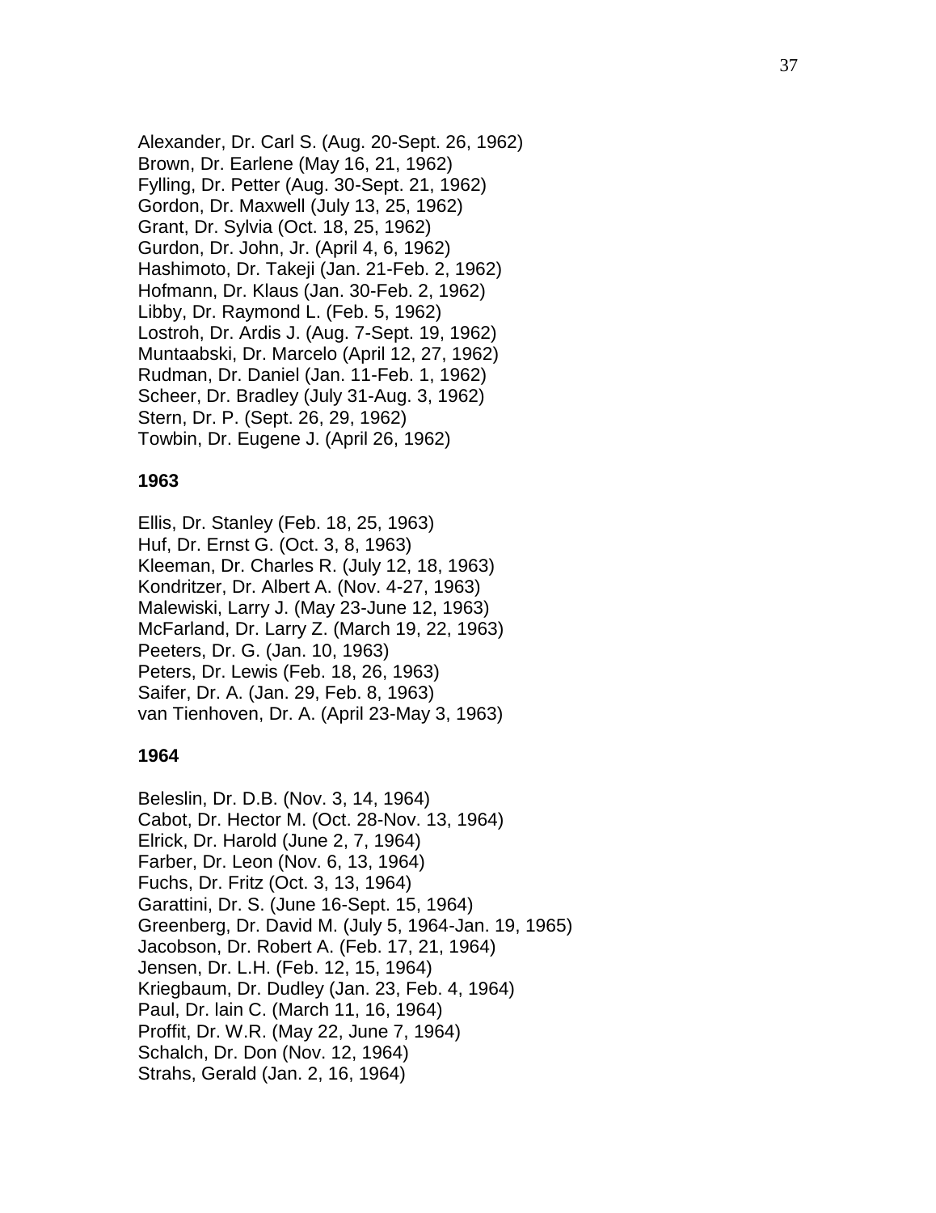Alexander, Dr. Carl S. (Aug. 20-Sept. 26, 1962)
Brown, Dr. Earlene (May 16, 21, 1962)
Fylling, Dr. Petter (Aug. 30-Sept. 21, 1962)
Gordon, Dr. Maxwell (July 13, 25, 1962)
Grant, Dr. Sylvia (Oct. 18, 25, 1962)
Gurdon, Dr. John, Jr. (April 4, 6, 1962)
Hashimoto, Dr. Takeji (Jan. 21-Feb. 2, 1962)
Hofmann, Dr. Klaus (Jan. 30-Feb. 2, 1962)
Libby, Dr. Raymond L. (Feb. 5, 1962)
Lostroh, Dr. Ardis J. (Aug. 7-Sept. 19, 1962)
Muntaabski, Dr. Marcelo (April 12, 27, 1962)
Rudman, Dr. Daniel (Jan. 11-Feb. 1, 1962)
Scheer, Dr. Bradley (July 31-Aug. 3, 1962)
Stern, Dr. P. (Sept. 26, 29, 1962)
Towbin, Dr. Eugene J. (April 26, 1962)

**1963**

Ellis, Dr. Stanley (Feb. 18, 25, 1963)
Huf, Dr. Ernst G. (Oct. 3, 8, 1963)
Kleeman, Dr. Charles R. (July 12, 18, 1963)
Kondritzer, Dr. Albert A. (Nov. 4-27, 1963)
Malewiski, Larry J. (May 23-June 12, 1963)
McFarland, Dr. Larry Z. (March 19, 22, 1963)
Peeters, Dr. G. (Jan. 10, 1963)
Peters, Dr. Lewis (Feb. 18, 26, 1963)
Saifer, Dr. A. (Jan. 29, Feb. 8, 1963)
van Tienhoven, Dr. A. (April 23-May 3, 1963)

**1964**

Beleslin, Dr. D.B. (Nov. 3, 14, 1964)
Cabot, Dr. Hector M. (Oct. 28-Nov. 13, 1964)
Elrick, Dr. Harold (June 2, 7, 1964)
Farber, Dr. Leon (Nov. 6, 13, 1964)
Fuchs, Dr. Fritz (Oct. 3, 13, 1964)
Garattini, Dr. S. (June 16-Sept. 15, 1964)
Greenberg, Dr. David M. (July 5, 1964-Jan. 19, 1965)
Jacobson, Dr. Robert A. (Feb. 17, 21, 1964)
Jensen, Dr. L.H. (Feb. 12, 15, 1964)
Kriegbaum, Dr. Dudley (Jan. 23, Feb. 4, 1964)
Paul, Dr. Iain C. (March 11, 16, 1964)
Proffit, Dr. W.R. (May 22, June 7, 1964)
Schalch, Dr. Don (Nov. 12, 1964)
Strahs, Gerald (Jan. 2, 16, 1964)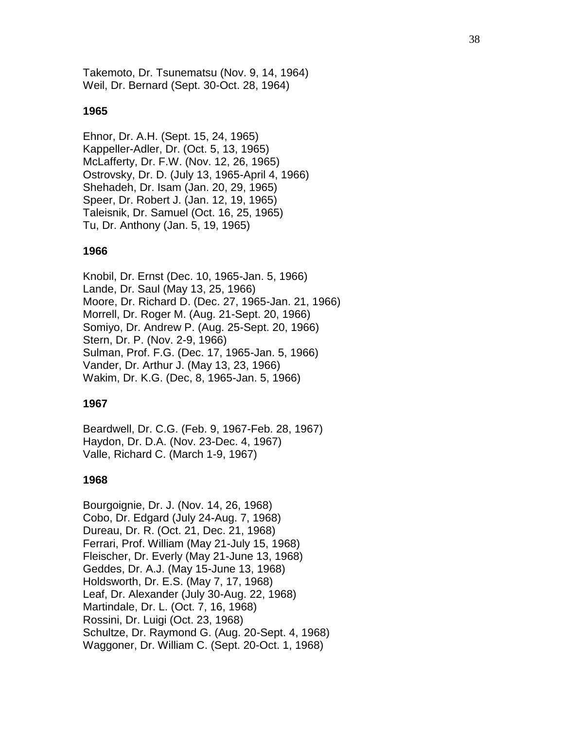Takemoto, Dr. Tsunematsu (Nov. 9, 14, 1964)
Weil, Dr. Bernard (Sept. 30-Oct. 28, 1964)

**1965**

Ehnor, Dr. A.H. (Sept. 15, 24, 1965)
Kappeller-Adler, Dr. (Oct. 5, 13, 1965)
McLafferty, Dr. F.W. (Nov. 12, 26, 1965)
Ostrovsky, Dr. D. (July 13, 1965-April 4, 1966)
Shehadeh, Dr. Isam (Jan. 20, 29, 1965)
Speer, Dr. Robert J. (Jan. 12, 19, 1965)
Taleisnik, Dr. Samuel (Oct. 16, 25, 1965)
Tu, Dr. Anthony (Jan. 5, 19, 1965)

**1966**

Knobil, Dr. Ernst (Dec. 10, 1965-Jan. 5, 1966)
Lande, Dr. Saul (May 13, 25, 1966)
Moore, Dr. Richard D. (Dec. 27, 1965-Jan. 21, 1966)
Morrell, Dr. Roger M. (Aug. 21-Sept. 20, 1966)
Somiyo, Dr. Andrew P. (Aug. 25-Sept. 20, 1966)
Stern, Dr. P. (Nov. 2-9, 1966)
Sulman, Prof. F.G. (Dec. 17, 1965-Jan. 5, 1966)
Vander, Dr. Arthur J. (May 13, 23, 1966)
Wakim, Dr. K.G. (Dec, 8, 1965-Jan. 5, 1966)

**1967**

Beardwell, Dr. C.G. (Feb. 9, 1967-Feb. 28, 1967)
Haydon, Dr. D.A. (Nov. 23-Dec. 4, 1967)
Valle, Richard C. (March 1-9, 1967)

**1968**

Bourgoignie, Dr. J. (Nov. 14, 26, 1968)
Cobo, Dr. Edgard (July 24-Aug. 7, 1968)
Dureau, Dr. R. (Oct. 21, Dec. 21, 1968)
Ferrari, Prof. William (May 21-July 15, 1968)
Fleischer, Dr. Everly (May 21-June 13, 1968)
Geddes, Dr. A.J. (May 15-June 13, 1968)
Holdsworth, Dr. E.S. (May 7, 17, 1968)
Leaf, Dr. Alexander (July 30-Aug. 22, 1968)
Martindale, Dr. L. (Oct. 7, 16, 1968)
Rossini, Dr. Luigi (Oct. 23, 1968)
Schultze, Dr. Raymond G. (Aug. 20-Sept. 4, 1968)
Waggoner, Dr. William C. (Sept. 20-Oct. 1, 1968)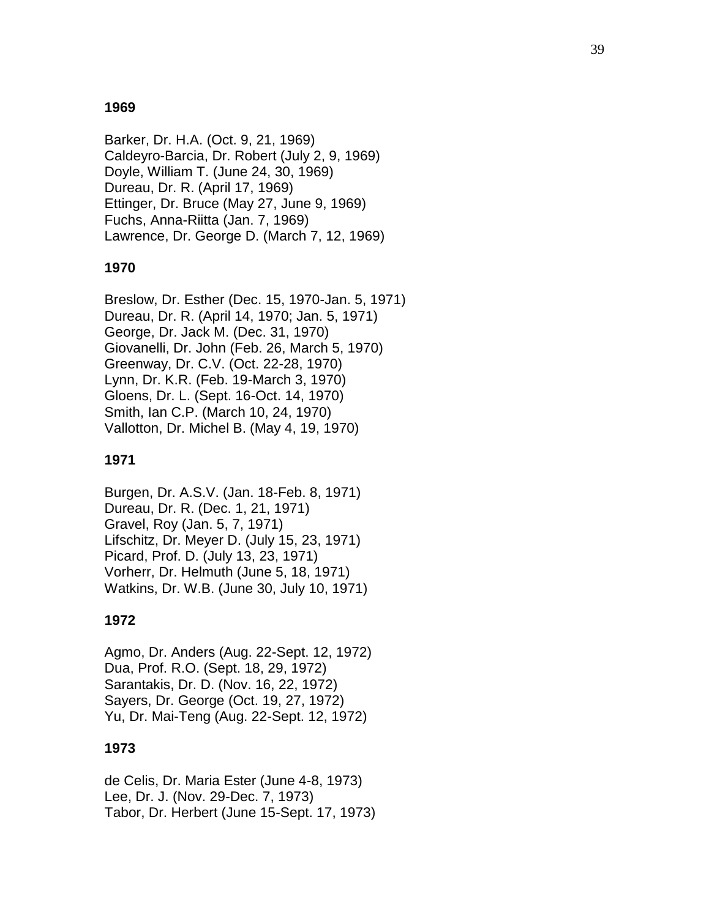**1969**

Barker, Dr. H.A. (Oct. 9, 21, 1969)
Caldeyro-Barcia, Dr. Robert (July 2, 9, 1969)
Doyle, William T. (June 24, 30, 1969)
Dureau, Dr. R. (April 17, 1969)
Ettinger, Dr. Bruce (May 27, June 9, 1969)
Fuchs, Anna-Riitta (Jan. 7, 1969)
Lawrence, Dr. George D. (March 7, 12, 1969)

**1970**

Breslow, Dr. Esther (Dec. 15, 1970-Jan. 5, 1971)
Dureau, Dr. R. (April 14, 1970; Jan. 5, 1971)
George, Dr. Jack M. (Dec. 31, 1970)
Giovanelli, Dr. John (Feb. 26, March 5, 1970)
Greenway, Dr. C.V. (Oct. 22-28, 1970)
Lynn, Dr. K.R. (Feb. 19-March 3, 1970)
Gloens, Dr. L. (Sept. 16-Oct. 14, 1970)
Smith, Ian C.P. (March 10, 24, 1970)
Vallotton, Dr. Michel B. (May 4, 19, 1970)

**1971**

Burgen, Dr. A.S.V. (Jan. 18-Feb. 8, 1971)
Dureau, Dr. R. (Dec. 1, 21, 1971)
Gravel, Roy (Jan. 5, 7, 1971)
Lifschitz, Dr. Meyer D. (July 15, 23, 1971)
Picard, Prof. D. (July 13, 23, 1971)
Vorherr, Dr. Helmuth (June 5, 18, 1971)
Watkins, Dr. W.B. (June 30, July 10, 1971)

**1972**

Agmo, Dr. Anders (Aug. 22-Sept. 12, 1972)
Dua, Prof. R.O. (Sept. 18, 29, 1972)
Sarantakis, Dr. D. (Nov. 16, 22, 1972)
Sayers, Dr. George (Oct. 19, 27, 1972)
Yu, Dr. Mai-Teng (Aug. 22-Sept. 12, 1972)

**1973**

de Celis, Dr. Maria Ester (June 4-8, 1973)
Lee, Dr. J. (Nov. 29-Dec. 7, 1973)
Tabor, Dr. Herbert (June 15-Sept. 17, 1973)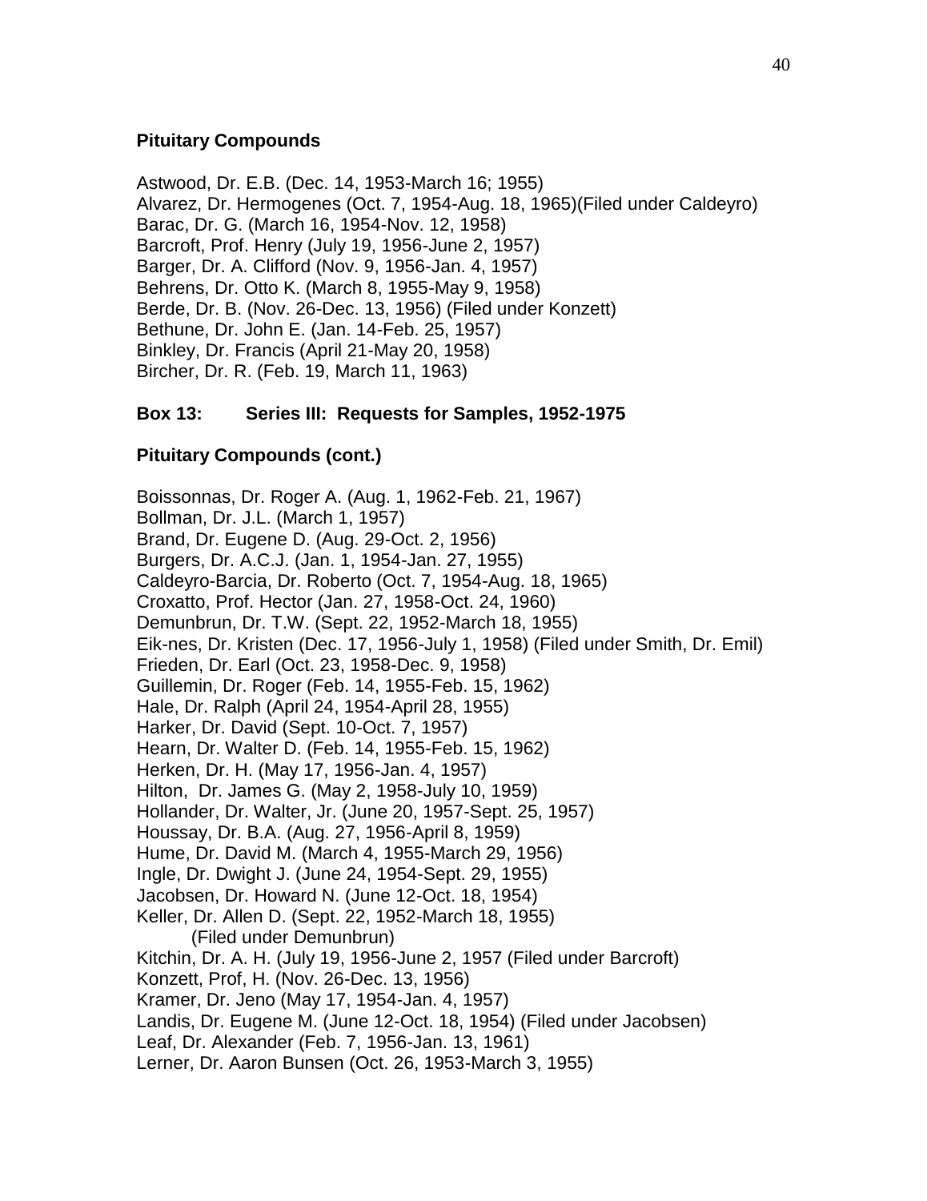**Pituitary Compounds**

Astwood, Dr. E.B. (Dec. 14, 1953-March 16; 1955)
Alvarez, Dr. Hermogenes (Oct. 7, 1954-Aug. 18, 1965)(Filed under Caldeyro)
Barac, Dr. G. (March 16, 1954-Nov. 12, 1958)
Barcroft, Prof. Henry (July 19, 1956-June 2, 1957)
Barger, Dr. A. Clifford (Nov. 9, 1956-Jan. 4, 1957)
Behrens, Dr. Otto K. (March 8, 1955-May 9, 1958)
Berde, Dr. B. (Nov. 26-Dec. 13, 1956) (Filed under Konzett)
Bethune, Dr. John E. (Jan. 14-Feb. 25, 1957)
Binkley, Dr. Francis (April 21-May 20, 1958)
Bircher, Dr. R. (Feb. 19, March 11, 1963)

**Box 13: Series III: Requests for Samples, 1952-1975**

**Pituitary Compounds (cont.)**

Boissonnas, Dr. Roger A. (Aug. 1, 1962-Feb. 21, 1967)
Bollman, Dr. J.L. (March 1, 1957)
Brand, Dr. Eugene D. (Aug. 29-Oct. 2, 1956)
Burgers, Dr. A.C.J. (Jan. 1, 1954-Jan. 27, 1955)
Caldeyro-Barcia, Dr. Roberto (Oct. 7, 1954-Aug. 18, 1965)
Croxatto, Prof. Hector (Jan. 27, 1958-Oct. 24, 1960)
Demunbrun, Dr. T.W. (Sept. 22, 1952-March 18, 1955)
Eik-nes, Dr. Kristen (Dec. 17, 1956-July 1, 1958) (Filed under Smith, Dr. Emil)
Frieden, Dr. Earl (Oct. 23, 1958-Dec. 9, 1958)
Guillemin, Dr. Roger (Feb. 14, 1955-Feb. 15, 1962)
Hale, Dr. Ralph (April 24, 1954-April 28, 1955)
Harker, Dr. David (Sept. 10-Oct. 7, 1957)
Hearn, Dr. Walter D. (Feb. 14, 1955-Feb. 15, 1962)
Herken, Dr. H. (May 17, 1956-Jan. 4, 1957)
Hilton, Dr. James G. (May 2, 1958-July 10, 1959)
Hollander, Dr. Walter, Jr. (June 20, 1957-Sept. 25, 1957)
Houssay, Dr. B.A. (Aug. 27, 1956-April 8, 1959)
Hume, Dr. David M. (March 4, 1955-March 29, 1956)
Ingle, Dr. Dwight J. (June 24, 1954-Sept. 29, 1955)
Jacobsen, Dr. Howard N. (June 12-Oct. 18, 1954)
Keller, Dr. Allen D. (Sept. 22, 1952-March 18, 1955)
(Filed under Demunbrun)
Kitchin, Dr. A. H. (July 19, 1956-June 2, 1957 (Filed under Barcroft)
Konzett, Prof, H. (Nov. 26-Dec. 13, 1956)
Kramer, Dr. Jeno (May 17, 1954-Jan. 4, 1957)
Landis, Dr. Eugene M. (June 12-Oct. 18, 1954) (Filed under Jacobsen)
Leaf, Dr. Alexander (Feb. 7, 1956-Jan. 13, 1961)
Lerner, Dr. Aaron Bunsen (Oct. 26, 1953-March 3, 1955)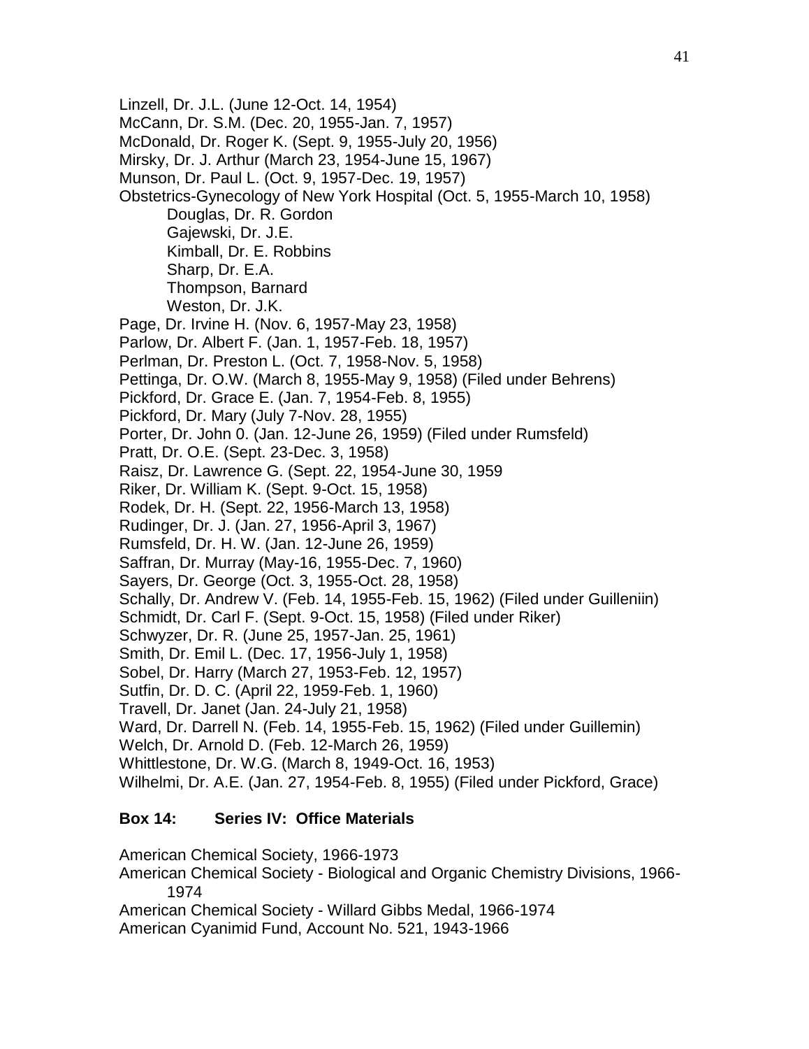Linzell, Dr. J.L. (June 12-Oct. 14, 1954)
McCann, Dr. S.M. (Dec. 20, 1955-Jan. 7, 1957)
McDonald, Dr. Roger K. (Sept. 9, 1955-July 20, 1956)
Mirsky, Dr. J. Arthur (March 23, 1954-June 15, 1967)
Munson, Dr. Paul L. (Oct. 9, 1957-Dec. 19, 1957)
Obstetrics-Gynecology of New York Hospital (Oct. 5, 1955-March 10, 1958)
  Douglas, Dr. R. Gordon
  Gajewski, Dr. J.E.
  Kimball, Dr. E. Robbins
  Sharp, Dr. E.A.
  Thompson, Barnard
  Weston, Dr. J.K.
Page, Dr. Irvine H. (Nov. 6, 1957-May 23, 1958)
Parlow, Dr. Albert F. (Jan. 1, 1957-Feb. 18, 1957)
Perlman, Dr. Preston L. (Oct. 7, 1958-Nov. 5, 1958)
Pettinga, Dr. O.W. (March 8, 1955-May 9, 1958) (Filed under Behrens)
Pickford, Dr. Grace E. (Jan. 7, 1954-Feb. 8, 1955)
Pickford, Dr. Mary (July 7-Nov. 28, 1955)
Porter, Dr. John 0. (Jan. 12-June 26, 1959) (Filed under Rumsfeld)
Pratt, Dr. O.E. (Sept. 23-Dec. 3, 1958)
Raisz, Dr. Lawrence G. (Sept. 22, 1954-June 30, 1959
Riker, Dr. William K. (Sept. 9-Oct. 15, 1958)
Rodek, Dr. H. (Sept. 22, 1956-March 13, 1958)
Rudinger, Dr. J. (Jan. 27, 1956-April 3, 1967)
Rumsfeld, Dr. H. W. (Jan. 12-June 26, 1959)
Saffran, Dr. Murray (May-16, 1955-Dec. 7, 1960)
Sayers, Dr. George (Oct. 3, 1955-Oct. 28, 1958)
Schally, Dr. Andrew V. (Feb. 14, 1955-Feb. 15, 1962) (Filed under Guilleniin)
Schmidt, Dr. Carl F. (Sept. 9-Oct. 15, 1958) (Filed under Riker)
Schwyzer, Dr. R. (June 25, 1957-Jan. 25, 1961)
Smith, Dr. Emil L. (Dec. 17, 1956-July 1, 1958)
Sobel, Dr. Harry (March 27, 1953-Feb. 12, 1957)
Sutfin, Dr. D. C. (April 22, 1959-Feb. 1, 1960)
Travell, Dr. Janet (Jan. 24-July 21, 1958)
Ward, Dr. Darrell N. (Feb. 14, 1955-Feb. 15, 1962) (Filed under Guillemin)
Welch, Dr. Arnold D. (Feb. 12-March 26, 1959)
Whittlestone, Dr. W.G. (March 8, 1949-Oct. 16, 1953)
Wilhelmi, Dr. A.E. (Jan. 27, 1954-Feb. 8, 1955) (Filed under Pickford, Grace)

**Box 14: Series IV: Office Materials**

American Chemical Society, 1966-1973
American Chemical Society - Biological and Organic Chemistry Divisions, 1966-1974
American Chemical Society - Willard Gibbs Medal, 1966-1974
American Cyanimid Fund, Account No. 521, 1943-1966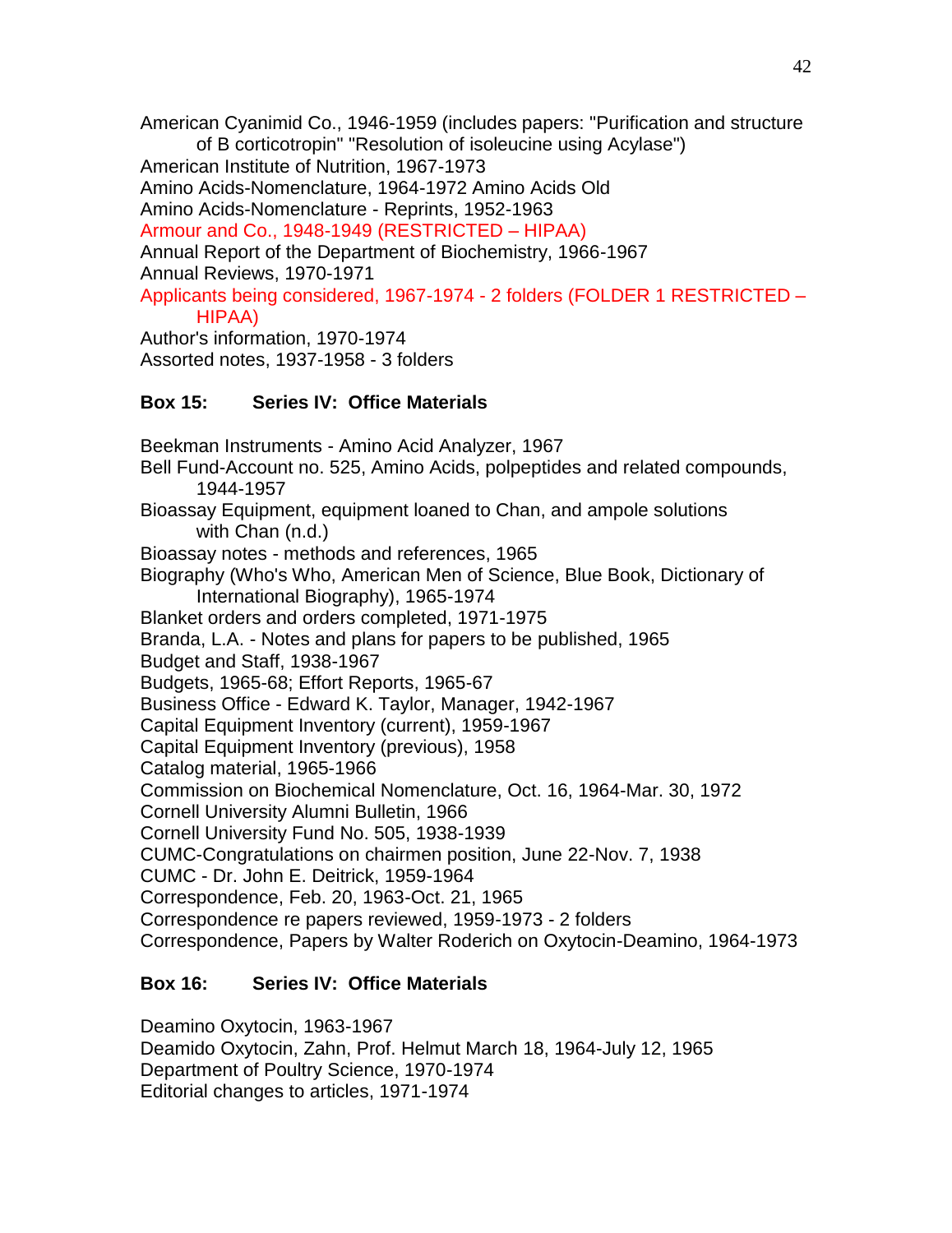American Cyanimid Co., 1946-1959 (includes papers: "Purification and structure of B corticotropin" "Resolution of isoleucine using Acylase")
American Institute of Nutrition, 1967-1973
Amino Acids-Nomenclature, 1964-1972 Amino Acids Old
Amino Acids-Nomenclature - Reprints, 1952-1963
Armour and Co., 1948-1949 (RESTRICTED – HIPAA)
Annual Report of the Department of Biochemistry, 1966-1967
Annual Reviews, 1970-1971
Applicants being considered, 1967-1974 - 2 folders (FOLDER 1 RESTRICTED – HIPAA)
Author's information, 1970-1974
Assorted notes, 1937-1958 - 3 folders

**Box 15: Series IV: Office Materials**

Beekman Instruments - Amino Acid Analyzer, 1967
Bell Fund-Account no. 525, Amino Acids, polpeptides and related compounds, 1944-1957
Bioassay Equipment, equipment loaned to Chan, and ampole solutions with Chan (n.d.)
Bioassay notes - methods and references, 1965
Biography (Who's Who, American Men of Science, Blue Book, Dictionary of International Biography), 1965-1974
Blanket orders and orders completed, 1971-1975
Branda, L.A. - Notes and plans for papers to be published, 1965
Budget and Staff, 1938-1967
Budgets, 1965-68; Effort Reports, 1965-67
Business Office - Edward K. Taylor, Manager, 1942-1967
Capital Equipment Inventory (current), 1959-1967
Capital Equipment Inventory (previous), 1958
Catalog material, 1965-1966
Commission on Biochemical Nomenclature, Oct. 16, 1964-Mar. 30, 1972
Cornell University Alumni Bulletin, 1966
Cornell University Fund No. 505, 1938-1939
CUMC-Congratulations on chairmen position, June 22-Nov. 7, 1938
CUMC - Dr. John E. Deitrick, 1959-1964
Correspondence, Feb. 20, 1963-Oct. 21, 1965
Correspondence re papers reviewed, 1959-1973 - 2 folders
Correspondence, Papers by Walter Roderich on Oxytocin-Deamino, 1964-1973

**Box 16: Series IV: Office Materials**

Deamino Oxytocin, 1963-1967
Deamido Oxytocin, Zahn, Prof. Helmut March 18, 1964-July 12, 1965
Department of Poultry Science, 1970-1974
Editorial changes to articles, 1971-1974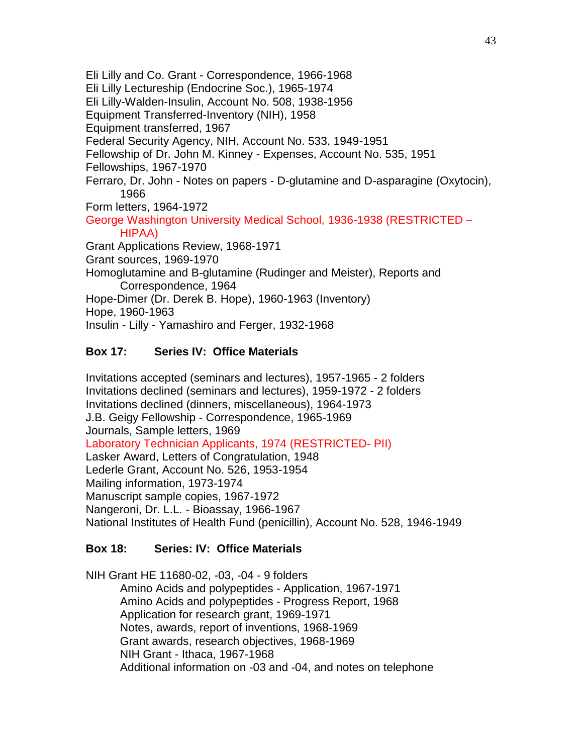Eli Lilly and Co. Grant - Correspondence, 1966-1968
Eli Lilly Lectureship (Endocrine Soc.), 1965-1974
Eli Lilly-Walden-Insulin, Account No. 508, 1938-1956
Equipment Transferred-Inventory (NIH), 1958
Equipment transferred, 1967
Federal Security Agency, NIH, Account No. 533, 1949-1951
Fellowship of Dr. John M. Kinney - Expenses, Account No. 535, 1951
Fellowships, 1967-1970
Ferraro, Dr. John - Notes on papers - D-glutamine and D-asparagine (Oxytocin), 1966
Form letters, 1964-1972
George Washington University Medical School, 1936-1938 (RESTRICTED – HIPAA)
Grant Applications Review, 1968-1971
Grant sources, 1969-1970
Homoglutamine and B-glutamine (Rudinger and Meister), Reports and Correspondence, 1964
Hope-Dimer (Dr. Derek B. Hope), 1960-1963 (Inventory)
Hope, 1960-1963
Insulin - Lilly - Yamashiro and Ferger, 1932-1968

**Box 17: Series IV: Office Materials**

Invitations accepted (seminars and lectures), 1957-1965 - 2 folders
Invitations declined (seminars and lectures), 1959-1972 - 2 folders
Invitations declined (dinners, miscellaneous), 1964-1973
J.B. Geigy Fellowship - Correspondence, 1965-1969
Journals, Sample letters, 1969
Laboratory Technician Applicants, 1974 (RESTRICTED- PII)
Lasker Award, Letters of Congratulation, 1948
Lederle Grant, Account No. 526, 1953-1954
Mailing information, 1973-1974
Manuscript sample copies, 1967-1972
Nangeroni, Dr. L.L. - Bioassay, 1966-1967
National Institutes of Health Fund (penicillin), Account No. 528, 1946-1949

**Box 18: Series: IV: Office Materials**

NIH Grant HE 11680-02, -03, -04 - 9 folders
- Amino Acids and polypeptides - Application, 1967-1971
- Amino Acids and polypeptides - Progress Report, 1968
- Application for research grant, 1969-1971
- Notes, awards, report of inventions, 1968-1969
- Grant awards, research objectives, 1968-1969
- NIH Grant - Ithaca, 1967-1968
- Additional information on -03 and -04, and notes on telephone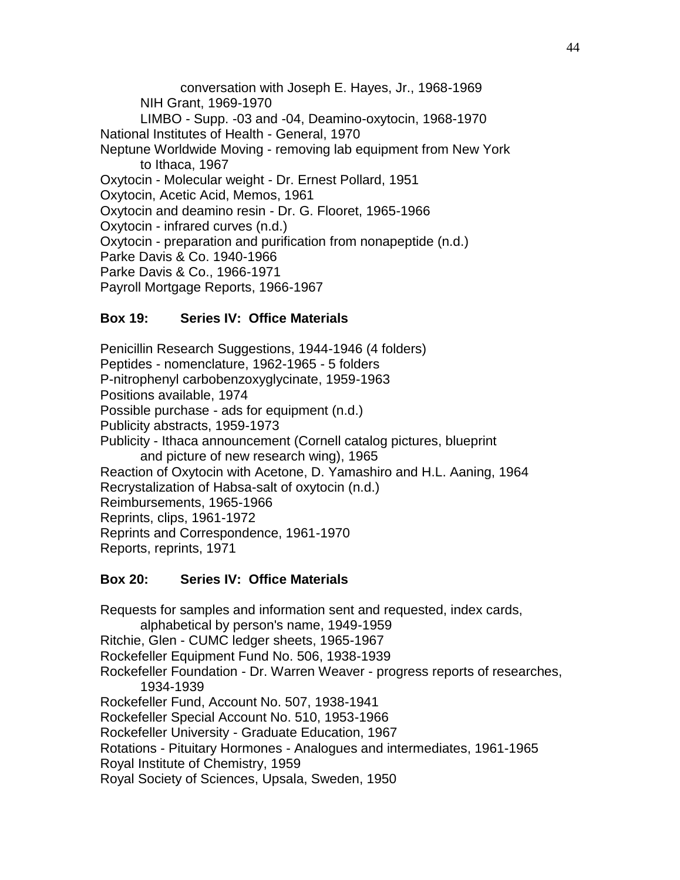conversation with Joseph E. Hayes, Jr., 1968-1969
NIH Grant, 1969-1970
LIMBO - Supp. -03 and -04, Deamino-oxytocin, 1968-1970
National Institutes of Health - General, 1970
Neptune Worldwide Moving - removing lab equipment from New York to Ithaca, 1967
Oxytocin - Molecular weight - Dr. Ernest Pollard, 1951
Oxytocin, Acetic Acid, Memos, 1961
Oxytocin and deamino resin - Dr. G. Flooret, 1965-1966
Oxytocin - infrared curves (n.d.)
Oxytocin - preparation and purification from nonapeptide (n.d.)
Parke Davis & Co. 1940-1966
Parke Davis & Co., 1966-1971
Payroll Mortgage Reports, 1966-1967

**Box 19: Series IV: Office Materials**

Penicillin Research Suggestions, 1944-1946 (4 folders)
Peptides - nomenclature, 1962-1965 - 5 folders
P-nitrophenyl carbobenzoxyglycinate, 1959-1963
Positions available, 1974
Possible purchase - ads for equipment (n.d.)
Publicity abstracts, 1959-1973
Publicity - Ithaca announcement (Cornell catalog pictures, blueprint and picture of new research wing), 1965
Reaction of Oxytocin with Acetone, D. Yamashiro and H.L. Aaning, 1964
Recrystalization of Habsa-salt of oxytocin (n.d.)
Reimbursements, 1965-1966
Reprints, clips, 1961-1972
Reprints and Correspondence, 1961-1970
Reports, reprints, 1971

**Box 20: Series IV: Office Materials**

Requests for samples and information sent and requested, index cards, alphabetical by person's name, 1949-1959
Ritchie, Glen - CUMC ledger sheets, 1965-1967
Rockefeller Equipment Fund No. 506, 1938-1939
Rockefeller Foundation - Dr. Warren Weaver - progress reports of researches, 1934-1939
Rockefeller Fund, Account No. 507, 1938-1941
Rockefeller Special Account No. 510, 1953-1966
Rockefeller University - Graduate Education, 1967
Rotations - Pituitary Hormones - Analogues and intermediates, 1961-1965
Royal Institute of Chemistry, 1959
Royal Society of Sciences, Upsala, Sweden, 1950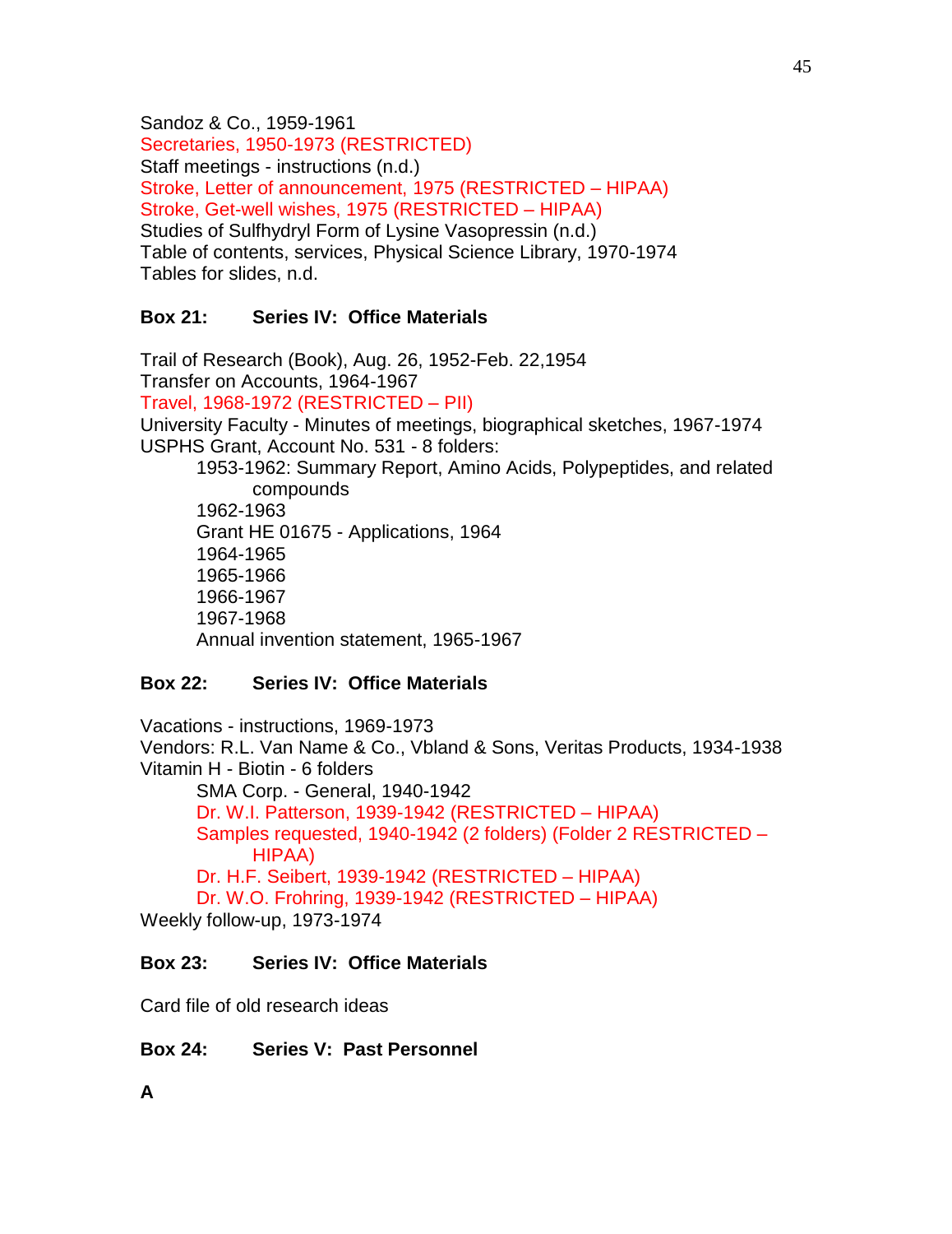Sandoz & Co., 1959-1961
Secretaries, 1950-1973 (RESTRICTED)
Staff meetings - instructions (n.d.)
Stroke, Letter of announcement, 1975 (RESTRICTED – HIPAA)
Stroke, Get-well wishes, 1975 (RESTRICTED – HIPAA)
Studies of Sulfhydryl Form of Lysine Vasopressin (n.d.)
Table of contents, services, Physical Science Library, 1970-1974
Tables for slides, n.d.

**Box 21: Series IV: Office Materials**

Trail of Research (Book), Aug. 26, 1952-Feb. 22,1954
Transfer on Accounts, 1964-1967
Travel, 1968-1972 (RESTRICTED – PII)
University Faculty - Minutes of meetings, biographical sketches, 1967-1974
USPHS Grant, Account No. 531 - 8 folders:

- 1953-1962: Summary Report, Amino Acids, Polypeptides, and related compounds
- 1962-1963
- Grant HE 01675 - Applications, 1964
- 1964-1965
- 1965-1966
- 1966-1967
- 1967-1968
- Annual invention statement, 1965-1967

**Box 22: Series IV: Office Materials**

Vacations - instructions, 1969-1973
Vendors: R.L. Van Name & Co., Vbland & Sons, Veritas Products, 1934-1938
Vitamin H - Biotin - 6 folders

- SMA Corp. - General, 1940-1942
- Dr. W.I. Patterson, 1939-1942 (RESTRICTED – HIPAA)
- Samples requested, 1940-1942 (2 folders) (Folder 2 RESTRICTED – HIPAA)
- Dr. H.F. Seibert, 1939-1942 (RESTRICTED – HIPAA)
- Dr. W.O. Frohring, 1939-1942 (RESTRICTED – HIPAA)

Weekly follow-up, 1973-1974

**Box 23: Series IV: Office Materials**

Card file of old research ideas

**Box 24: Series V: Past Personnel**

**A**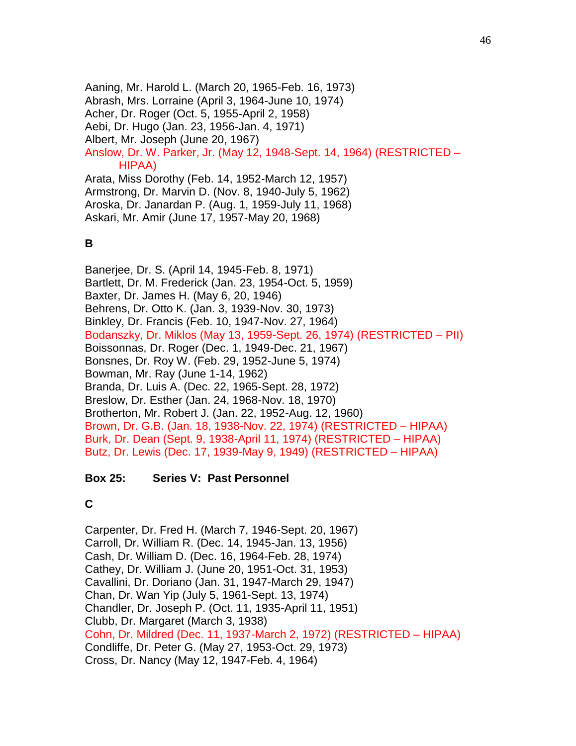Aaning, Mr. Harold L. (March 20, 1965-Feb. 16, 1973)
Abrash, Mrs. Lorraine (April 3, 1964-June 10, 1974)
Acher, Dr. Roger (Oct. 5, 1955-April 2, 1958)
Aebi, Dr. Hugo (Jan. 23, 1956-Jan. 4, 1971)
Albert, Mr. Joseph (June 20, 1967)
Anslow, Dr. W. Parker, Jr. (May 12, 1948-Sept. 14, 1964) (RESTRICTED – HIPAA)
Arata, Miss Dorothy (Feb. 14, 1952-March 12, 1957)
Armstrong, Dr. Marvin D. (Nov. 8, 1940-July 5, 1962)
Aroska, Dr. Janardan P. (Aug. 1, 1959-July 11, 1968)
Askari, Mr. Amir (June 17, 1957-May 20, 1968)

**B**

Banerjee, Dr. S. (April 14, 1945-Feb. 8, 1971)
Bartlett, Dr. M. Frederick (Jan. 23, 1954-Oct. 5, 1959)
Baxter, Dr. James H. (May 6, 20, 1946)
Behrens, Dr. Otto K. (Jan. 3, 1939-Nov. 30, 1973)
Binkley, Dr. Francis (Feb. 10, 1947-Nov. 27, 1964)
Bodanszky, Dr. Miklos (May 13, 1959-Sept. 26, 1974) (RESTRICTED – PII)
Boissonnas, Dr. Roger (Dec. 1, 1949-Dec. 21, 1967)
Bonsnes, Dr. Roy W. (Feb. 29, 1952-June 5, 1974)
Bowman, Mr. Ray (June 1-14, 1962)
Branda, Dr. Luis A. (Dec. 22, 1965-Sept. 28, 1972)
Breslow, Dr. Esther (Jan. 24, 1968-Nov. 18, 1970)
Brotherton, Mr. Robert J. (Jan. 22, 1952-Aug. 12, 1960)
Brown, Dr. G.B. (Jan. 18, 1938-Nov. 22, 1974) (RESTRICTED – HIPAA)
Burk, Dr. Dean (Sept. 9, 1938-April 11, 1974) (RESTRICTED – HIPAA)
Butz, Dr. Lewis (Dec. 17, 1939-May 9, 1949) (RESTRICTED – HIPAA)

**Box 25: Series V: Past Personnel**

**C**

Carpenter, Dr. Fred H. (March 7, 1946-Sept. 20, 1967)
Carroll, Dr. William R. (Dec. 14, 1945-Jan. 13, 1956)
Cash, Dr. William D. (Dec. 16, 1964-Feb. 28, 1974)
Cathey, Dr. William J. (June 20, 1951-Oct. 31, 1953)
Cavallini, Dr. Doriano (Jan. 31, 1947-March 29, 1947)
Chan, Dr. Wan Yip (July 5, 1961-Sept. 13, 1974)
Chandler, Dr. Joseph P. (Oct. 11, 1935-April 11, 1951)
Clubb, Dr. Margaret (March 3, 1938)
Cohn, Dr. Mildred (Dec. 11, 1937-March 2, 1972) (RESTRICTED – HIPAA)
Condliffe, Dr. Peter G. (May 27, 1953-Oct. 29, 1973)
Cross, Dr. Nancy (May 12, 1947-Feb. 4, 1964)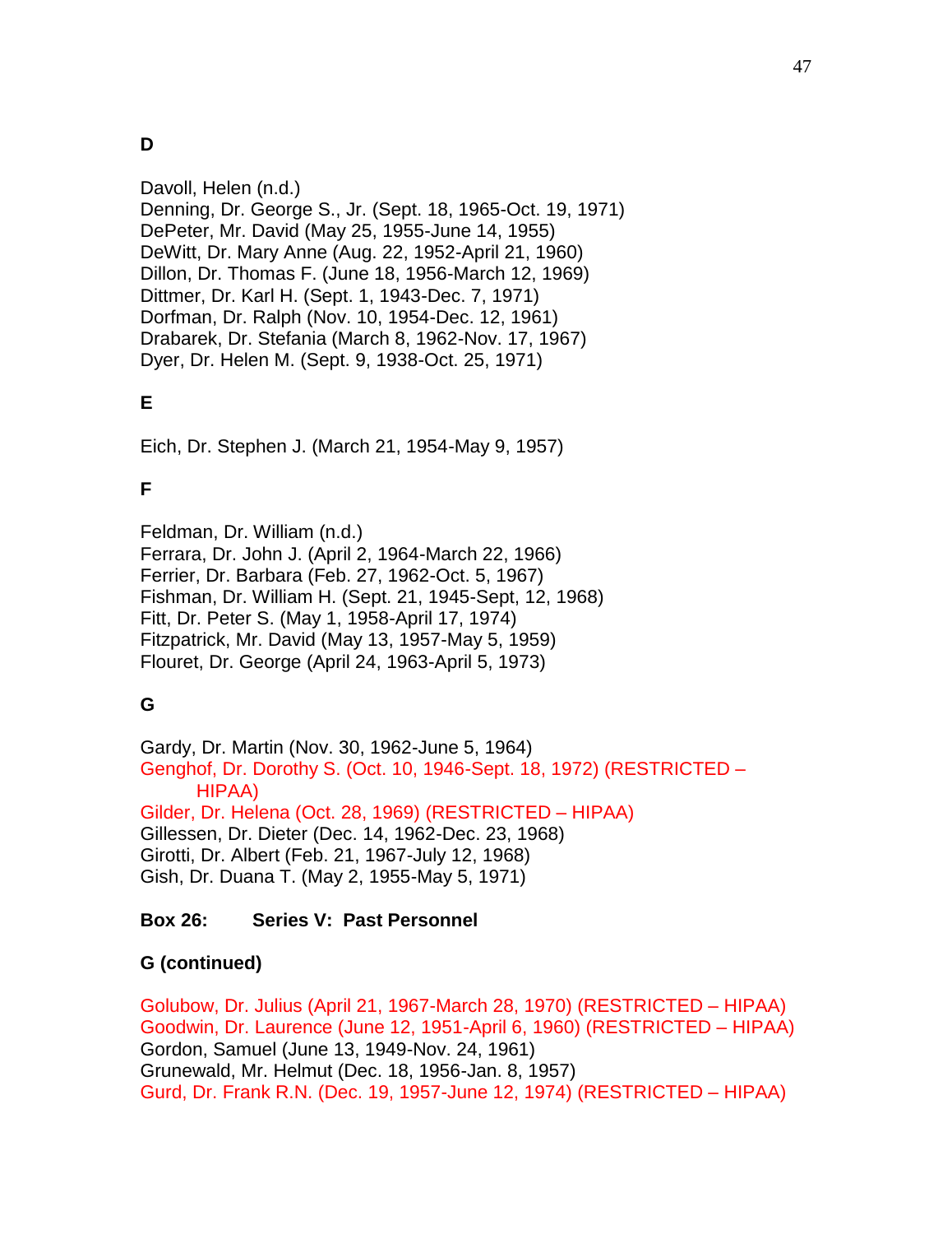**D**

Davoll, Helen (n.d.)
Denning, Dr. George S., Jr. (Sept. 18, 1965-Oct. 19, 1971)
DePeter, Mr. David (May 25, 1955-June 14, 1955)
DeWitt, Dr. Mary Anne (Aug. 22, 1952-April 21, 1960)
Dillon, Dr. Thomas F. (June 18, 1956-March 12, 1969)
Dittmer, Dr. Karl H. (Sept. 1, 1943-Dec. 7, 1971)
Dorfman, Dr. Ralph (Nov. 10, 1954-Dec. 12, 1961)
Drabarek, Dr. Stefania (March 8, 1962-Nov. 17, 1967)
Dyer, Dr. Helen M. (Sept. 9, 1938-Oct. 25, 1971)

**E**

Eich, Dr. Stephen J. (March 21, 1954-May 9, 1957)

**F**

Feldman, Dr. William (n.d.)
Ferrara, Dr. John J. (April 2, 1964-March 22, 1966)
Ferrier, Dr. Barbara (Feb. 27, 1962-Oct. 5, 1967)
Fishman, Dr. William H. (Sept. 21, 1945-Sept, 12, 1968)
Fitt, Dr. Peter S. (May 1, 1958-April 17, 1974)
Fitzpatrick, Mr. David (May 13, 1957-May 5, 1959)
Flouret, Dr. George (April 24, 1963-April 5, 1973)

**G**

Gardy, Dr. Martin (Nov. 30, 1962-June 5, 1964)
Genghof, Dr. Dorothy S. (Oct. 10, 1946-Sept. 18, 1972) (RESTRICTED – HIPAA)
Gilder, Dr. Helena (Oct. 28, 1969) (RESTRICTED – HIPAA)
Gillessen, Dr. Dieter (Dec. 14, 1962-Dec. 23, 1968)
Girotti, Dr. Albert (Feb. 21, 1967-July 12, 1968)
Gish, Dr. Duana T. (May 2, 1955-May 5, 1971)

**Box 26: Series V: Past Personnel**

**G (continued)**

Golubow, Dr. Julius (April 21, 1967-March 28, 1970) (RESTRICTED – HIPAA)
Goodwin, Dr. Laurence (June 12, 1951-April 6, 1960) (RESTRICTED – HIPAA)
Gordon, Samuel (June 13, 1949-Nov. 24, 1961)
Grunewald, Mr. Helmut (Dec. 18, 1956-Jan. 8, 1957)
Gurd, Dr. Frank R.N. (Dec. 19, 1957-June 12, 1974) (RESTRICTED – HIPAA)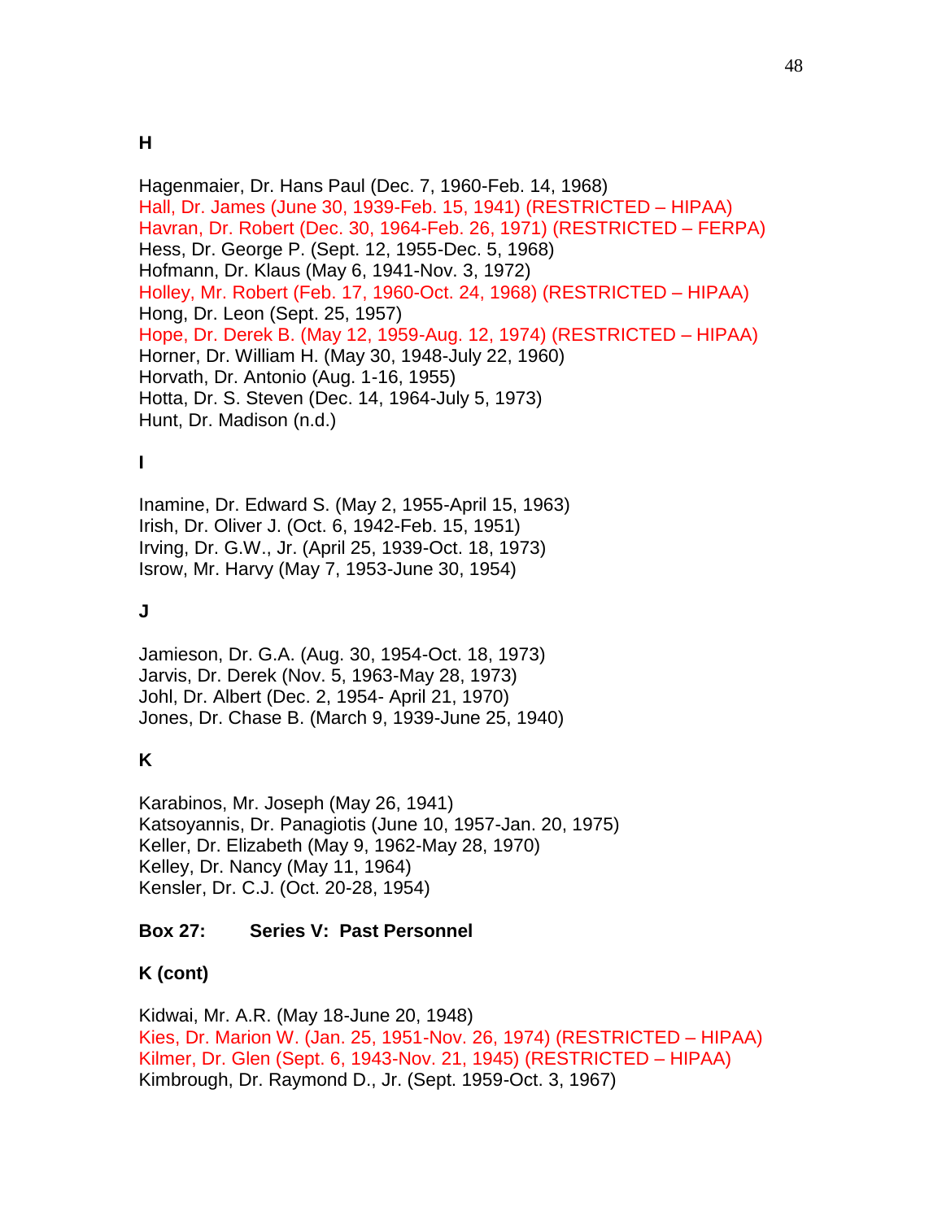**H**

Hagenmaier, Dr. Hans Paul (Dec. 7, 1960-Feb. 14, 1968)
Hall, Dr. James (June 30, 1939-Feb. 15, 1941) (RESTRICTED – HIPAA)
Havran, Dr. Robert (Dec. 30, 1964-Feb. 26, 1971) (RESTRICTED – FERPA)
Hess, Dr. George P. (Sept. 12, 1955-Dec. 5, 1968)
Hofmann, Dr. Klaus (May 6, 1941-Nov. 3, 1972)
Holley, Mr. Robert (Feb. 17, 1960-Oct. 24, 1968) (RESTRICTED – HIPAA)
Hong, Dr. Leon (Sept. 25, 1957)
Hope, Dr. Derek B. (May 12, 1959-Aug. 12, 1974) (RESTRICTED – HIPAA)
Horner, Dr. William H. (May 30, 1948-July 22, 1960)
Horvath, Dr. Antonio (Aug. 1-16, 1955)
Hotta, Dr. S. Steven (Dec. 14, 1964-July 5, 1973)
Hunt, Dr. Madison (n.d.)

**I**

Inamine, Dr. Edward S. (May 2, 1955-April 15, 1963)
Irish, Dr. Oliver J. (Oct. 6, 1942-Feb. 15, 1951)
Irving, Dr. G.W., Jr. (April 25, 1939-Oct. 18, 1973)
Isrow, Mr. Harvy (May 7, 1953-June 30, 1954)

**J**

Jamieson, Dr. G.A. (Aug. 30, 1954-Oct. 18, 1973)
Jarvis, Dr. Derek (Nov. 5, 1963-May 28, 1973)
Johl, Dr. Albert (Dec. 2, 1954- April 21, 1970)
Jones, Dr. Chase B. (March 9, 1939-June 25, 1940)

**K**

Karabinos, Mr. Joseph (May 26, 1941)
Katsoyannis, Dr. Panagiotis (June 10, 1957-Jan. 20, 1975)
Keller, Dr. Elizabeth (May 9, 1962-May 28, 1970)
Kelley, Dr. Nancy (May 11, 1964)
Kensler, Dr. C.J. (Oct. 20-28, 1954)

**Box 27: Series V: Past Personnel**

**K (cont)**

Kidwai, Mr. A.R. (May 18-June 20, 1948)
Kies, Dr. Marion W. (Jan. 25, 1951-Nov. 26, 1974) (RESTRICTED – HIPAA)
Kilmer, Dr. Glen (Sept. 6, 1943-Nov. 21, 1945) (RESTRICTED – HIPAA)
Kimbrough, Dr. Raymond D., Jr. (Sept. 1959-Oct. 3, 1967)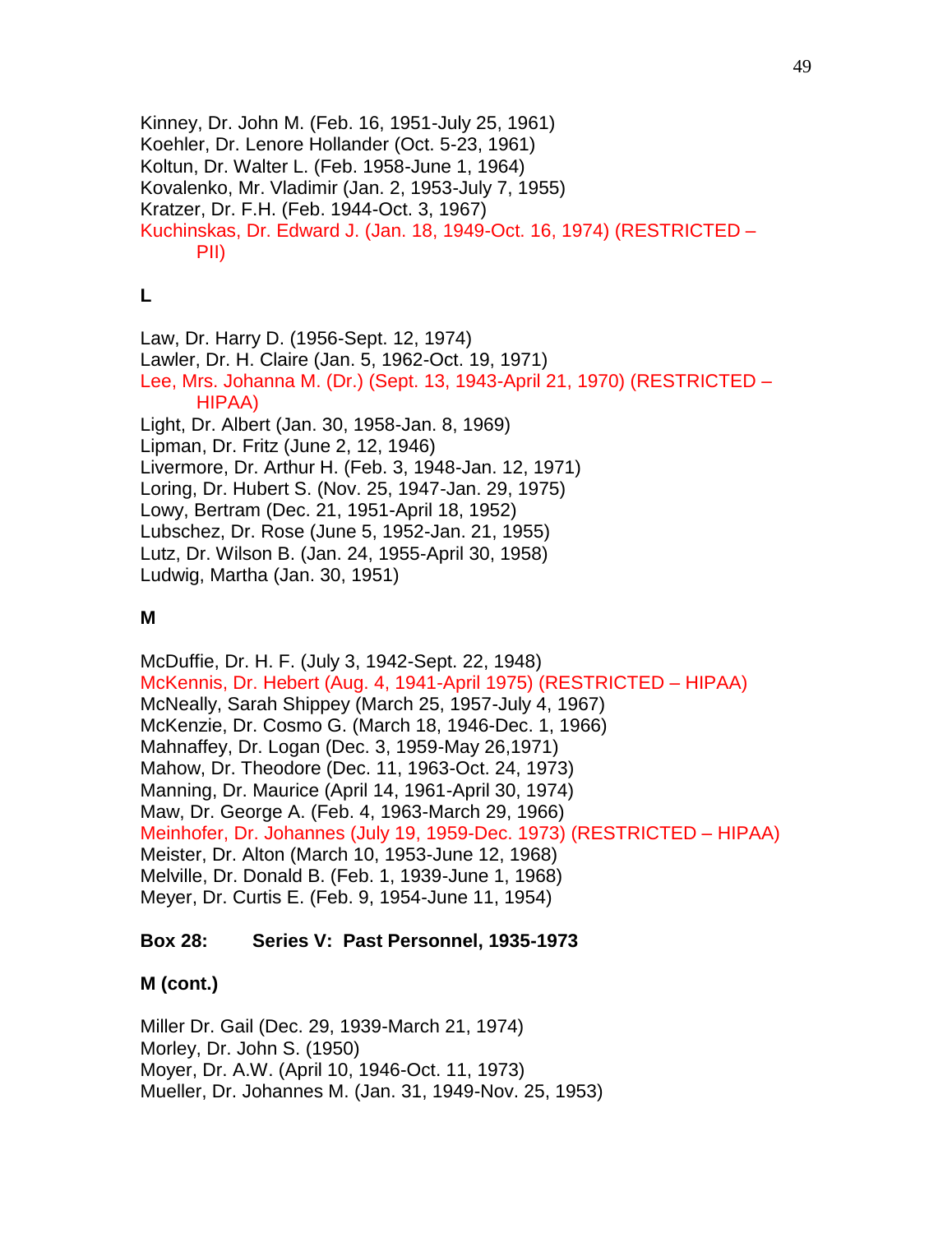Kinney, Dr. John M. (Feb. 16, 1951-July 25, 1961)
Koehler, Dr. Lenore Hollander (Oct. 5-23, 1961)
Koltun, Dr. Walter L. (Feb. 1958-June 1, 1964)
Kovalenko, Mr. Vladimir (Jan. 2, 1953-July 7, 1955)
Kratzer, Dr. F.H. (Feb. 1944-Oct. 3, 1967)
Kuchinskas, Dr. Edward J. (Jan. 18, 1949-Oct. 16, 1974) (RESTRICTED – PII)

**L**

Law, Dr. Harry D. (1956-Sept. 12, 1974)
Lawler, Dr. H. Claire (Jan. 5, 1962-Oct. 19, 1971)
Lee, Mrs. Johanna M. (Dr.) (Sept. 13, 1943-April 21, 1970) (RESTRICTED – HIPAA)
Light, Dr. Albert (Jan. 30, 1958-Jan. 8, 1969)
Lipman, Dr. Fritz (June 2, 12, 1946)
Livermore, Dr. Arthur H. (Feb. 3, 1948-Jan. 12, 1971)
Loring, Dr. Hubert S. (Nov. 25, 1947-Jan. 29, 1975)
Lowy, Bertram (Dec. 21, 1951-April 18, 1952)
Lubschez, Dr. Rose (June 5, 1952-Jan. 21, 1955)
Lutz, Dr. Wilson B. (Jan. 24, 1955-April 30, 1958)
Ludwig, Martha (Jan. 30, 1951)

**M**

McDuffie, Dr. H. F. (July 3, 1942-Sept. 22, 1948)
McKennis, Dr. Hebert (Aug. 4, 1941-April 1975) (RESTRICTED – HIPAA)
McNeally, Sarah Shippey (March 25, 1957-July 4, 1967)
McKenzie, Dr. Cosmo G. (March 18, 1946-Dec. 1, 1966)
Mahnaffey, Dr. Logan (Dec. 3, 1959-May 26,1971)
Mahow, Dr. Theodore (Dec. 11, 1963-Oct. 24, 1973)
Manning, Dr. Maurice (April 14, 1961-April 30, 1974)
Maw, Dr. George A. (Feb. 4, 1963-March 29, 1966)
Meinhofer, Dr. Johannes (July 19, 1959-Dec. 1973) (RESTRICTED – HIPAA)
Meister, Dr. Alton (March 10, 1953-June 12, 1968)
Melville, Dr. Donald B. (Feb. 1, 1939-June 1, 1968)
Meyer, Dr. Curtis E. (Feb. 9, 1954-June 11, 1954)

**Box 28: Series V: Past Personnel, 1935-1973**

**M (cont.)**

Miller Dr. Gail (Dec. 29, 1939-March 21, 1974)
Morley, Dr. John S. (1950)
Moyer, Dr. A.W. (April 10, 1946-Oct. 11, 1973)
Mueller, Dr. Johannes M. (Jan. 31, 1949-Nov. 25, 1953)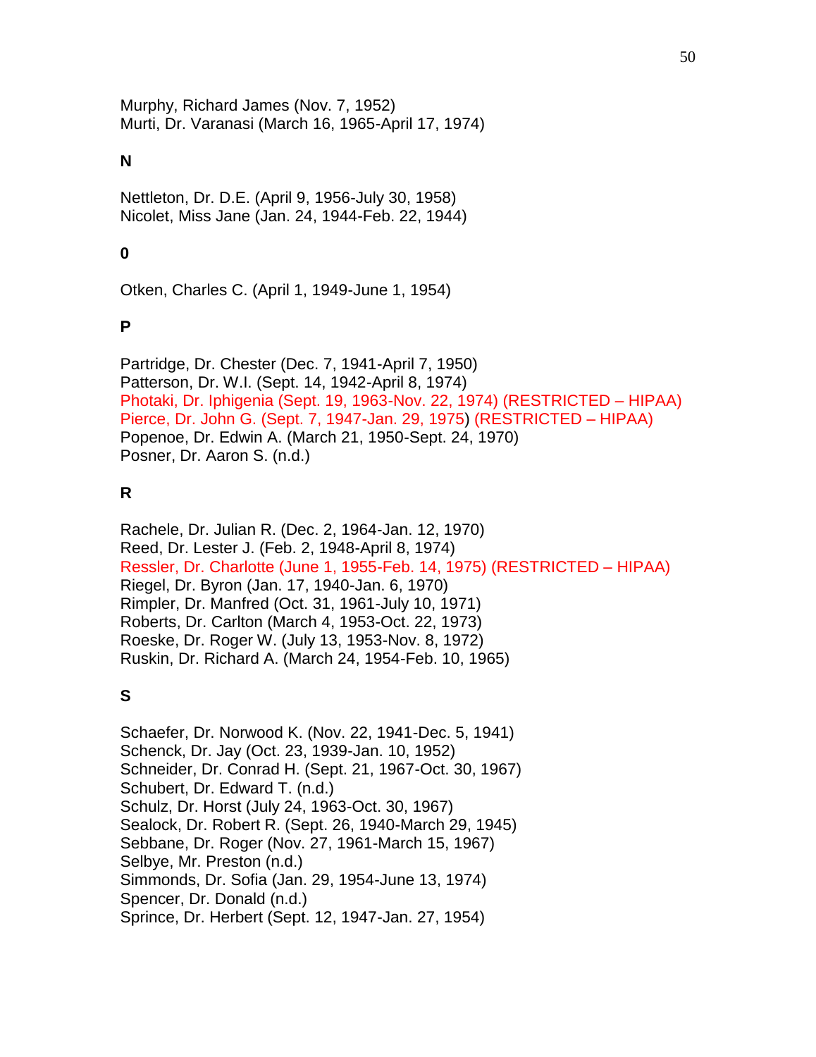Murphy, Richard James (Nov. 7, 1952)
Murti, Dr. Varanasi (March 16, 1965-April 17, 1974)

**N**

Nettleton, Dr. D.E. (April 9, 1956-July 30, 1958)
Nicolet, Miss Jane (Jan. 24, 1944-Feb. 22, 1944)

**0**

Otken, Charles C. (April 1, 1949-June 1, 1954)

**P**

Partridge, Dr. Chester (Dec. 7, 1941-April 7, 1950)
Patterson, Dr. W.I. (Sept. 14, 1942-April 8, 1974)
Photaki, Dr. Iphigenia (Sept. 19, 1963-Nov. 22, 1974) (RESTRICTED – HIPAA)
Pierce, Dr. John G. (Sept. 7, 1947-Jan. 29, 1975) (RESTRICTED – HIPAA)
Popenoe, Dr. Edwin A. (March 21, 1950-Sept. 24, 1970)
Posner, Dr. Aaron S. (n.d.)

**R**

Rachele, Dr. Julian R. (Dec. 2, 1964-Jan. 12, 1970)
Reed, Dr. Lester J. (Feb. 2, 1948-April 8, 1974)
Ressler, Dr. Charlotte (June 1, 1955-Feb. 14, 1975) (RESTRICTED – HIPAA)
Riegel, Dr. Byron (Jan. 17, 1940-Jan. 6, 1970)
Rimpler, Dr. Manfred (Oct. 31, 1961-July 10, 1971)
Roberts, Dr. Carlton (March 4, 1953-Oct. 22, 1973)
Roeske, Dr. Roger W. (July 13, 1953-Nov. 8, 1972)
Ruskin, Dr. Richard A. (March 24, 1954-Feb. 10, 1965)

**S**

Schaefer, Dr. Norwood K. (Nov. 22, 1941-Dec. 5, 1941)
Schenck, Dr. Jay (Oct. 23, 1939-Jan. 10, 1952)
Schneider, Dr. Conrad H. (Sept. 21, 1967-Oct. 30, 1967)
Schubert, Dr. Edward T. (n.d.)
Schulz, Dr. Horst (July 24, 1963-Oct. 30, 1967)
Sealock, Dr. Robert R. (Sept. 26, 1940-March 29, 1945)
Sebbane, Dr. Roger (Nov. 27, 1961-March 15, 1967)
Selbye, Mr. Preston (n.d.)
Simmonds, Dr. Sofia (Jan. 29, 1954-June 13, 1974)
Spencer, Dr. Donald (n.d.)
Sprince, Dr. Herbert (Sept. 12, 1947-Jan. 27, 1954)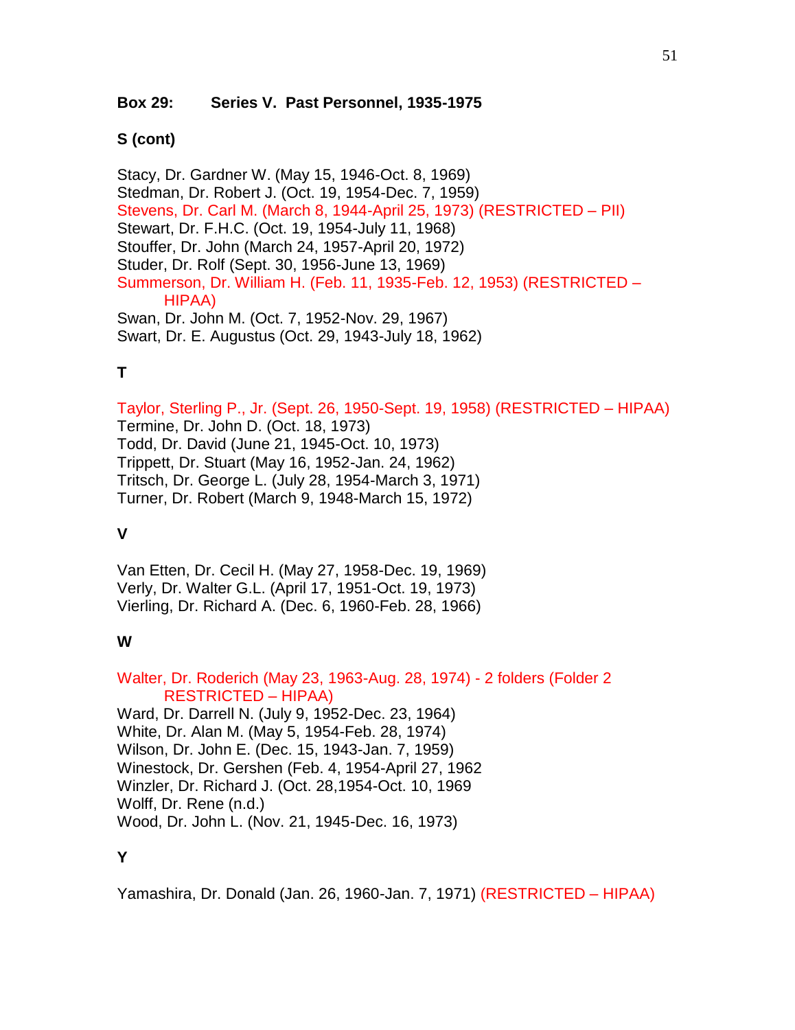**Box 29: Series V. Past Personnel, 1935-1975**

**S (cont)**

Stacy, Dr. Gardner W. (May 15, 1946-Oct. 8, 1969)
Stedman, Dr. Robert J. (Oct. 19, 1954-Dec. 7, 1959)
Stevens, Dr. Carl M. (March 8, 1944-April 25, 1973) (RESTRICTED – PII)
Stewart, Dr. F.H.C. (Oct. 19, 1954-July 11, 1968)
Stouffer, Dr. John (March 24, 1957-April 20, 1972)
Studer, Dr. Rolf (Sept. 30, 1956-June 13, 1969)
Summerson, Dr. William H. (Feb. 11, 1935-Feb. 12, 1953) (RESTRICTED – HIPAA)
Swan, Dr. John M. (Oct. 7, 1952-Nov. 29, 1967)
Swart, Dr. E. Augustus (Oct. 29, 1943-July 18, 1962)

**T**

Taylor, Sterling P., Jr. (Sept. 26, 1950-Sept. 19, 1958) (RESTRICTED – HIPAA)
Termine, Dr. John D. (Oct. 18, 1973)
Todd, Dr. David (June 21, 1945-Oct. 10, 1973)
Trippett, Dr. Stuart (May 16, 1952-Jan. 24, 1962)
Tritsch, Dr. George L. (July 28, 1954-March 3, 1971)
Turner, Dr. Robert (March 9, 1948-March 15, 1972)

**V**

Van Etten, Dr. Cecil H. (May 27, 1958-Dec. 19, 1969)
Verly, Dr. Walter G.L. (April 17, 1951-Oct. 19, 1973)
Vierling, Dr. Richard A. (Dec. 6, 1960-Feb. 28, 1966)

**W**

Walter, Dr. Roderich (May 23, 1963-Aug. 28, 1974) - 2 folders (Folder 2 RESTRICTED – HIPAA)
Ward, Dr. Darrell N. (July 9, 1952-Dec. 23, 1964)
White, Dr. Alan M. (May 5, 1954-Feb. 28, 1974)
Wilson, Dr. John E. (Dec. 15, 1943-Jan. 7, 1959)
Winestock, Dr. Gershen (Feb. 4, 1954-April 27, 1962
Winzler, Dr. Richard J. (Oct. 28,1954-Oct. 10, 1969
Wolff, Dr. Rene (n.d.)
Wood, Dr. John L. (Nov. 21, 1945-Dec. 16, 1973)

**Y**

Yamashira, Dr. Donald (Jan. 26, 1960-Jan. 7, 1971) (RESTRICTED – HIPAA)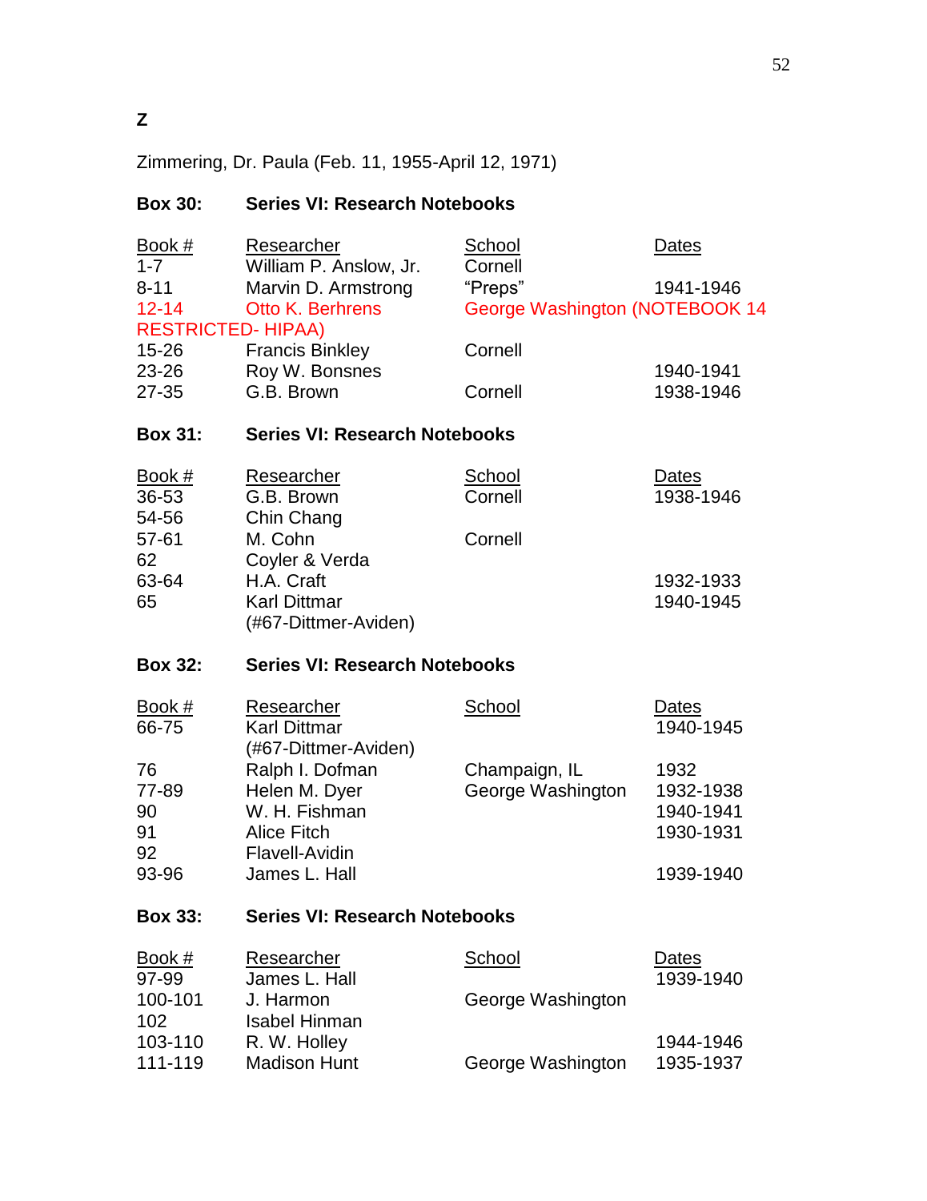## Z

Zimmering, Dr. Paula (Feb. 11, 1955-April 12, 1971)

**Box 30: Series VI: Research Notebooks**

| Book # | Researcher | School | Dates |
|---|---|---|---|
| 1-7 | William P. Anslow, Jr. | Cornell | |
| 8-11 | Marvin D. Armstrong | "Preps" | 1941-1946 |
| 12-14 | Otto K. Berhrens | George Washington (NOTEBOOK 14 RESTRICTED- HIPAA) | |
| 15-26 | Francis Binkley | Cornell | |
| 23-26 | Roy W. Bonsnes | | 1940-1941 |
| 27-35 | G.B. Brown | Cornell | 1938-1946 |

**Box 31: Series VI: Research Notebooks**

| Book # | Researcher | School | Dates |
|---|---|---|---|
| 36-53 | G.B. Brown | Cornell | 1938-1946 |
| 54-56 | Chin Chang | | |
| 57-61 | M. Cohn | Cornell | |
| 62 | Coyler & Verda | | |
| 63-64 | H.A. Craft | | 1932-1933 |
| 65 | Karl Dittmar (#67-Dittmer-Aviden) | | 1940-1945 |

**Box 32: Series VI: Research Notebooks**

| Book # | Researcher | School | Dates |
|---|---|---|---|
| 66-75 | Karl Dittmar (#67-Dittmer-Aviden) | | 1940-1945 |
| 76 | Ralph I. Dofman | Champaign, IL | 1932 |
| 77-89 | Helen M. Dyer | George Washington | 1932-1938 |
| 90 | W. H. Fishman | | 1940-1941 |
| 91 | Alice Fitch | | 1930-1931 |
| 92 | Flavell-Avidin | | |
| 93-96 | James L. Hall | | 1939-1940 |

**Box 33: Series VI: Research Notebooks**

| Book # | Researcher | School | Dates |
|---|---|---|---|
| 97-99 | James L. Hall | | 1939-1940 |
| 100-101 | J. Harmon | George Washington | |
| 102 | Isabel Hinman | | |
| 103-110 | R. W. Holley | | 1944-1946 |
| 111-119 | Madison Hunt | George Washington | 1935-1937 |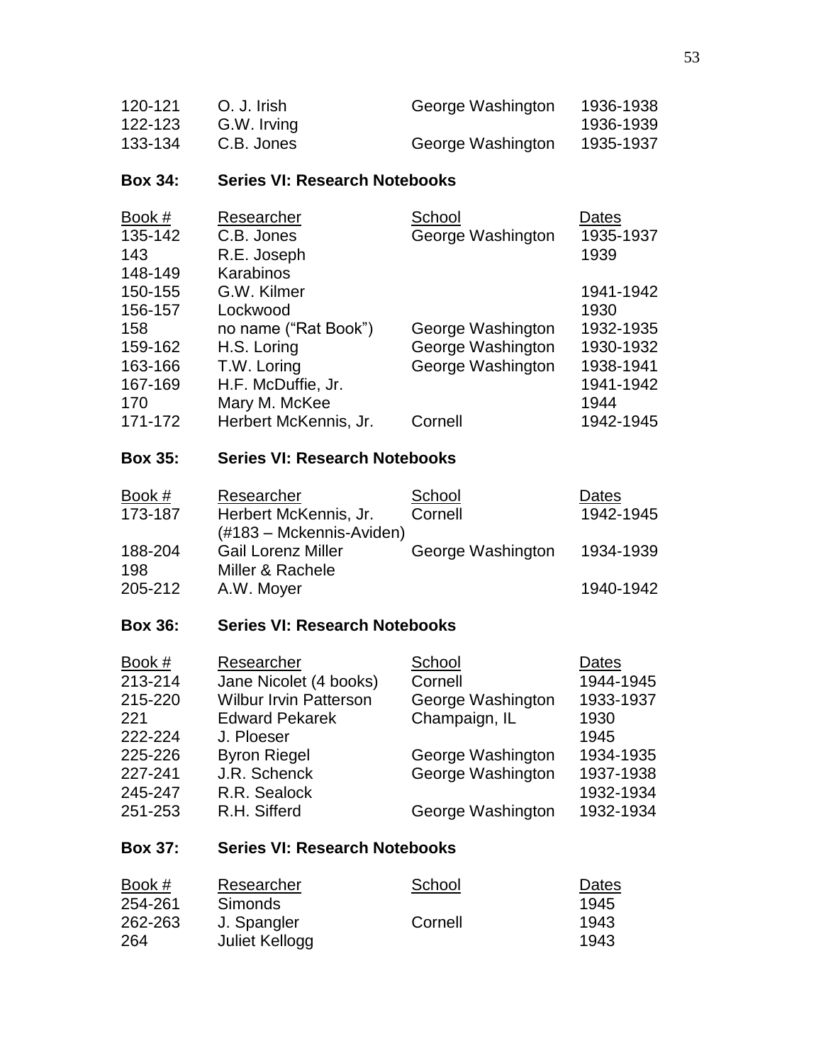| | | | |
|---|---|---|---|
| 120-121 | O. J. Irish | George Washington | 1936-1938 |
| 122-123 | G.W. Irving | | 1936-1939 |
| 133-134 | C.B. Jones | George Washington | 1935-1937 |

**Box 34: Series VI: Research Notebooks**

| Book # | Researcher | School | Dates |
|---|---|---|---|
| 135-142 | C.B. Jones | George Washington | 1935-1937 |
| 143 | R.E. Joseph | | 1939 |
| 148-149 | Karabinos | | |
| 150-155 | G.W. Kilmer | | 1941-1942 |
| 156-157 | Lockwood | | 1930 |
| 158 | no name ("Rat Book") | George Washington | 1932-1935 |
| 159-162 | H.S. Loring | George Washington | 1930-1932 |
| 163-166 | T.W. Loring | George Washington | 1938-1941 |
| 167-169 | H.F. McDuffie, Jr. | | 1941-1942 |
| 170 | Mary M. McKee | | 1944 |
| 171-172 | Herbert McKennis, Jr. | Cornell | 1942-1945 |

**Box 35: Series VI: Research Notebooks**

| Book # | Researcher | School | Dates |
|---|---|---|---|
| 173-187 | Herbert McKennis, Jr. (#183 – Mckennis-Aviden) | Cornell | 1942-1945 |
| 188-204 | Gail Lorenz Miller | George Washington | 1934-1939 |
| 198 | Miller & Rachele | | |
| 205-212 | A.W. Moyer | | 1940-1942 |

**Box 36: Series VI: Research Notebooks**

| Book # | Researcher | School | Dates |
|---|---|---|---|
| 213-214 | Jane Nicolet (4 books) | Cornell | 1944-1945 |
| 215-220 | Wilbur Irvin Patterson | George Washington | 1933-1937 |
| 221 | Edward Pekarek | Champaign, IL | 1930 |
| 222-224 | J. Ploeser | | 1945 |
| 225-226 | Byron Riegel | George Washington | 1934-1935 |
| 227-241 | J.R. Schenck | George Washington | 1937-1938 |
| 245-247 | R.R. Sealock | | 1932-1934 |
| 251-253 | R.H. Sifferd | George Washington | 1932-1934 |

**Box 37: Series VI: Research Notebooks**

| Book # | Researcher | School | Dates |
|---|---|---|---|
| 254-261 | Simonds | | 1945 |
| 262-263 | J. Spangler | Cornell | 1943 |
| 264 | Juliet Kellogg | | 1943 |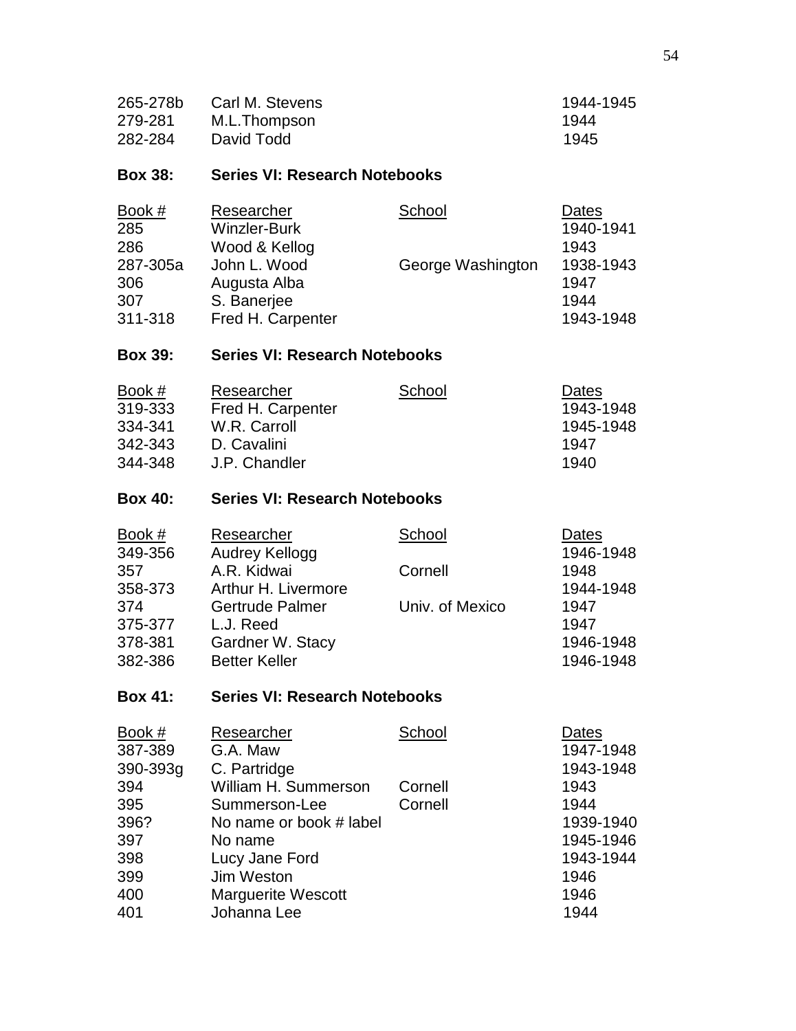| | | |
|---|---|---|
| 265-278b | Carl M. Stevens | 1944-1945 |
| 279-281 | M.L.Thompson | 1944 |
| 282-284 | David Todd | 1945 |

**Box 38: Series VI: Research Notebooks**

| Book # | Researcher | School | Dates |
|---|---|---|---|
| 285 | Winzler-Burk | | 1940-1941 |
| 286 | Wood & Kellog | | 1943 |
| 287-305a | John L. Wood | George Washington | 1938-1943 |
| 306 | Augusta Alba | | 1947 |
| 307 | S. Banerjee | | 1944 |
| 311-318 | Fred H. Carpenter | | 1943-1948 |

**Box 39: Series VI: Research Notebooks**

| Book # | Researcher | School | Dates |
|---|---|---|---|
| 319-333 | Fred H. Carpenter | | 1943-1948 |
| 334-341 | W.R. Carroll | | 1945-1948 |
| 342-343 | D. Cavalini | | 1947 |
| 344-348 | J.P. Chandler | | 1940 |

**Box 40: Series VI: Research Notebooks**

| Book # | Researcher | School | Dates |
|---|---|---|---|
| 349-356 | Audrey Kellogg | | 1946-1948 |
| 357 | A.R. Kidwai | Cornell | 1948 |
| 358-373 | Arthur H. Livermore | | 1944-1948 |
| 374 | Gertrude Palmer | Univ. of Mexico | 1947 |
| 375-377 | L.J. Reed | | 1947 |
| 378-381 | Gardner W. Stacy | | 1946-1948 |
| 382-386 | Better Keller | | 1946-1948 |

**Box 41: Series VI: Research Notebooks**

| Book # | Researcher | School | Dates |
|---|---|---|---|
| 387-389 | G.A. Maw | | 1947-1948 |
| 390-393g | C. Partridge | | 1943-1948 |
| 394 | William H. Summerson | Cornell | 1943 |
| 395 | Summerson-Lee | Cornell | 1944 |
| 396? | No name or book # label | | 1939-1940 |
| 397 | No name | | 1945-1946 |
| 398 | Lucy Jane Ford | | 1943-1944 |
| 399 | Jim Weston | | 1946 |
| 400 | Marguerite Wescott | | 1946 |
| 401 | Johanna Lee | | 1944 |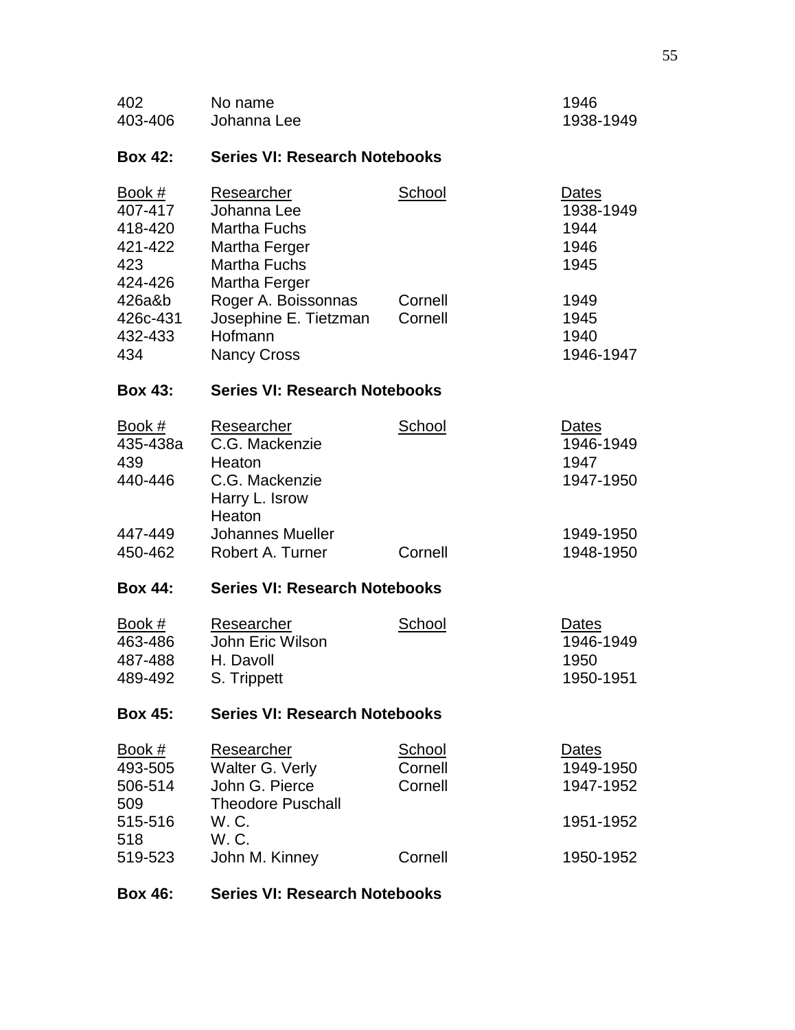| | | | |
|---|---|---|---|
| 402 | No name | | 1946 |
| 403-406 | Johanna Lee | | 1938-1949 |

**Box 42: Series VI: Research Notebooks**

| Book # | Researcher | School | Dates |
|---|---|---|---|
| 407-417 | Johanna Lee | | 1938-1949 |
| 418-420 | Martha Fuchs | | 1944 |
| 421-422 | Martha Ferger | | 1946 |
| 423 | Martha Fuchs | | 1945 |
| 424-426 | Martha Ferger | | |
| 426a&b | Roger A. Boissonnas | Cornell | 1949 |
| 426c-431 | Josephine E. Tietzman | Cornell | 1945 |
| 432-433 | Hofmann | | 1940 |
| 434 | Nancy Cross | | 1946-1947 |

**Box 43: Series VI: Research Notebooks**

| Book # | Researcher | School | Dates |
|---|---|---|---|
| 435-438a | C.G. Mackenzie | | 1946-1949 |
| 439 | Heaton | | 1947 |
| 440-446 | C.G. Mackenzie<br>Harry L. Isrow<br>Heaton | | 1947-1950 |
| 447-449 | Johannes Mueller | | 1949-1950 |
| 450-462 | Robert A. Turner | Cornell | 1948-1950 |

**Box 44: Series VI: Research Notebooks**

| Book # | Researcher | School | Dates |
|---|---|---|---|
| 463-486 | John Eric Wilson | | 1946-1949 |
| 487-488 | H. Davoll | | 1950 |
| 489-492 | S. Trippett | | 1950-1951 |

**Box 45: Series VI: Research Notebooks**

| Book # | Researcher | School | Dates |
|---|---|---|---|
| 493-505 | Walter G. Verly | Cornell | 1949-1950 |
| 506-514 | John G. Pierce | Cornell | 1947-1952 |
| 509 | Theodore Puschall | | |
| 515-516 | W. C. | | 1951-1952 |
| 518 | W. C. | | |
| 519-523 | John M. Kinney | Cornell | 1950-1952 |

**Box 46: Series VI: Research Notebooks**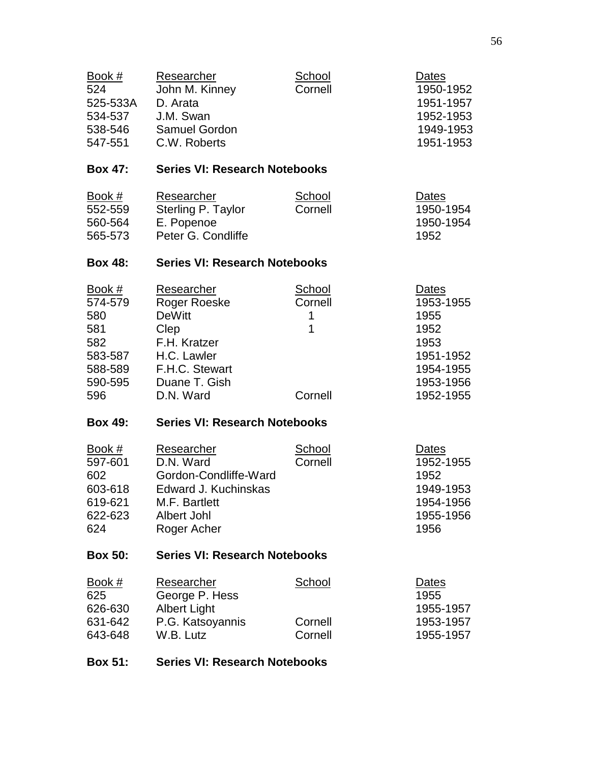| Book # | Researcher | School | Dates |
|---|---|---|---|
| 524 | John M. Kinney | Cornell | 1950-1952 |
| 525-533A | D. Arata | | 1951-1957 |
| 534-537 | J.M. Swan | | 1952-1953 |
| 538-546 | Samuel Gordon | | 1949-1953 |
| 547-551 | C.W. Roberts | | 1951-1953 |

**Box 47: Series VI: Research Notebooks**

| Book # | Researcher | School | Dates |
|---|---|---|---|
| 552-559 | Sterling P. Taylor | Cornell | 1950-1954 |
| 560-564 | E. Popenoe | | 1950-1954 |
| 565-573 | Peter G. Condliffe | | 1952 |

**Box 48: Series VI: Research Notebooks**

| Book # | Researcher | School | Dates |
|---|---|---|---|
| 574-579 | Roger Roeske | Cornell | 1953-1955 |
| 580 | DeWitt | 1 | 1955 |
| 581 | Clep | 1 | 1952 |
| 582 | F.H. Kratzer | | 1953 |
| 583-587 | H.C. Lawler | | 1951-1952 |
| 588-589 | F.H.C. Stewart | | 1954-1955 |
| 590-595 | Duane T. Gish | | 1953-1956 |
| 596 | D.N. Ward | Cornell | 1952-1955 |

**Box 49: Series VI: Research Notebooks**

| Book # | Researcher | School | Dates |
|---|---|---|---|
| 597-601 | D.N. Ward | Cornell | 1952-1955 |
| 602 | Gordon-Condliffe-Ward | | 1952 |
| 603-618 | Edward J. Kuchinskas | | 1949-1953 |
| 619-621 | M.F. Bartlett | | 1954-1956 |
| 622-623 | Albert Johl | | 1955-1956 |
| 624 | Roger Acher | | 1956 |

**Box 50: Series VI: Research Notebooks**

| Book # | Researcher | School | Dates |
|---|---|---|---|
| 625 | George P. Hess | | 1955 |
| 626-630 | Albert Light | | 1955-1957 |
| 631-642 | P.G. Katsoyannis | Cornell | 1953-1957 |
| 643-648 | W.B. Lutz | Cornell | 1955-1957 |

**Box 51: Series VI: Research Notebooks**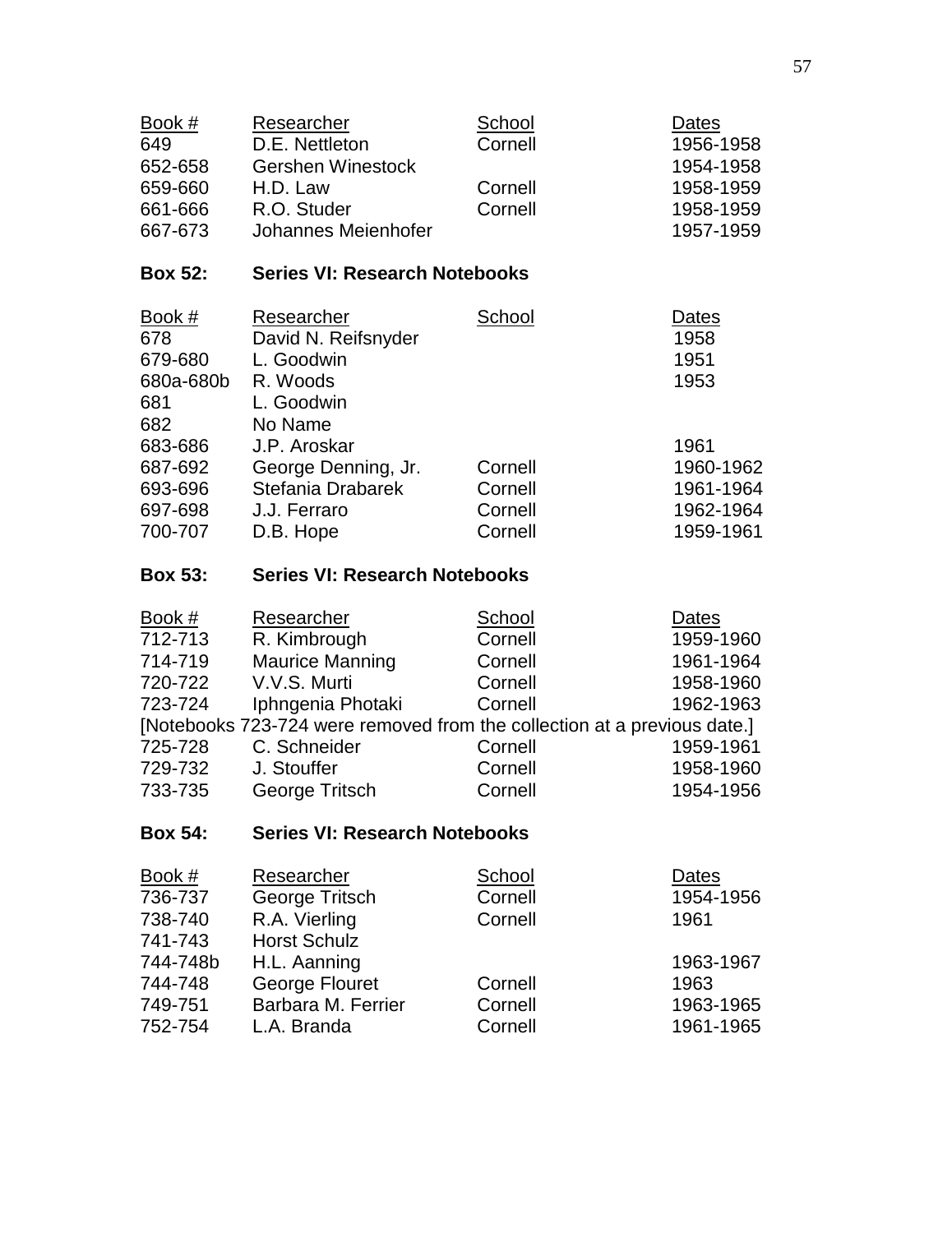| Book # | Researcher | School | Dates |
|---|---|---|---|
| 649 | D.E. Nettleton | Cornell | 1956-1958 |
| 652-658 | Gershen Winestock | | 1954-1958 |
| 659-660 | H.D. Law | Cornell | 1958-1959 |
| 661-666 | R.O. Studer | Cornell | 1958-1959 |
| 667-673 | Johannes Meienhofer | | 1957-1959 |

**Box 52: Series VI: Research Notebooks**

| Book # | Researcher | School | Dates |
|---|---|---|---|
| 678 | David N. Reifsnyder | | 1958 |
| 679-680 | L. Goodwin | | 1951 |
| 680a-680b | R. Woods | | 1953 |
| 681 | L. Goodwin | | |
| 682 | No Name | | |
| 683-686 | J.P. Aroskar | | 1961 |
| 687-692 | George Denning, Jr. | Cornell | 1960-1962 |
| 693-696 | Stefania Drabarek | Cornell | 1961-1964 |
| 697-698 | J.J. Ferraro | Cornell | 1962-1964 |
| 700-707 | D.B. Hope | Cornell | 1959-1961 |

**Box 53: Series VI: Research Notebooks**

| Book # | Researcher | School | Dates |
|---|---|---|---|
| 712-713 | R. Kimbrough | Cornell | 1959-1960 |
| 714-719 | Maurice Manning | Cornell | 1961-1964 |
| 720-722 | V.V.S. Murti | Cornell | 1958-1960 |
| 723-724 | Iphngenia Photaki | Cornell | 1962-1963 |
| [Notebooks 723-724 were removed from the collection at a previous date.] | | | |
| 725-728 | C. Schneider | Cornell | 1959-1961 |
| 729-732 | J. Stouffer | Cornell | 1958-1960 |
| 733-735 | George Tritsch | Cornell | 1954-1956 |

**Box 54: Series VI: Research Notebooks**

| Book # | Researcher | School | Dates |
|---|---|---|---|
| 736-737 | George Tritsch | Cornell | 1954-1956 |
| 738-740 | R.A. Vierling | Cornell | 1961 |
| 741-743 | Horst Schulz | | |
| 744-748b | H.L. Aanning | | 1963-1967 |
| 744-748 | George Flouret | Cornell | 1963 |
| 749-751 | Barbara M. Ferrier | Cornell | 1963-1965 |
| 752-754 | L.A. Branda | Cornell | 1961-1965 |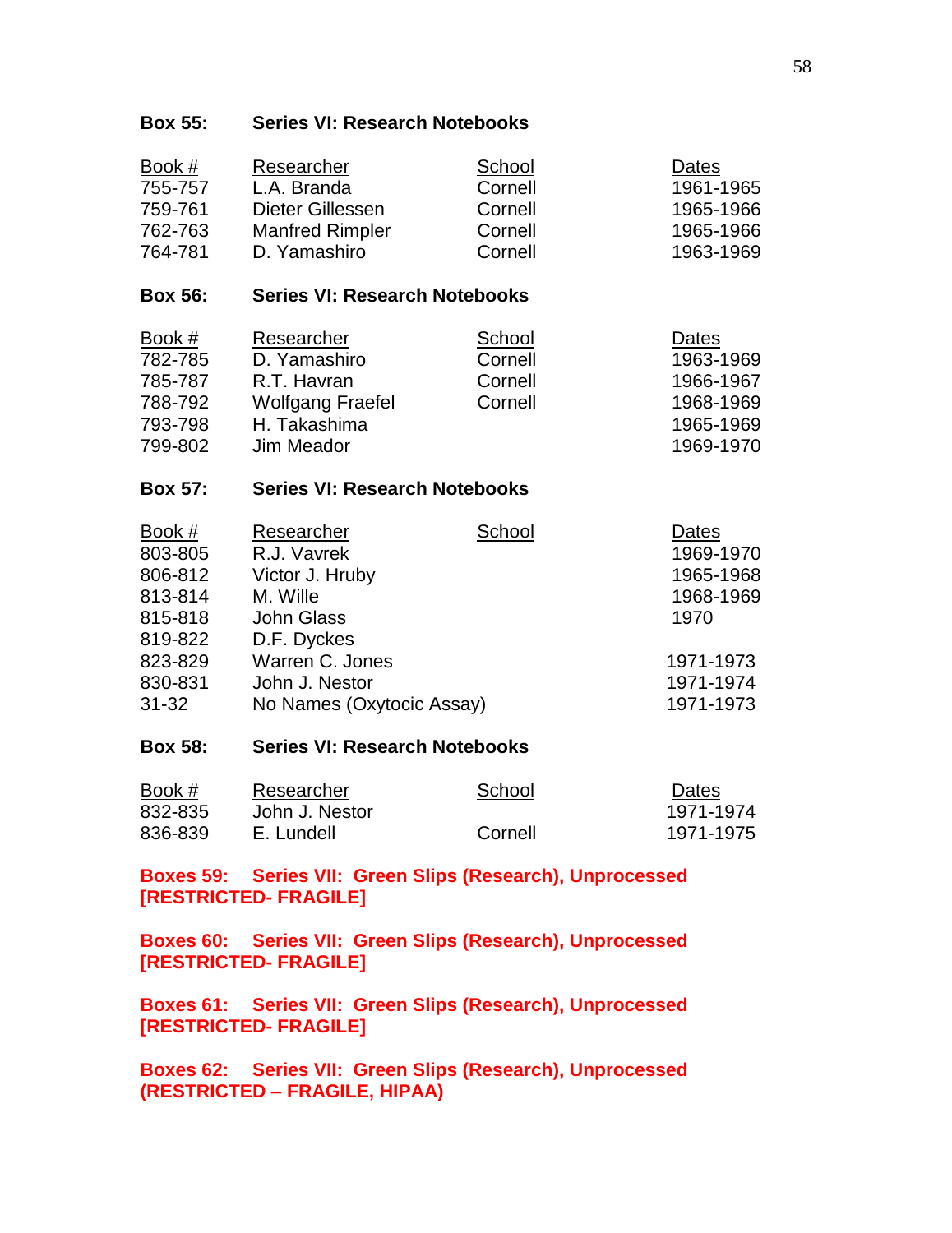**Box 55: Series VI: Research Notebooks**

| Book # | Researcher | School | Dates |
|---|---|---|---|
| 755-757 | L.A. Branda | Cornell | 1961-1965 |
| 759-761 | Dieter Gillessen | Cornell | 1965-1966 |
| 762-763 | Manfred Rimpler | Cornell | 1965-1966 |
| 764-781 | D. Yamashiro | Cornell | 1963-1969 |

**Box 56: Series VI: Research Notebooks**

| Book # | Researcher | School | Dates |
|---|---|---|---|
| 782-785 | D. Yamashiro | Cornell | 1963-1969 |
| 785-787 | R.T. Havran | Cornell | 1966-1967 |
| 788-792 | Wolfgang Fraefel | Cornell | 1968-1969 |
| 793-798 | H. Takashima | | 1965-1969 |
| 799-802 | Jim Meador | | 1969-1970 |

**Box 57: Series VI: Research Notebooks**

| Book # | Researcher | School | Dates |
|---|---|---|---|
| 803-805 | R.J. Vavrek | | 1969-1970 |
| 806-812 | Victor J. Hruby | | 1965-1968 |
| 813-814 | M. Wille | | 1968-1969 |
| 815-818 | John Glass | | 1970 |
| 819-822 | D.F. Dyckes | | |
| 823-829 | Warren C. Jones | | 1971-1973 |
| 830-831 | John J. Nestor | | 1971-1974 |
| 31-32 | No Names (Oxytocic Assay) | | 1971-1973 |

**Box 58: Series VI: Research Notebooks**

| Book # | Researcher | School | Dates |
|---|---|---|---|
| 832-835 | John J. Nestor | | 1971-1974 |
| 836-839 | E. Lundell | Cornell | 1971-1975 |

**Boxes 59: Series VII: Green Slips (Research), Unprocessed [RESTRICTED- FRAGILE]**

**Boxes 60: Series VII: Green Slips (Research), Unprocessed [RESTRICTED- FRAGILE]**

**Boxes 61: Series VII: Green Slips (Research), Unprocessed [RESTRICTED- FRAGILE]**

**Boxes 62: Series VII: Green Slips (Research), Unprocessed (RESTRICTED – FRAGILE, HIPAA)**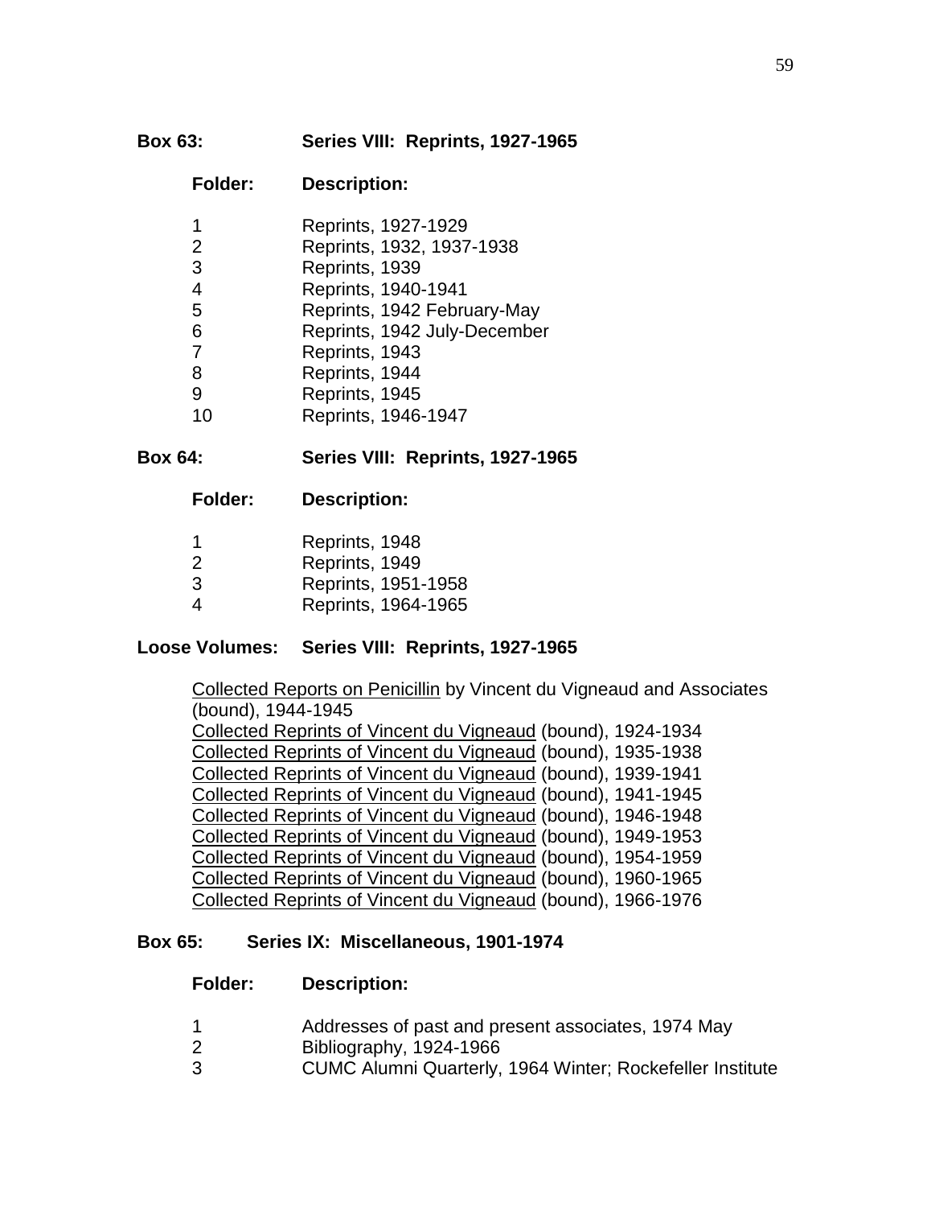**Box 63: Series VIII: Reprints, 1927-1965**

| Folder: | Description: |
|---|---|
| 1 | Reprints, 1927-1929 |
| 2 | Reprints, 1932, 1937-1938 |
| 3 | Reprints, 1939 |
| 4 | Reprints, 1940-1941 |
| 5 | Reprints, 1942 February-May |
| 6 | Reprints, 1942 July-December |
| 7 | Reprints, 1943 |
| 8 | Reprints, 1944 |
| 9 | Reprints, 1945 |
| 10 | Reprints, 1946-1947 |

**Box 64: Series VIII: Reprints, 1927-1965**

| Folder: | Description: |
|---|---|
| 1 | Reprints, 1948 |
| 2 | Reprints, 1949 |
| 3 | Reprints, 1951-1958 |
| 4 | Reprints, 1964-1965 |

**Loose Volumes: Series VIII: Reprints, 1927-1965**

<u>Collected Reports on Penicillin</u> by Vincent du Vigneaud and Associates (bound), 1944-1945
<u>Collected Reprints of Vincent du Vigneaud</u> (bound), 1924-1934
<u>Collected Reprints of Vincent du Vigneaud</u> (bound), 1935-1938
<u>Collected Reprints of Vincent du Vigneaud</u> (bound), 1939-1941
<u>Collected Reprints of Vincent du Vigneaud</u> (bound), 1941-1945
<u>Collected Reprints of Vincent du Vigneaud</u> (bound), 1946-1948
<u>Collected Reprints of Vincent du Vigneaud</u> (bound), 1949-1953
<u>Collected Reprints of Vincent du Vigneaud</u> (bound), 1954-1959
<u>Collected Reprints of Vincent du Vigneaud</u> (bound), 1960-1965
<u>Collected Reprints of Vincent du Vigneaud</u> (bound), 1966-1976

**Box 65: Series IX: Miscellaneous, 1901-1974**

| Folder: | Description: |
|---|---|
| 1 | Addresses of past and present associates, 1974 May |
| 2 | Bibliography, 1924-1966 |
| 3 | CUMC Alumni Quarterly, 1964 Winter; Rockefeller Institute |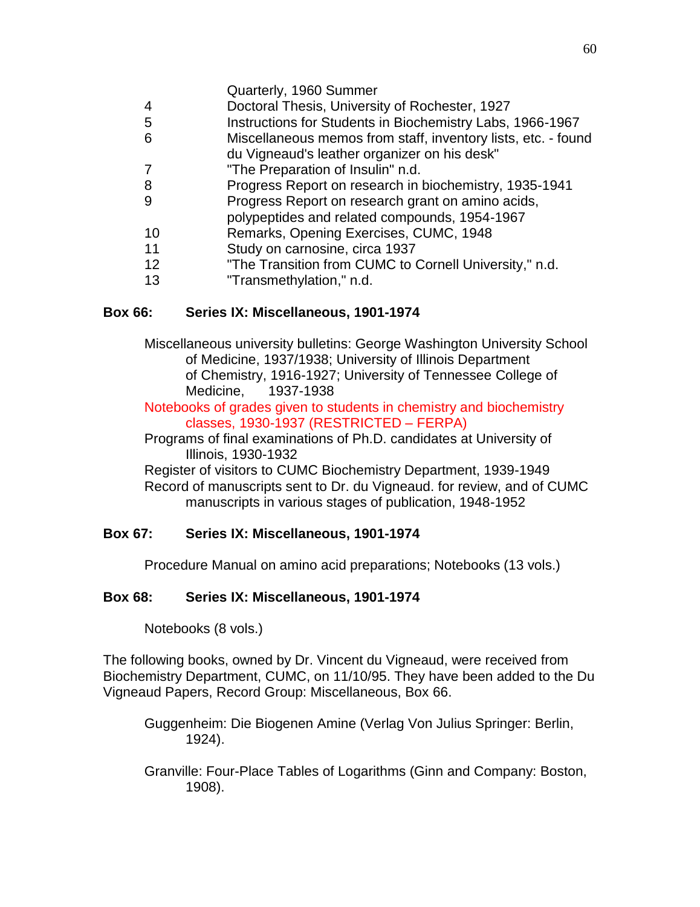Quarterly, 1960 Summer

4 Doctoral Thesis, University of Rochester, 1927

5 Instructions for Students in Biochemistry Labs, 1966-1967

6 Miscellaneous memos from staff, inventory lists, etc. - found du Vigneaud's leather organizer on his desk"

7 "The Preparation of Insulin" n.d.

8 Progress Report on research in biochemistry, 1935-1941

9 Progress Report on research grant on amino acids, polypeptides and related compounds, 1954-1967

10 Remarks, Opening Exercises, CUMC, 1948

11 Study on carnosine, circa 1937

12 "The Transition from CUMC to Cornell University," n.d.

13 "Transmethylation," n.d.

**Box 66: Series IX: Miscellaneous, 1901-1974**

Miscellaneous university bulletins: George Washington University School of Medicine, 1937/1938; University of Illinois Department of Chemistry, 1916-1927; University of Tennessee College of Medicine, 1937-1938

Notebooks of grades given to students in chemistry and biochemistry classes, 1930-1937 (RESTRICTED – FERPA)

Programs of final examinations of Ph.D. candidates at University of Illinois, 1930-1932

Register of visitors to CUMC Biochemistry Department, 1939-1949

Record of manuscripts sent to Dr. du Vigneaud. for review, and of CUMC manuscripts in various stages of publication, 1948-1952

**Box 67: Series IX: Miscellaneous, 1901-1974**

Procedure Manual on amino acid preparations; Notebooks (13 vols.)

**Box 68: Series IX: Miscellaneous, 1901-1974**

Notebooks (8 vols.)

The following books, owned by Dr. Vincent du Vigneaud, were received from Biochemistry Department, CUMC, on 11/10/95. They have been added to the Du Vigneaud Papers, Record Group: Miscellaneous, Box 66.

Guggenheim: Die Biogenen Amine (Verlag Von Julius Springer: Berlin, 1924).

Granville: Four-Place Tables of Logarithms (Ginn and Company: Boston, 1908).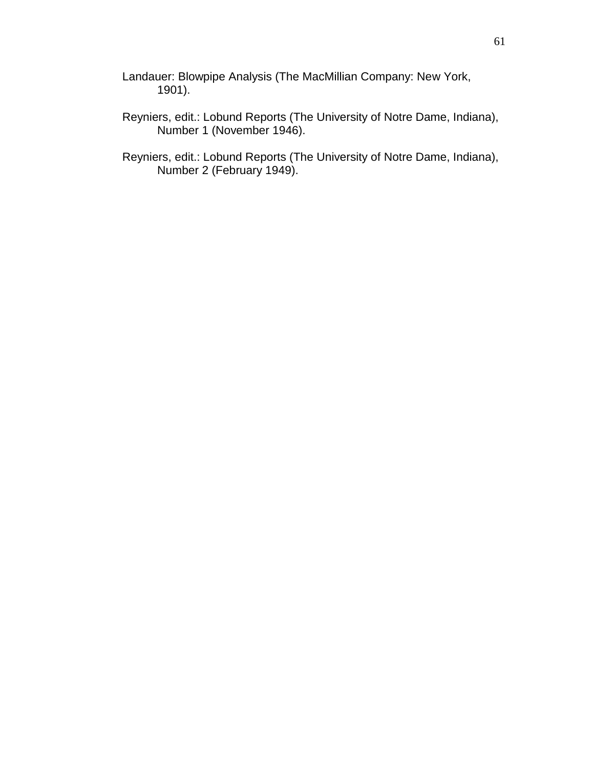Landauer: Blowpipe Analysis (The MacMillian Company: New York, 1901).

Reyniers, edit.: Lobund Reports (The University of Notre Dame, Indiana), Number 1 (November 1946).

Reyniers, edit.: Lobund Reports (The University of Notre Dame, Indiana), Number 2 (February 1949).